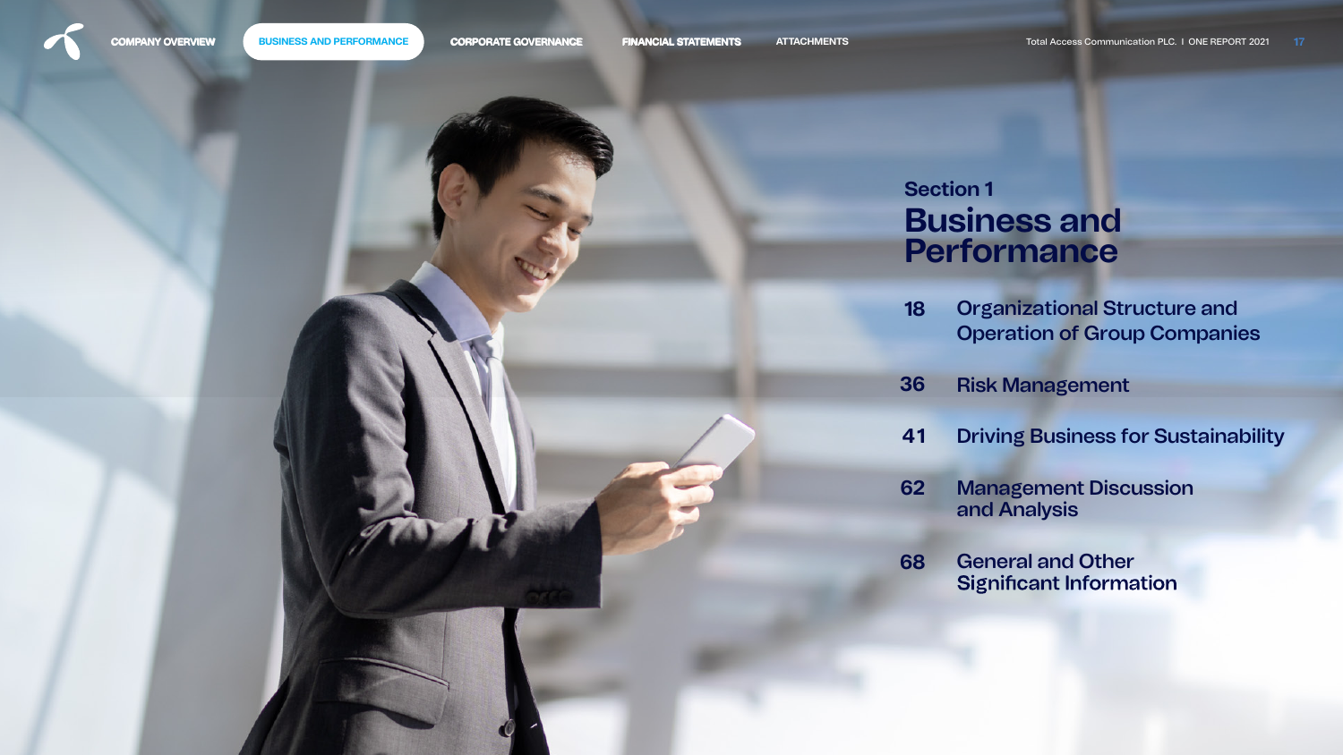## Section 1

# Business and Performance

| | |
|---|---|
| 18 | Organizational Structure and Operation of Group Companies |
| 36 | Risk Management |
| 41 | Driving Business for Sustainability |
| 62 | Management Discussion and Analysis |
| 68 | General and Other Significant Information |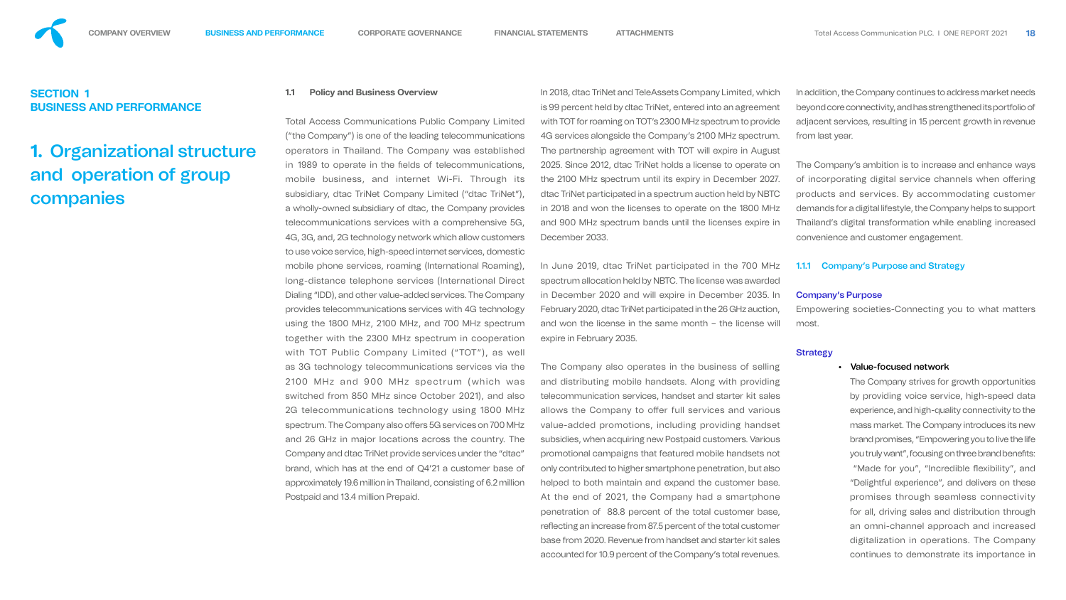## SECTION 1
## BUSINESS AND PERFORMANCE

# 1. Organizational structure and operation of group companies

### 1.1 Policy and Business Overview

Total Access Communications Public Company Limited ("the Company") is one of the leading telecommunications operators in Thailand. The Company was established in 1989 to operate in the fields of telecommunications, mobile business, and internet Wi-Fi. Through its subsidiary, dtac TriNet Company Limited ("dtac TriNet"), a wholly-owned subsidiary of dtac, the Company provides telecommunications services with a comprehensive 5G, 4G, 3G, and, 2G technology network which allow customers to use voice service, high-speed internet services, domestic mobile phone services, roaming (International Roaming), long-distance telephone services (International Direct Dialing "IDD), and other value-added services. The Company provides telecommunications services with 4G technology using the 1800 MHz, 2100 MHz, and 700 MHz spectrum together with the 2300 MHz spectrum in cooperation with TOT Public Company Limited ("TOT"), as well as 3G technology telecommunications services via the 2100 MHz and 900 MHz spectrum (which was switched from 850 MHz since October 2021), and also 2G telecommunications technology using 1800 MHz spectrum. The Company also offers 5G services on 700 MHz and 26 GHz in major locations across the country. The Company and dtac TriNet provide services under the "dtac" brand, which has at the end of Q4'21 a customer base of approximately 19.6 million in Thailand, consisting of 6.2 million Postpaid and 13.4 million Prepaid.

In 2018, dtac TriNet and TeleAssets Company Limited, which is 99 percent held by dtac TriNet, entered into an agreement with TOT for roaming on TOT's 2300 MHz spectrum to provide 4G services alongside the Company's 2100 MHz spectrum. The partnership agreement with TOT will expire in August 2025. Since 2012, dtac TriNet holds a license to operate on the 2100 MHz spectrum until its expiry in December 2027. dtac TriNet participated in a spectrum auction held by NBTC in 2018 and won the licenses to operate on the 1800 MHz and 900 MHz spectrum bands until the licenses expire in December 2033.

In June 2019, dtac TriNet participated in the 700 MHz spectrum allocation held by NBTC. The license was awarded in December 2020 and will expire in December 2035. In February 2020, dtac TriNet participated in the 26 GHz auction, and won the license in the same month – the license will expire in February 2035.

The Company also operates in the business of selling and distributing mobile handsets. Along with providing telecommunication services, handset and starter kit sales allows the Company to offer full services and various value-added promotions, including providing handset subsidies, when acquiring new Postpaid customers. Various promotional campaigns that featured mobile handsets not only contributed to higher smartphone penetration, but also helped to both maintain and expand the customer base. At the end of 2021, the Company had a smartphone penetration of 88.8 percent of the total customer base, reflecting an increase from 87.5 percent of the total customer base from 2020. Revenue from handset and starter kit sales accounted for 10.9 percent of the Company's total revenues.

In addition, the Company continues to address market needs beyond core connectivity, and has strengthened its portfolio of adjacent services, resulting in 15 percent growth in revenue from last year.

The Company's ambition is to increase and enhance ways of incorporating digital service channels when offering products and services. By accommodating customer demands for a digital lifestyle, the Company helps to support Thailand's digital transformation while enabling increased convenience and customer engagement.

#### 1.1.1 Company's Purpose and Strategy

**Company's Purpose**

Empowering societies-Connecting you to what matters most.

**Strategy**

- **Value-focused network**

  The Company strives for growth opportunities by providing voice service, high-speed data experience, and high-quality connectivity to the mass market. The Company introduces its new brand promises, "Empowering you to live the life you truly want", focusing on three brand benefits: "Made for you", "Incredible flexibility", and "Delightful experience", and delivers on these promises through seamless connectivity for all, driving sales and distribution through an omni-channel approach and increased digitalization in operations. The Company continues to demonstrate its importance in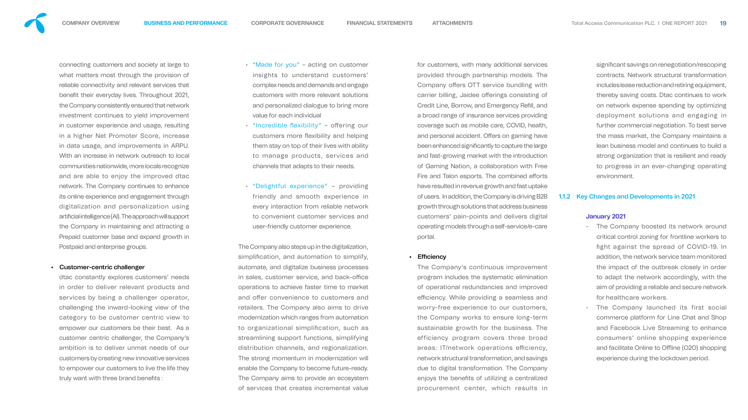connecting customers and society at large to what matters most through the provision of reliable connectivity and relevant services that benefit their everyday lives. Throughout 2021, the Company consistently ensured that network investment continues to yield improvement in customer experience and usage, resulting in a higher Net Promoter Score, increase in data usage, and improvements in ARPU. With an increase in network outreach to local communities nationwide, more locals recognize and are able to enjoy the improved dtac network. The Company continues to enhance its online experience and engagement through digitalization and personalization using artificial intelligence (AI). The approach will support the Company in maintaining and attracting a Prepaid customer base and expand growth in Postpaid and enterprise groups.

- **Customer-centric challenger**

  dtac constantly explores customers' needs in order to deliver relevant products and services by being a challenger operator, challenging the inward-looking view of the category to be customer centric view to empower our customers be their best. As a customer centric challenger, the Company's ambition is to deliver unmet needs of our customers by creating new innovative services to empower our customers to live the life they truly want with three brand benefits :

  - "Made for you" – acting on customer insights to understand customers' complex needs and demands and engage customers with more relevant solutions and personalized dialogue to bring more value for each individual
  - "Incredible flexibility" – offering our customers more flexibility and helping them stay on top of their lives with ability to manage products, services and channels that adapts to their needs.
  - "Delightful experience" – providing friendly and smooth experience in every interaction from reliable network to convenient customer services and user-friendly customer experience.

The Company also steps up in the digitalization, simplification, and automation to simplify, automate, and digitalize business processes in sales, customer service, and back-office operations to achieve faster time to market and offer convenience to customers and retailers. The Company also aims to drive modernization which ranges from automation to organizational simplification, such as streamlining support functions, simplifying distribution channels, and regionalization. The strong momentum in modernization will enable the Company to become future-ready. The Company aims to provide an ecosystem of services that creates incremental value for customers, with many additional services provided through partnership models. The Company offers OTT service bundling with carrier billing, Jaidee offerings consisting of Credit Line, Borrow, and Emergency Refill, and a broad range of insurance services providing coverage such as mobile care, COVID, health, and personal accident. Offers on gaming have been enhanced significantly to capture the large and fast-growing market with the introduction of Gaming Nation, a collaboration with Free Fire and Talon esports. The combined efforts have resulted in revenue growth and fast uptake of users. In addition, the Company is driving B2B growth through solutions that address business customers' pain-points and delivers digital operating models through a self-service/e-care portal.

- **Efficiency**

  The Company's continuous improvement program includes the systematic elimination of operational redundancies and improved efficiency. While providing a seamless and worry-free experience to our customers, the Company works to ensure long-term sustainable growth for the business. The efficiency program covers three broad areas: IT/network operations efficiency, network structural transformation, and savings due to digital transformation. The Company enjoys the benefits of utilizing a centralized procurement center, which results in significant savings on renegotiation/rescoping contracts. Network structural transformation includes lease reduction and retiring equipment, thereby saving costs. Dtac continues to work on network expense spending by optimizing deployment solutions and engaging in further commercial negotiation. To best serve the mass market, the Company maintains a lean business model and continues to build a strong organization that is resilient and ready to progress in an ever-changing operating environment.

### 1.1.2 Key Changes and Developments in 2021

#### January 2021

- The Company boosted its network around critical control zoning for frontline workers to fight against the spread of COVID-19. In addition, the network service team monitored the impact of the outbreak closely in order to adapt the network accordingly, with the aim of providing a reliable and secure network for healthcare workers.
- The Company launched its first social commerce platform for Line Chat and Shop and Facebook Live Streaming to enhance consumers' online shopping experience and facilitate Online to Offline (O2O) shopping experience during the lockdown period.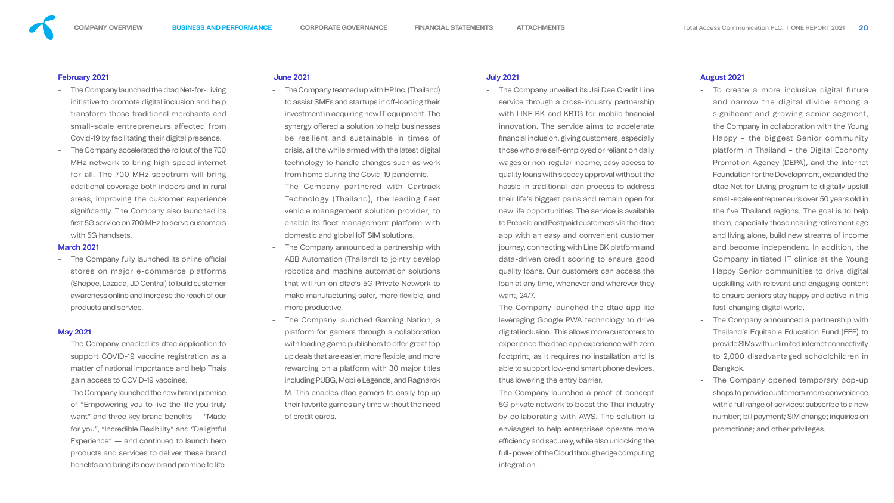### February 2021

- The Company launched the dtac Net-for-Living initiative to promote digital inclusion and help transform those traditional merchants and small-scale entrepreneurs affected from Covid-19 by facilitating their digital presence.
- The Company accelerated the rollout of the 700 MHz network to bring high-speed internet for all. The 700 MHz spectrum will bring additional coverage both indoors and in rural areas, improving the customer experience significantly. The Company also launched its first 5G service on 700 MHz to serve customers with 5G handsets.

### March 2021

- The Company fully launched its online official stores on major e-commerce platforms (Shopee, Lazada, JD Central) to build customer awareness online and increase the reach of our products and service.

### May 2021

- The Company enabled its dtac application to support COVID-19 vaccine registration as a matter of national importance and help Thais gain access to COVID-19 vaccines.
- The Company launched the new brand promise of "Empowering you to live the life you truly want" and three key brand benefits — "Made for you", "Incredible Flexibility" and "Delightful Experience" — and continued to launch hero products and services to deliver these brand benefits and bring its new brand promise to life.

### June 2021

- The Company teamed up with HP Inc. (Thailand) to assist SMEs and startups in off-loading their investment in acquiring new IT equipment. The synergy offered a solution to help businesses be resilient and sustainable in times of crisis, all the while armed with the latest digital technology to handle changes such as work from home during the Covid-19 pandemic.
- The Company partnered with Cartrack Technology (Thailand), the leading fleet vehicle management solution provider, to enable its fleet management platform with domestic and global IoT SIM solutions.
- The Company announced a partnership with ABB Automation (Thailand) to jointly develop robotics and machine automation solutions that will run on dtac's 5G Private Network to make manufacturing safer, more flexible, and more productive.
- The Company launched Gaming Nation, a platform for gamers through a collaboration with leading game publishers to offer great top up deals that are easier, more flexible, and more rewarding on a platform with 30 major titles including PUBG, Mobile Legends, and Ragnarok M. This enables dtac gamers to easily top up their favorite games any time without the need of credit cards.

### July 2021

- The Company unveiled its Jai Dee Credit Line service through a cross-industry partnership with LINE BK and KBTG for mobile financial innovation. The service aims to accelerate financial inclusion, giving customers, especially those who are self-employed or reliant on daily wages or non-regular income, easy access to quality loans with speedy approval without the hassle in traditional loan process to address their life's biggest pains and remain open for new life opportunities. The service is available to Prepaid and Postpaid customers via the dtac app with an easy and convenient customer journey, connecting with Line BK platform and data-driven credit scoring to ensure good quality loans. Our customers can access the loan at any time, whenever and wherever they want, 24/7.
- The Company launched the dtac app lite leveraging Google PWA technology to drive digital inclusion. This allows more customers to experience the dtac app experience with zero footprint, as it requires no installation and is able to support low-end smart phone devices, thus lowering the entry barrier.
- The Company launched a proof-of-concept 5G private network to boost the Thai industry by collaborating with AWS. The solution is envisaged to help enterprises operate more efficiency and securely, while also unlocking the full-power of the Cloud through edge computing integration.

### August 2021

- To create a more inclusive digital future and narrow the digital divide among a significant and growing senior segment, the Company in collaboration with the Young Happy – the biggest Senior community platform in Thailand – the Digital Economy Promotion Agency (DEPA), and the Internet Foundation for the Development, expanded the dtac Net for Living program to digitally upskill small-scale entrepreneurs over 50 years old in the five Thailand regions. The goal is to help them, especially those nearing retirement age and living alone, build new streams of income and become independent. In addition, the Company initiated IT clinics at the Young Happy Senior communities to drive digital upskilling with relevant and engaging content to ensure seniors stay happy and active in this fast-changing digital world.
- The Company announced a partnership with Thailand's Equitable Education Fund (EEF) to provide SIMs with unlimited internet connectivity to 2,000 disadvantaged schoolchildren in Bangkok.
- The Company opened temporary pop-up shops to provide customers more convenience with a full range of services: subscribe to a new number; bill payment; SIM change; inquiries on promotions; and other privileges.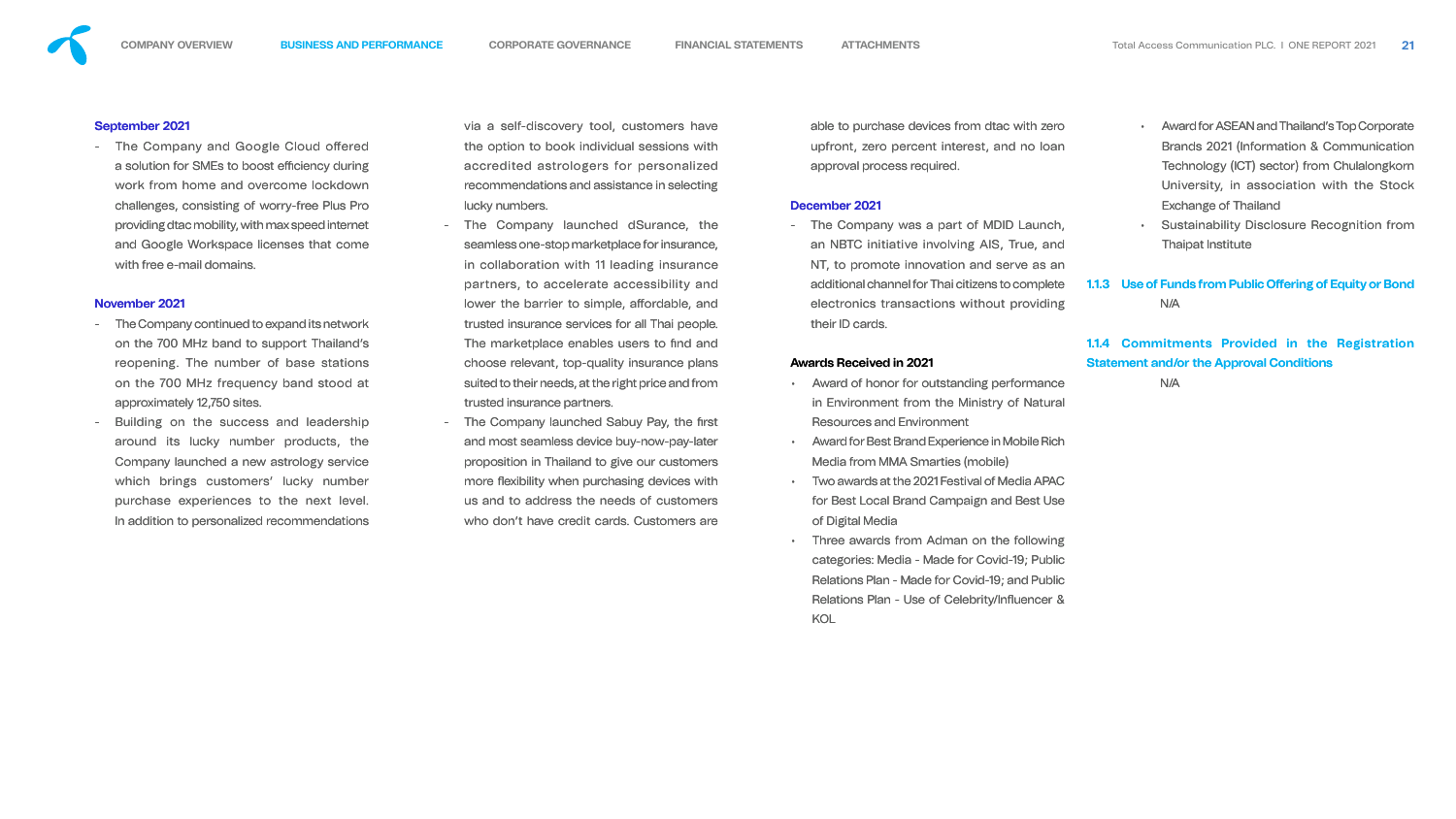**September 2021**

- The Company and Google Cloud offered a solution for SMEs to boost efficiency during work from home and overcome lockdown challenges, consisting of worry-free Plus Pro providing dtac mobility, with max speed internet and Google Workspace licenses that come with free e-mail domains.

**November 2021**

- The Company continued to expand its network on the 700 MHz band to support Thailand's reopening. The number of base stations on the 700 MHz frequency band stood at approximately 12,750 sites.
- Building on the success and leadership around its lucky number products, the Company launched a new astrology service which brings customers' lucky number purchase experiences to the next level. In addition to personalized recommendations via a self-discovery tool, customers have the option to book individual sessions with accredited astrologers for personalized recommendations and assistance in selecting lucky numbers.
- The Company launched dSurance, the seamless one-stop marketplace for insurance, in collaboration with 11 leading insurance partners, to accelerate accessibility and lower the barrier to simple, affordable, and trusted insurance services for all Thai people. The marketplace enables users to find and choose relevant, top-quality insurance plans suited to their needs, at the right price and from trusted insurance partners.
- The Company launched Sabuy Pay, the first and most seamless device buy-now-pay-later proposition in Thailand to give our customers more flexibility when purchasing devices with us and to address the needs of customers who don't have credit cards. Customers are able to purchase devices from dtac with zero upfront, zero percent interest, and no loan approval process required.

**December 2021**

- The Company was a part of MDID Launch, an NBTC initiative involving AIS, True, and NT, to promote innovation and serve as an additional channel for Thai citizens to complete electronics transactions without providing their ID cards.

**Awards Received in 2021**

- Award of honor for outstanding performance in Environment from the Ministry of Natural Resources and Environment
- Award for Best Brand Experience in Mobile Rich Media from MMA Smarties (mobile)
- Two awards at the 2021 Festival of Media APAC for Best Local Brand Campaign and Best Use of Digital Media
- Three awards from Adman on the following categories: Media - Made for Covid-19; Public Relations Plan - Made for Covid-19; and Public Relations Plan - Use of Celebrity/Influencer & KOL
- Award for ASEAN and Thailand's Top Corporate Brands 2021 (Information & Communication Technology (ICT) sector) from Chulalongkorn University, in association with the Stock Exchange of Thailand
- Sustainability Disclosure Recognition from Thaipat Institute

### 1.1.3 Use of Funds from Public Offering of Equity or Bond

N/A

### 1.1.4 Commitments Provided in the Registration Statement and/or the Approval Conditions

N/A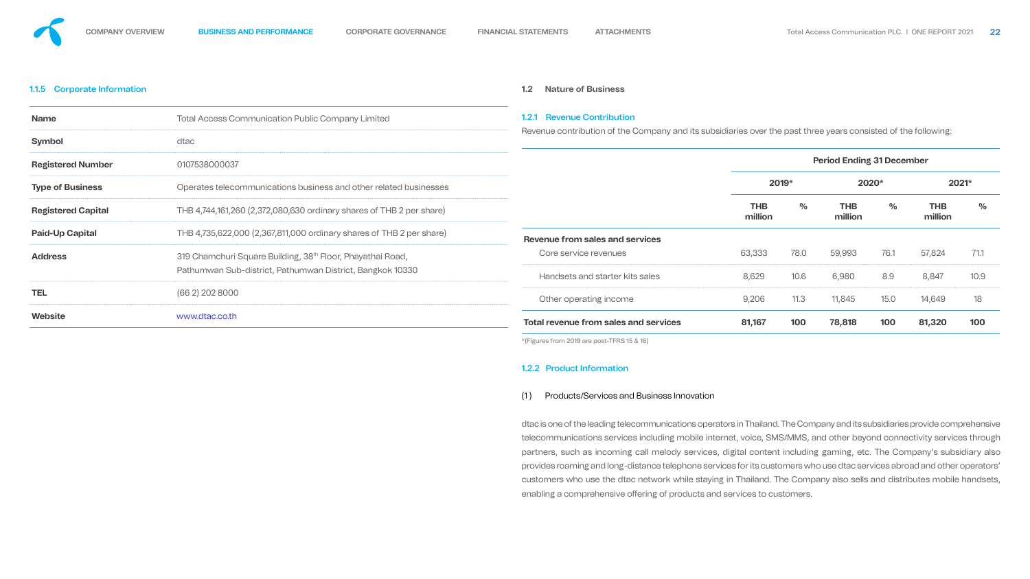### 1.1.5 Corporate Information

| | |
|---|---|
| **Name** | Total Access Communication Public Company Limited |
| **Symbol** | dtac |
| **Registered Number** | 0107538000037 |
| **Type of Business** | Operates telecommunications business and other related businesses |
| **Registered Capital** | THB 4,744,161,260 (2,372,080,630 ordinary shares of THB 2 per share) |
| **Paid-Up Capital** | THB 4,735,622,000 (2,367,811,000 ordinary shares of THB 2 per share) |
| **Address** | 319 Chamchuri Square Building, 38th Floor, Phayathai Road, Pathumwan Sub-district, Pathumwan District, Bangkok 10330 |
| **TEL** | (66 2) 202 8000 |
| **Website** | www.dtac.co.th |

## 1.2 Nature of Business

### 1.2.1 Revenue Contribution

Revenue contribution of the Company and its subsidiaries over the past three years consisted of the following:

| | Period Ending 31 December | | | | | |
|---|---|---|---|---|---|---|
| | 2019* | | 2020* | | 2021* | |
| | THB million | % | THB million | % | THB million | % |
| **Revenue from sales and services** | | | | | | |
| Core service revenues | 63,333 | 78.0 | 59,993 | 76.1 | 57,824 | 71.1 |
| Handsets and starter kits sales | 8,629 | 10.6 | 6,980 | 8.9 | 8,847 | 10.9 |
| Other operating income | 9,206 | 11.3 | 11,845 | 15.0 | 14,649 | 18 |
| **Total revenue from sales and services** | **81,167** | **100** | **78,818** | **100** | **81,320** | **100** |

*(Figures from 2019 are post-TFRS 15 & 16)

### 1.2.2 Product Information

(1) Products/Services and Business Innovation

dtac is one of the leading telecommunications operators in Thailand. The Company and its subsidiaries provide comprehensive telecommunications services including mobile internet, voice, SMS/MMS, and other beyond connectivity services through partners, such as incoming call melody services, digital content including gaming, etc. The Company's subsidiary also provides roaming and long-distance telephone services for its customers who use dtac services abroad and other operators' customers who use the dtac network while staying in Thailand. The Company also sells and distributes mobile handsets, enabling a comprehensive offering of products and services to customers.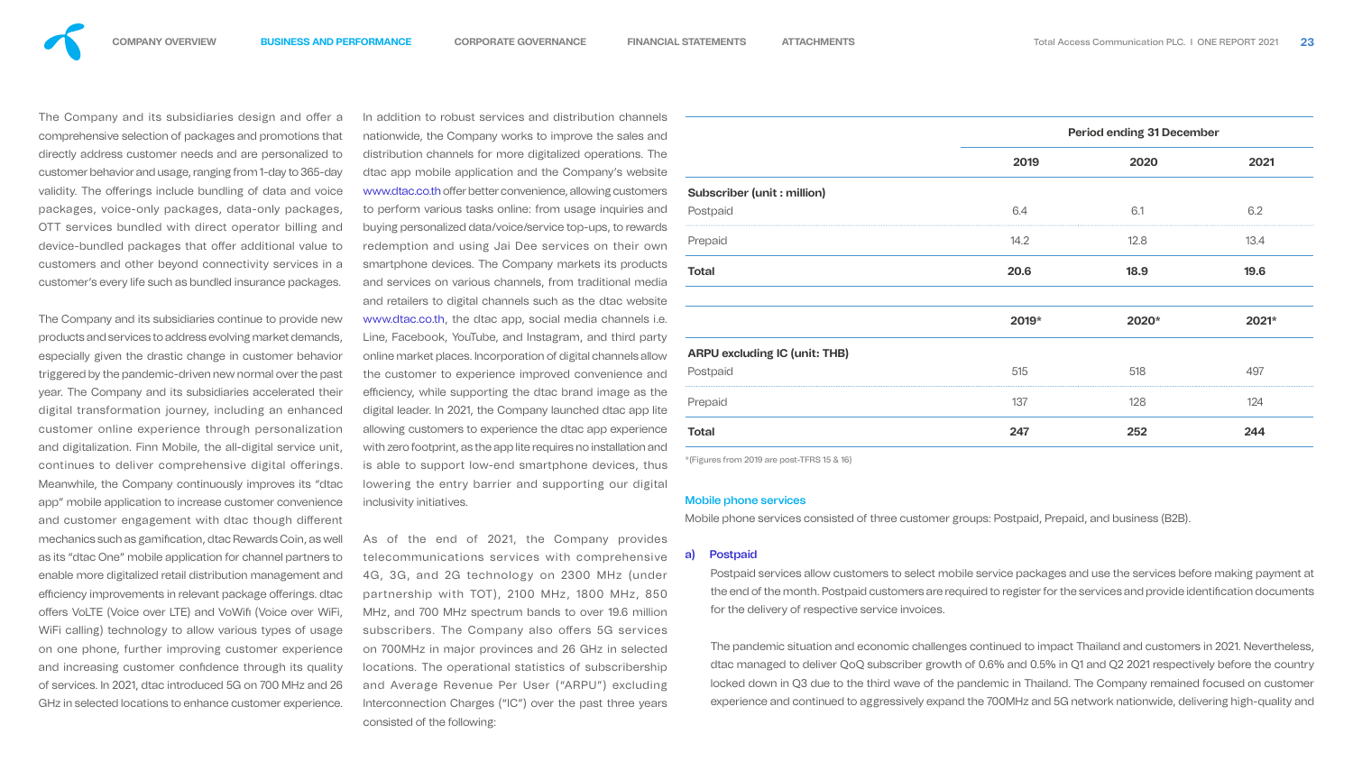The Company and its subsidiaries design and offer a comprehensive selection of packages and promotions that directly address customer needs and are personalized to customer behavior and usage, ranging from 1-day to 365-day validity. The offerings include bundling of data and voice packages, voice-only packages, data-only packages, OTT services bundled with direct operator billing and device-bundled packages that offer additional value to customers and other beyond connectivity services in a customer's every life such as bundled insurance packages.

The Company and its subsidiaries continue to provide new products and services to address evolving market demands, especially given the drastic change in customer behavior triggered by the pandemic-driven new normal over the past year. The Company and its subsidiaries accelerated their digital transformation journey, including an enhanced customer online experience through personalization and digitalization. Finn Mobile, the all-digital service unit, continues to deliver comprehensive digital offerings. Meanwhile, the Company continuously improves its "dtac app" mobile application to increase customer convenience and customer engagement with dtac though different mechanics such as gamification, dtac Rewards Coin, as well as its "dtac One" mobile application for channel partners to enable more digitalized retail distribution management and efficiency improvements in relevant package offerings. dtac offers VoLTE (Voice over LTE) and VoWifi (Voice over WiFi, WiFi calling) technology to allow various types of usage on one phone, further improving customer experience and increasing customer confidence through its quality of services. In 2021, dtac introduced 5G on 700 MHz and 26 GHz in selected locations to enhance customer experience.

In addition to robust services and distribution channels nationwide, the Company works to improve the sales and distribution channels for more digitalized operations. The dtac app mobile application and the Company's website www.dtac.co.th offer better convenience, allowing customers to perform various tasks online: from usage inquiries and buying personalized data/voice/service top-ups, to rewards redemption and using Jai Dee services on their own smartphone devices. The Company markets its products and services on various channels, from traditional media and retailers to digital channels such as the dtac website www.dtac.co.th, the dtac app, social media channels i.e. Line, Facebook, YouTube, and Instagram, and third party online market places. Incorporation of digital channels allow the customer to experience improved convenience and efficiency, while supporting the dtac brand image as the digital leader. In 2021, the Company launched dtac app lite allowing customers to experience the dtac app experience with zero footprint, as the app lite requires no installation and is able to support low-end smartphone devices, thus lowering the entry barrier and supporting our digital inclusivity initiatives.

As of the end of 2021, the Company provides telecommunications services with comprehensive 4G, 3G, and 2G technology on 2300 MHz (under partnership with TOT), 2100 MHz, 1800 MHz, 850 MHz, and 700 MHz spectrum bands to over 19.6 million subscribers. The Company also offers 5G services on 700MHz in major provinces and 26 GHz in selected locations. The operational statistics of subscribership and Average Revenue Per User ("ARPU") excluding Interconnection Charges ("IC") over the past three years consisted of the following:

| | Period ending 31 December | | |
|---|---|---|---|
| | 2019 | 2020 | 2021 |
| **Subscriber (unit : million)** | | | |
| Postpaid | 6.4 | 6.1 | 6.2 |
| Prepaid | 14.2 | 12.8 | 13.4 |
| **Total** | **20.6** | **18.9** | **19.6** |
| | **2019*** | **2020*** | **2021*** |
| **ARPU excluding IC (unit: THB)** | | | |
| Postpaid | 515 | 518 | 497 |
| Prepaid | 137 | 128 | 124 |
| **Total** | **247** | **252** | **244** |

*(Figures from 2019 are post-TFRS 15 & 16)

## Mobile phone services

Mobile phone services consisted of three customer groups: Postpaid, Prepaid, and business (B2B).

### a) Postpaid

Postpaid services allow customers to select mobile service packages and use the services before making payment at the end of the month. Postpaid customers are required to register for the services and provide identification documents for the delivery of respective service invoices.

The pandemic situation and economic challenges continued to impact Thailand and customers in 2021. Nevertheless, dtac managed to deliver QoQ subscriber growth of 0.6% and 0.5% in Q1 and Q2 2021 respectively before the country locked down in Q3 due to the third wave of the pandemic in Thailand. The Company remained focused on customer experience and continued to aggressively expand the 700MHz and 5G network nationwide, delivering high-quality and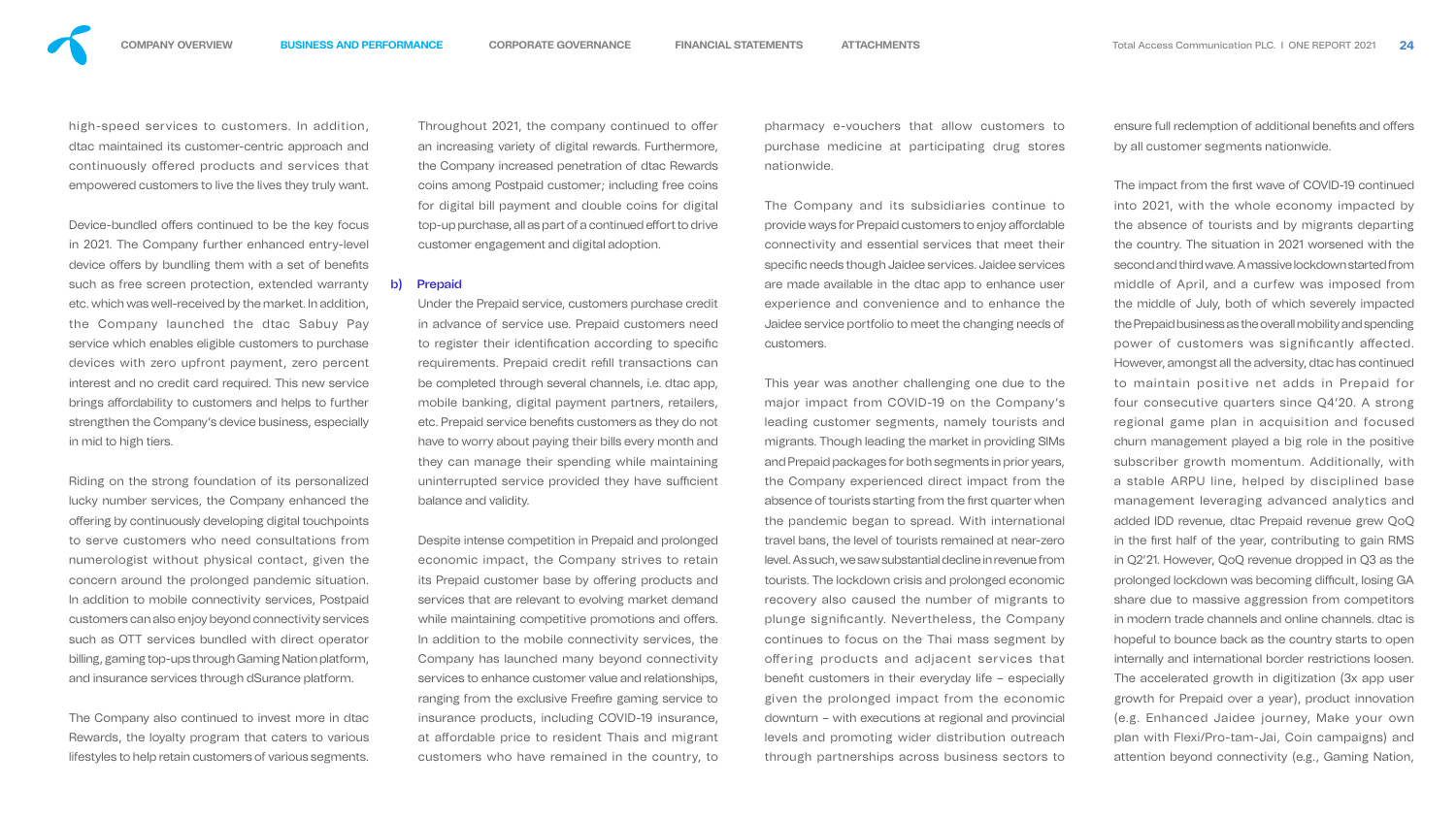high-speed services to customers. In addition, dtac maintained its customer-centric approach and continuously offered products and services that empowered customers to live the lives they truly want.

Device-bundled offers continued to be the key focus in 2021. The Company further enhanced entry-level device offers by bundling them with a set of benefits such as free screen protection, extended warranty etc. which was well-received by the market. In addition, the Company launched the dtac Sabuy Pay service which enables eligible customers to purchase devices with zero upfront payment, zero percent interest and no credit card required. This new service brings affordability to customers and helps to further strengthen the Company's device business, especially in mid to high tiers.

Riding on the strong foundation of its personalized lucky number services, the Company enhanced the offering by continuously developing digital touchpoints to serve customers who need consultations from numerologist without physical contact, given the concern around the prolonged pandemic situation. In addition to mobile connectivity services, Postpaid customers can also enjoy beyond connectivity services such as OTT services bundled with direct operator billing, gaming top-ups through Gaming Nation platform, and insurance services through dSurance platform.

The Company also continued to invest more in dtac Rewards, the loyalty program that caters to various lifestyles to help retain customers of various segments. Throughout 2021, the company continued to offer an increasing variety of digital rewards. Furthermore, the Company increased penetration of dtac Rewards coins among Postpaid customer; including free coins for digital bill payment and double coins for digital top-up purchase, all as part of a continued effort to drive customer engagement and digital adoption.

### b) Prepaid

Under the Prepaid service, customers purchase credit in advance of service use. Prepaid customers need to register their identification according to specific requirements. Prepaid credit refill transactions can be completed through several channels, i.e. dtac app, mobile banking, digital payment partners, retailers, etc. Prepaid service benefits customers as they do not have to worry about paying their bills every month and they can manage their spending while maintaining uninterrupted service provided they have sufficient balance and validity.

Despite intense competition in Prepaid and prolonged economic impact, the Company strives to retain its Prepaid customer base by offering products and services that are relevant to evolving market demand while maintaining competitive promotions and offers. In addition to the mobile connectivity services, the Company has launched many beyond connectivity services to enhance customer value and relationships, ranging from the exclusive Freefire gaming service to insurance products, including COVID-19 insurance, at affordable price to resident Thais and migrant customers who have remained in the country, to pharmacy e-vouchers that allow customers to purchase medicine at participating drug stores nationwide.

The Company and its subsidiaries continue to provide ways for Prepaid customers to enjoy affordable connectivity and essential services that meet their specific needs though Jaidee services. Jaidee services are made available in the dtac app to enhance user experience and convenience and to enhance the Jaidee service portfolio to meet the changing needs of customers.

This year was another challenging one due to the major impact from COVID-19 on the Company's leading customer segments, namely tourists and migrants. Though leading the market in providing SIMs and Prepaid packages for both segments in prior years, the Company experienced direct impact from the absence of tourists starting from the first quarter when the pandemic began to spread. With international travel bans, the level of tourists remained at near-zero level. As such, we saw substantial decline in revenue from tourists. The lockdown crisis and prolonged economic recovery also caused the number of migrants to plunge significantly. Nevertheless, the Company continues to focus on the Thai mass segment by offering products and adjacent services that benefit customers in their everyday life – especially given the prolonged impact from the economic downturn – with executions at regional and provincial levels and promoting wider distribution outreach through partnerships across business sectors to ensure full redemption of additional benefits and offers by all customer segments nationwide.

The impact from the first wave of COVID-19 continued into 2021, with the whole economy impacted by the absence of tourists and by migrants departing the country. The situation in 2021 worsened with the second and third wave. A massive lockdown started from middle of April, and a curfew was imposed from the middle of July, both of which severely impacted the Prepaid business as the overall mobility and spending power of customers was significantly affected. However, amongst all the adversity, dtac has continued to maintain positive net adds in Prepaid for four consecutive quarters since Q4'20. A strong regional game plan in acquisition and focused churn management played a big role in the positive subscriber growth momentum. Additionally, with a stable ARPU line, helped by disciplined base management leveraging advanced analytics and added IDD revenue, dtac Prepaid revenue grew QoQ in the first half of the year, contributing to gain RMS in Q2'21. However, QoQ revenue dropped in Q3 as the prolonged lockdown was becoming difficult, losing GA share due to massive aggression from competitors in modern trade channels and online channels. dtac is hopeful to bounce back as the country starts to open internally and international border restrictions loosen. The accelerated growth in digitization (3x app user growth for Prepaid over a year), product innovation (e.g. Enhanced Jaidee journey, Make your own plan with Flexi/Pro-tam-Jai, Coin campaigns) and attention beyond connectivity (e.g., Gaming Nation,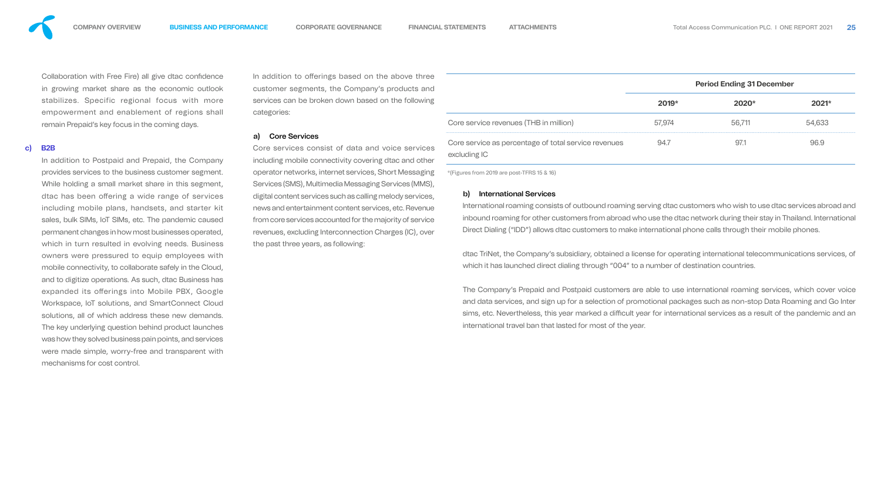Collaboration with Free Fire) all give dtac confidence in growing market share as the economic outlook stabilizes. Specific regional focus with more empowerment and enablement of regions shall remain Prepaid's key focus in the coming days.

### c) B2B

In addition to Postpaid and Prepaid, the Company provides services to the business customer segment. While holding a small market share in this segment, dtac has been offering a wide range of services including mobile plans, handsets, and starter kit sales, bulk SIMs, IoT SIMs, etc. The pandemic caused permanent changes in how most businesses operated, which in turn resulted in evolving needs. Business owners were pressured to equip employees with mobile connectivity, to collaborate safely in the Cloud, and to digitize operations. As such, dtac Business has expanded its offerings into Mobile PBX, Google Workspace, IoT solutions, and SmartConnect Cloud solutions, all of which address these new demands. The key underlying question behind product launches was how they solved business pain points, and services were made simple, worry-free and transparent with mechanisms for cost control.

In addition to offerings based on the above three customer segments, the Company's products and services can be broken down based on the following categories:

### a) Core Services

Core services consist of data and voice services including mobile connectivity covering dtac and other operator networks, internet services, Short Messaging Services (SMS), Multimedia Messaging Services (MMS), digital content services such as calling melody services, news and entertainment content services, etc. Revenue from core services accounted for the majority of service revenues, excluding Interconnection Charges (IC), over the past three years, as following:

| | Period Ending 31 December | | |
|---|---|---|---|
| | 2019* | 2020* | 2021* |
| Core service revenues (THB in million) | 57,974 | 56,711 | 54,633 |
| Core service as percentage of total service revenues excluding IC | 94.7 | 97.1 | 96.9 |

*(Figures from 2019 are post-TFRS 15 & 16)

### b) International Services

International roaming consists of outbound roaming serving dtac customers who wish to use dtac services abroad and inbound roaming for other customers from abroad who use the dtac network during their stay in Thailand. International Direct Dialing ("IDD") allows dtac customers to make international phone calls through their mobile phones.

dtac TriNet, the Company's subsidiary, obtained a license for operating international telecommunications services, of which it has launched direct dialing through "004" to a number of destination countries.

The Company's Prepaid and Postpaid customers are able to use international roaming services, which cover voice and data services, and sign up for a selection of promotional packages such as non-stop Data Roaming and Go Inter sims, etc. Nevertheless, this year marked a difficult year for international services as a result of the pandemic and an international travel ban that lasted for most of the year.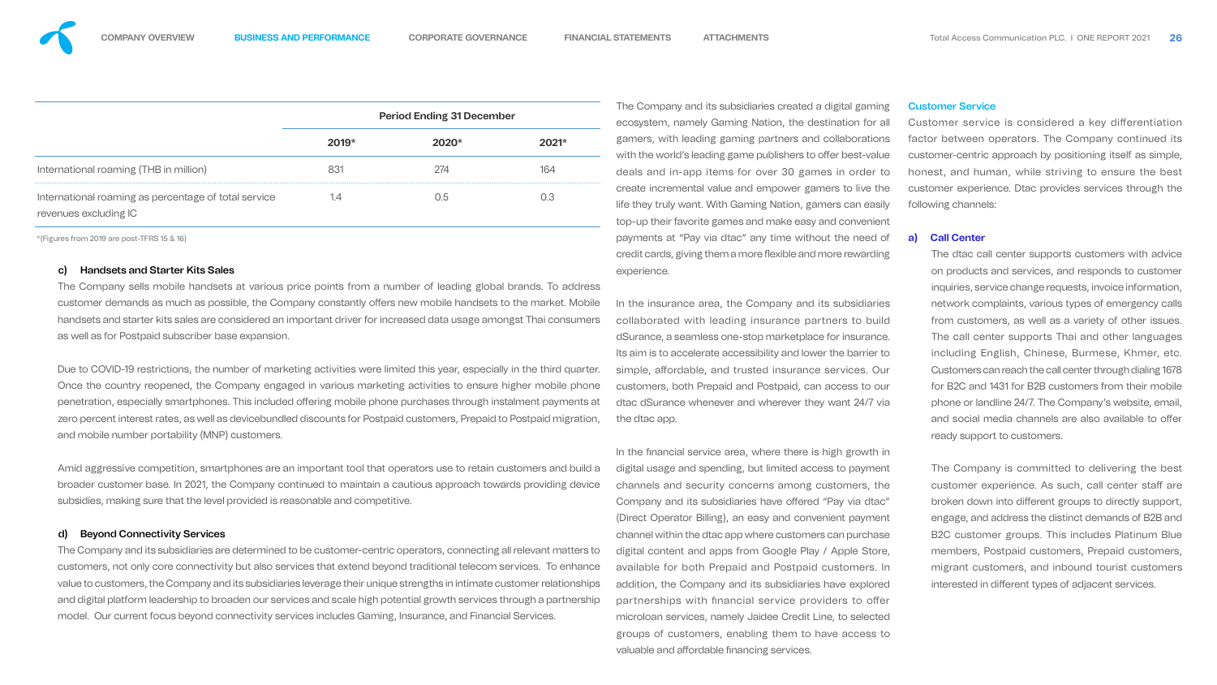| | Period Ending 31 December | | |
|---|---|---|---|
| | 2019* | 2020* | 2021* |
| International roaming (THB in million) | 831 | 274 | 164 |
| International roaming as percentage of total service revenues excluding IC | 1.4 | 0.5 | 0.3 |

*(Figures from 2019 are post-TFRS 15 & 16)

### c) Handsets and Starter Kits Sales

The Company sells mobile handsets at various price points from a number of leading global brands. To address customer demands as much as possible, the Company constantly offers new mobile handsets to the market. Mobile handsets and starter kits sales are considered an important driver for increased data usage amongst Thai consumers as well as for Postpaid subscriber base expansion.

Due to COVID-19 restrictions, the number of marketing activities were limited this year, especially in the third quarter. Once the country reopened, the Company engaged in various marketing activities to ensure higher mobile phone penetration, especially smartphones. This included offering mobile phone purchases through instalment payments at zero percent interest rates, as well as devicebundled discounts for Postpaid customers, Prepaid to Postpaid migration, and mobile number portability (MNP) customers.

Amid aggressive competition, smartphones are an important tool that operators use to retain customers and build a broader customer base. In 2021, the Company continued to maintain a cautious approach towards providing device subsidies, making sure that the level provided is reasonable and competitive.

### d) Beyond Connectivity Services

The Company and its subsidiaries are determined to be customer-centric operators, connecting all relevant matters to customers, not only core connectivity but also services that extend beyond traditional telecom services. To enhance value to customers, the Company and its subsidiaries leverage their unique strengths in intimate customer relationships and digital platform leadership to broaden our services and scale high potential growth services through a partnership model. Our current focus beyond connectivity services includes Gaming, Insurance, and Financial Services.

The Company and its subsidiaries created a digital gaming ecosystem, namely Gaming Nation, the destination for all gamers, with leading gaming partners and collaborations with the world's leading game publishers to offer best-value deals and in-app items for over 30 games in order to create incremental value and empower gamers to live the life they truly want. With Gaming Nation, gamers can easily top-up their favorite games and make easy and convenient payments at "Pay via dtac" any time without the need of credit cards, giving them a more flexible and more rewarding experience.

In the insurance area, the Company and its subsidiaries collaborated with leading insurance partners to build dSurance, a seamless one-stop marketplace for insurance. Its aim is to accelerate accessibility and lower the barrier to simple, affordable, and trusted insurance services. Our customers, both Prepaid and Postpaid, can access to our dtac dSurance whenever and wherever they want 24/7 via the dtac app.

In the financial service area, where there is high growth in digital usage and spending, but limited access to payment channels and security concerns among customers, the Company and its subsidiaries have offered "Pay via dtac" (Direct Operator Billing), an easy and convenient payment channel within the dtac app where customers can purchase digital content and apps from Google Play / Apple Store, available for both Prepaid and Postpaid customers. In addition, the Company and its subsidiaries have explored partnerships with financial service providers to offer microloan services, namely Jaidee Credit Line, to selected groups of customers, enabling them to have access to valuable and affordable financing services.

## Customer Service

Customer service is considered a key differentiation factor between operators. The Company continued its customer-centric approach by positioning itself as simple, honest, and human, while striving to ensure the best customer experience. Dtac provides services through the following channels:

### a) Call Center

The dtac call center supports customers with advice on products and services, and responds to customer inquiries, service change requests, invoice information, network complaints, various types of emergency calls from customers, as well as a variety of other issues. The call center supports Thai and other languages including English, Chinese, Burmese, Khmer, etc. Customers can reach the call center through dialing 1678 for B2C and 1431 for B2B customers from their mobile phone or landline 24/7. The Company's website, email, and social media channels are also available to offer ready support to customers.

The Company is committed to delivering the best customer experience. As such, call center staff are broken down into different groups to directly support, engage, and address the distinct demands of B2B and B2C customer groups. This includes Platinum Blue members, Postpaid customers, Prepaid customers, migrant customers, and inbound tourist customers interested in different types of adjacent services.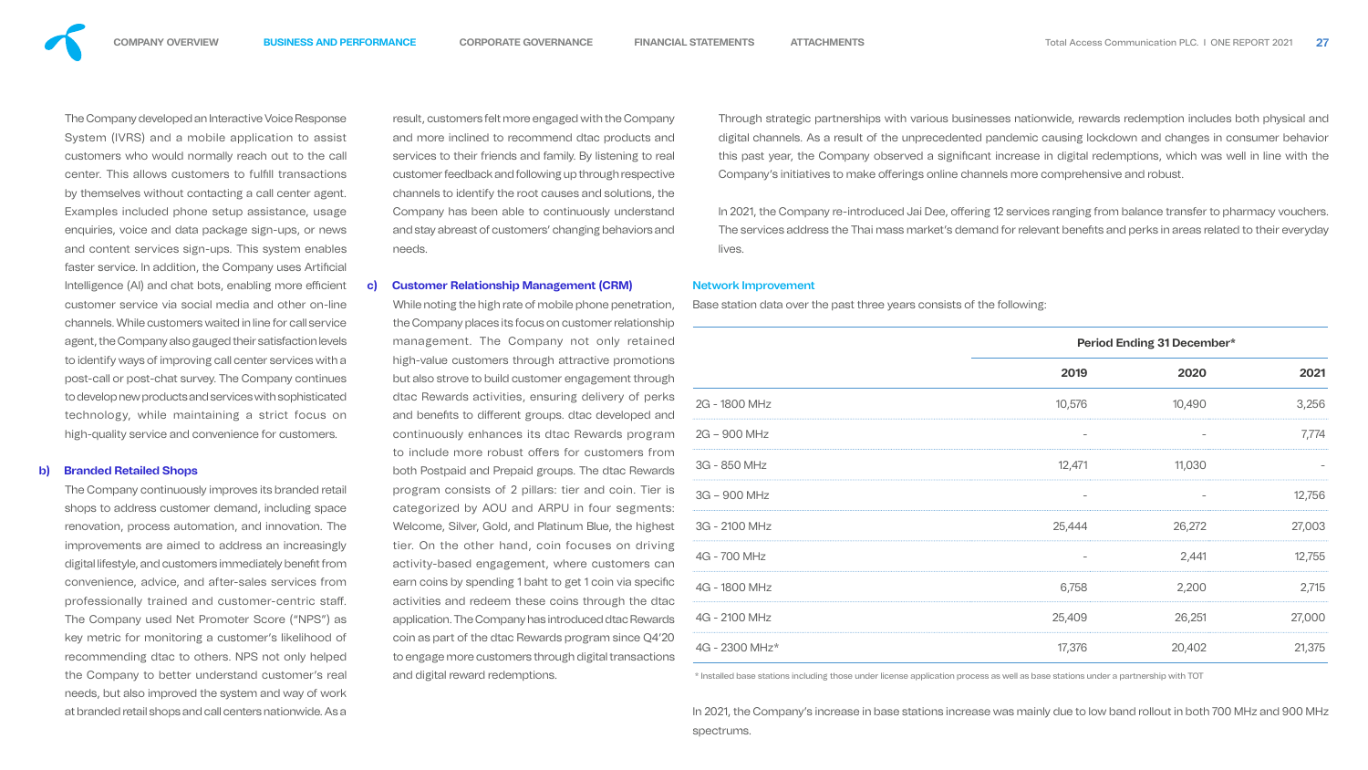The Company developed an Interactive Voice Response System (IVRS) and a mobile application to assist customers who would normally reach out to the call center. This allows customers to fulfill transactions by themselves without contacting a call center agent. Examples included phone setup assistance, usage enquiries, voice and data package sign-ups, or news and content services sign-ups. This system enables faster service. In addition, the Company uses Artificial Intelligence (AI) and chat bots, enabling more efficient customer service via social media and other on-line channels. While customers waited in line for call service agent, the Company also gauged their satisfaction levels to identify ways of improving call center services with a post-call or post-chat survey. The Company continues to develop new products and services with sophisticated technology, while maintaining a strict focus on high-quality service and convenience for customers.

**b) Branded Retailed Shops**

The Company continuously improves its branded retail shops to address customer demand, including space renovation, process automation, and innovation. The improvements are aimed to address an increasingly digital lifestyle, and customers immediately benefit from convenience, advice, and after-sales services from professionally trained and customer-centric staff. The Company used Net Promoter Score ("NPS") as key metric for monitoring a customer's likelihood of recommending dtac to others. NPS not only helped the Company to better understand customer's real needs, but also improved the system and way of work at branded retail shops and call centers nationwide. As a result, customers felt more engaged with the Company and more inclined to recommend dtac products and services to their friends and family. By listening to real customer feedback and following up through respective channels to identify the root causes and solutions, the Company has been able to continuously understand and stay abreast of customers' changing behaviors and needs.

**c) Customer Relationship Management (CRM)**

While noting the high rate of mobile phone penetration, the Company places its focus on customer relationship management. The Company not only retained high-value customers through attractive promotions but also strove to build customer engagement through dtac Rewards activities, ensuring delivery of perks and benefits to different groups. dtac developed and continuously enhances its dtac Rewards program to include more robust offers for customers from both Postpaid and Prepaid groups. The dtac Rewards program consists of 2 pillars: tier and coin. Tier is categorized by AOU and ARPU in four segments: Welcome, Silver, Gold, and Platinum Blue, the highest tier. On the other hand, coin focuses on driving activity-based engagement, where customers can earn coins by spending 1 baht to get 1 coin via specific activities and redeem these coins through the dtac application. The Company has introduced dtac Rewards coin as part of the dtac Rewards program since Q4'20 to engage more customers through digital transactions and digital reward redemptions.

Through strategic partnerships with various businesses nationwide, rewards redemption includes both physical and digital channels. As a result of the unprecedented pandemic causing lockdown and changes in consumer behavior this past year, the Company observed a significant increase in digital redemptions, which was well in line with the Company's initiatives to make offerings online channels more comprehensive and robust.

In 2021, the Company re-introduced Jai Dee, offering 12 services ranging from balance transfer to pharmacy vouchers. The services address the Thai mass market's demand for relevant benefits and perks in areas related to their everyday lives.

**Network Improvement**

Base station data over the past three years consists of the following:

| | Period Ending 31 December* | | |
|---|---|---|---|
| | 2019 | 2020 | 2021 |
| 2G - 1800 MHz | 10,576 | 10,490 | 3,256 |
| 2G – 900 MHz | – | – | 7,774 |
| 3G - 850 MHz | 12,471 | 11,030 | - |
| 3G – 900 MHz | – | – | 12,756 |
| 3G - 2100 MHz | 25,444 | 26,272 | 27,003 |
| 4G - 700 MHz | – | 2,441 | 12,755 |
| 4G - 1800 MHz | 6,758 | 2,200 | 2,715 |
| 4G - 2100 MHz | 25,409 | 26,251 | 27,000 |
| 4G - 2300 MHz* | 17,376 | 20,402 | 21,375 |

\* Installed base stations including those under license application process as well as base stations under a partnership with TOT

In 2021, the Company's increase in base stations increase was mainly due to low band rollout in both 700 MHz and 900 MHz spectrums.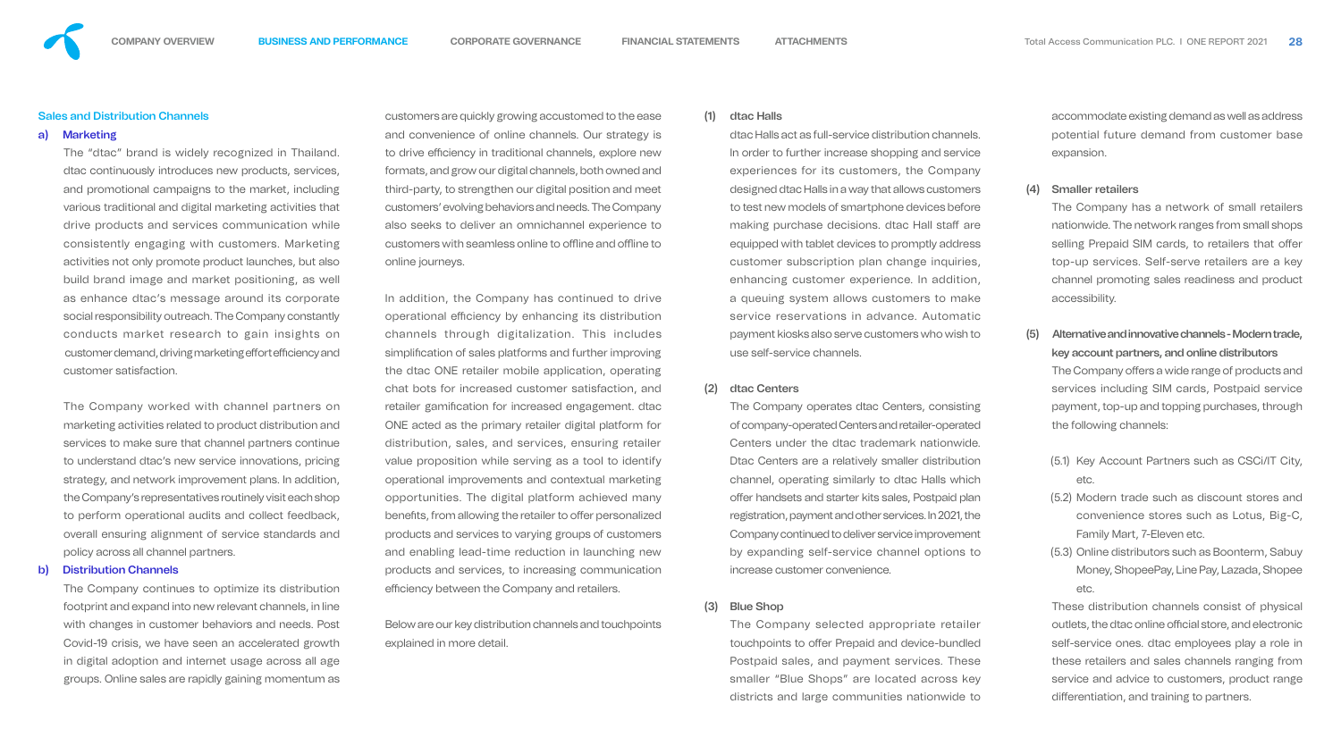## Sales and Distribution Channels

### a) Marketing

The "dtac" brand is widely recognized in Thailand. dtac continuously introduces new products, services, and promotional campaigns to the market, including various traditional and digital marketing activities that drive products and services communication while consistently engaging with customers. Marketing activities not only promote product launches, but also build brand image and market positioning, as well as enhance dtac's message around its corporate social responsibility outreach. The Company constantly conducts market research to gain insights on customer demand, driving marketing effort efficiency and customer satisfaction.

The Company worked with channel partners on marketing activities related to product distribution and services to make sure that channel partners continue to understand dtac's new service innovations, pricing strategy, and network improvement plans. In addition, the Company's representatives routinely visit each shop to perform operational audits and collect feedback, overall ensuring alignment of service standards and policy across all channel partners.

### b) Distribution Channels

The Company continues to optimize its distribution footprint and expand into new relevant channels, in line with changes in customer behaviors and needs. Post Covid-19 crisis, we have seen an accelerated growth in digital adoption and internet usage across all age groups. Online sales are rapidly gaining momentum as customers are quickly growing accustomed to the ease and convenience of online channels. Our strategy is to drive efficiency in traditional channels, explore new formats, and grow our digital channels, both owned and third-party, to strengthen our digital position and meet customers' evolving behaviors and needs. The Company also seeks to deliver an omnichannel experience to customers with seamless online to offline and offline to online journeys.

In addition, the Company has continued to drive operational efficiency by enhancing its distribution channels through digitalization. This includes simplification of sales platforms and further improving the dtac ONE retailer mobile application, operating chat bots for increased customer satisfaction, and retailer gamification for increased engagement. dtac ONE acted as the primary retailer digital platform for distribution, sales, and services, ensuring retailer value proposition while serving as a tool to identify operational improvements and contextual marketing opportunities. The digital platform achieved many benefits, from allowing the retailer to offer personalized products and services to varying groups of customers and enabling lead-time reduction in launching new products and services, to increasing communication efficiency between the Company and retailers.

Below are our key distribution channels and touchpoints explained in more detail.

**(1) dtac Halls**

dtac Halls act as full-service distribution channels. In order to further increase shopping and service experiences for its customers, the Company designed dtac Halls in a way that allows customers to test new models of smartphone devices before making purchase decisions. dtac Hall staff are equipped with tablet devices to promptly address customer subscription plan change inquiries, enhancing customer experience. In addition, a queuing system allows customers to make service reservations in advance. Automatic payment kiosks also serve customers who wish to use self-service channels.

**(2) dtac Centers**

The Company operates dtac Centers, consisting of company-operated Centers and retailer-operated Centers under the dtac trademark nationwide. Dtac Centers are a relatively smaller distribution channel, operating similarly to dtac Halls which offer handsets and starter kits sales, Postpaid plan registration, payment and other services. In 2021, the Company continued to deliver service improvement by expanding self-service channel options to increase customer convenience.

**(3) Blue Shop**

The Company selected appropriate retailer touchpoints to offer Prepaid and device-bundled Postpaid sales, and payment services. These smaller "Blue Shops" are located across key districts and large communities nationwide to accommodate existing demand as well as address potential future demand from customer base expansion.

**(4) Smaller retailers**

The Company has a network of small retailers nationwide. The network ranges from small shops selling Prepaid SIM cards, to retailers that offer top-up services. Self-serve retailers are a key channel promoting sales readiness and product accessibility.

**(5) Alternative and innovative channels - Modern trade, key account partners, and online distributors**

The Company offers a wide range of products and services including SIM cards, Postpaid service payment, top-up and topping purchases, through the following channels:

(5.1) Key Account Partners such as CSCi/IT City, etc.

(5.2) Modern trade such as discount stores and convenience stores such as Lotus, Big-C, Family Mart, 7-Eleven etc.

(5.3) Online distributors such as Boonterm, Sabuy Money, ShopeePay, Line Pay, Lazada, Shopee etc.

These distribution channels consist of physical outlets, the dtac online official store, and electronic self-service ones. dtac employees play a role in these retailers and sales channels ranging from service and advice to customers, product range differentiation, and training to partners.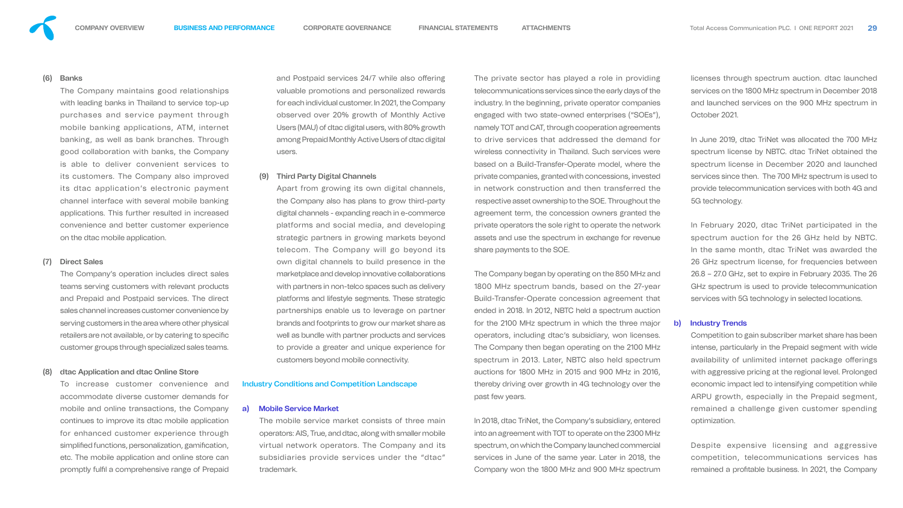(6) **Banks**

The Company maintains good relationships with leading banks in Thailand to service top-up purchases and service payment through mobile banking applications, ATM, internet banking, as well as bank branches. Through good collaboration with banks, the Company is able to deliver convenient services to its customers. The Company also improved its dtac application's electronic payment channel interface with several mobile banking applications. This further resulted in increased convenience and better customer experience on the dtac mobile application.

(7) **Direct Sales**

The Company's operation includes direct sales teams serving customers with relevant products and Prepaid and Postpaid services. The direct sales channel increases customer convenience by serving customers in the area where other physical retailers are not available, or by catering to specific customer groups through specialized sales teams.

(8) **dtac Application and dtac Online Store**

To increase customer convenience and accommodate diverse customer demands for mobile and online transactions, the Company continues to improve its dtac mobile application for enhanced customer experience through simplified functions, personalization, gamification, etc. The mobile application and online store can promptly fulfil a comprehensive range of Prepaid and Postpaid services 24/7 while also offering valuable promotions and personalized rewards for each individual customer. In 2021, the Company observed over 20% growth of Monthly Active Users (MAU) of dtac digital users, with 80% growth among Prepaid Monthly Active Users of dtac digital users.

(9) **Third Party Digital Channels**

Apart from growing its own digital channels, the Company also has plans to grow third-party digital channels - expanding reach in e-commerce platforms and social media, and developing strategic partners in growing markets beyond telecom. The Company will go beyond its own digital channels to build presence in the marketplace and develop innovative collaborations with partners in non-telco spaces such as delivery platforms and lifestyle segments. These strategic partnerships enable us to leverage on partner brands and footprints to grow our market share as well as bundle with partner products and services to provide a greater and unique experience for customers beyond mobile connectivity.

## Industry Conditions and Competition Landscape

### a) Mobile Service Market

The mobile service market consists of three main operators: AIS, True, and dtac, along with smaller mobile virtual network operators. The Company and its subsidiaries provide services under the "dtac" trademark.

The private sector has played a role in providing telecommunications services since the early days of the industry. In the beginning, private operator companies engaged with two state-owned enterprises ("SOEs"), namely TOT and CAT, through cooperation agreements to drive services that addressed the demand for wireless connectivity in Thailand. Such services were based on a Build-Transfer-Operate model, where the private companies, granted with concessions, invested in network construction and then transferred the respective asset ownership to the SOE. Throughout the agreement term, the concession owners granted the private operators the sole right to operate the network assets and use the spectrum in exchange for revenue share payments to the SOE.

The Company began by operating on the 850 MHz and 1800 MHz spectrum bands, based on the 27-year Build-Transfer-Operate concession agreement that ended in 2018. In 2012, NBTC held a spectrum auction for the 2100 MHz spectrum in which the three major operators, including dtac's subsidiary, won licenses. The Company then began operating on the 2100 MHz spectrum in 2013. Later, NBTC also held spectrum auctions for 1800 MHz in 2015 and 900 MHz in 2016, thereby driving over growth in 4G technology over the past few years.

In 2018, dtac TriNet, the Company's subsidiary, entered into an agreement with TOT to operate on the 2300 MHz spectrum, on which the Company launched commercial services in June of the same year. Later in 2018, the Company won the 1800 MHz and 900 MHz spectrum licenses through spectrum auction. dtac launched services on the 1800 MHz spectrum in December 2018 and launched services on the 900 MHz spectrum in October 2021.

In June 2019, dtac TriNet was allocated the 700 MHz spectrum license by NBTC. dtac TriNet obtained the spectrum license in December 2020 and launched services since then. The 700 MHz spectrum is used to provide telecommunication services with both 4G and 5G technology.

In February 2020, dtac TriNet participated in the spectrum auction for the 26 GHz held by NBTC. In the same month, dtac TriNet was awarded the 26 GHz spectrum license, for frequencies between 26.8 – 27.0 GHz, set to expire in February 2035. The 26 GHz spectrum is used to provide telecommunication services with 5G technology in selected locations.

### b) Industry Trends

Competition to gain subscriber market share has been intense, particularly in the Prepaid segment with wide availability of unlimited internet package offerings with aggressive pricing at the regional level. Prolonged economic impact led to intensifying competition while ARPU growth, especially in the Prepaid segment, remained a challenge given customer spending optimization.

Despite expensive licensing and aggressive competition, telecommunications services has remained a profitable business. In 2021, the Company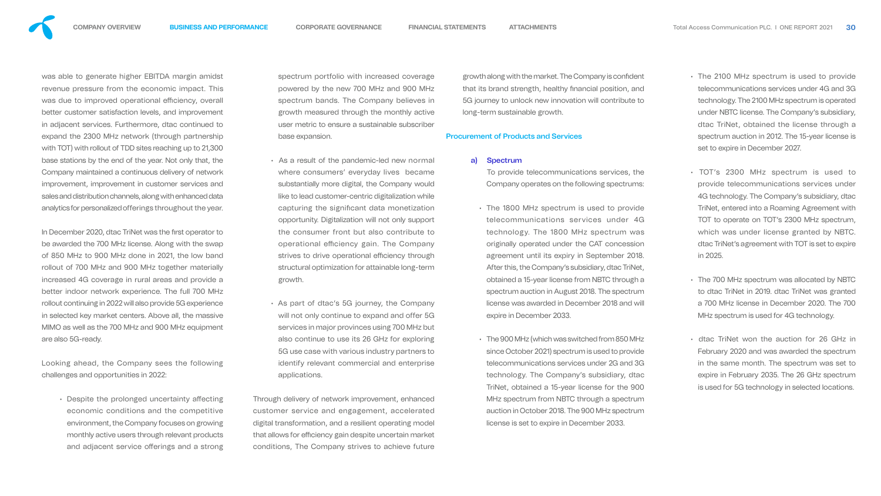was able to generate higher EBITDA margin amidst revenue pressure from the economic impact. This was due to improved operational efficiency, overall better customer satisfaction levels, and improvement in adjacent services. Furthermore, dtac continued to expand the 2300 MHz network (through partnership with TOT) with rollout of TDD sites reaching up to 21,300 base stations by the end of the year. Not only that, the Company maintained a continuous delivery of network improvement, improvement in customer services and sales and distribution channels, along with enhanced data analytics for personalized offerings throughout the year.

In December 2020, dtac TriNet was the first operator to be awarded the 700 MHz license. Along with the swap of 850 MHz to 900 MHz done in 2021, the low band rollout of 700 MHz and 900 MHz together materially increased 4G coverage in rural areas and provide a better indoor network experience. The full 700 MHz rollout continuing in 2022 will also provide 5G experience in selected key market centers. Above all, the massive MIMO as well as the 700 MHz and 900 MHz equipment are also 5G-ready.

Looking ahead, the Company sees the following challenges and opportunities in 2022:

- Despite the prolonged uncertainty affecting economic conditions and the competitive environment, the Company focuses on growing monthly active users through relevant products and adjacent service offerings and a strong spectrum portfolio with increased coverage powered by the new 700 MHz and 900 MHz spectrum bands. The Company believes in growth measured through the monthly active user metric to ensure a sustainable subscriber base expansion.
- As a result of the pandemic-led new normal where consumers' everyday lives became substantially more digital, the Company would like to lead customer-centric digitalization while capturing the significant data monetization opportunity. Digitalization will not only support the consumer front but also contribute to operational efficiency gain. The Company strives to drive operational efficiency through structural optimization for attainable long-term growth.
- As part of dtac's 5G journey, the Company will not only continue to expand and offer 5G services in major provinces using 700 MHz but also continue to use its 26 GHz for exploring 5G use case with various industry partners to identify relevant commercial and enterprise applications.

Through delivery of network improvement, enhanced customer service and engagement, accelerated digital transformation, and a resilient operating model that allows for efficiency gain despite uncertain market conditions, The Company strives to achieve future growth along with the market. The Company is confident that its brand strength, healthy financial position, and 5G journey to unlock new innovation will contribute to long-term sustainable growth.

## Procurement of Products and Services

### a) Spectrum

To provide telecommunications services, the Company operates on the following spectrums:

- The 1800 MHz spectrum is used to provide telecommunications services under 4G technology. The 1800 MHz spectrum was originally operated under the CAT concession agreement until its expiry in September 2018. After this, the Company's subsidiary, dtac TriNet, obtained a 15-year license from NBTC through a spectrum auction in August 2018. The spectrum license was awarded in December 2018 and will expire in December 2033.
- The 900 MHz (which was switched from 850 MHz since October 2021) spectrum is used to provide telecommunications services under 2G and 3G technology. The Company's subsidiary, dtac TriNet, obtained a 15-year license for the 900 MHz spectrum from NBTC through a spectrum auction in October 2018. The 900 MHz spectrum license is set to expire in December 2033.
- The 2100 MHz spectrum is used to provide telecommunications services under 4G and 3G technology. The 2100 MHz spectrum is operated under NBTC license. The Company's subsidiary, dtac TriNet, obtained the license through a spectrum auction in 2012. The 15-year license is set to expire in December 2027.
- TOT's 2300 MHz spectrum is used to provide telecommunications services under 4G technology. The Company's subsidiary, dtac TriNet, entered into a Roaming Agreement with TOT to operate on TOT's 2300 MHz spectrum, which was under license granted by NBTC. dtac TriNet's agreement with TOT is set to expire in 2025.
- The 700 MHz spectrum was allocated by NBTC to dtac TriNet in 2019. dtac TriNet was granted a 700 MHz license in December 2020. The 700 MHz spectrum is used for 4G technology.
- dtac TriNet won the auction for 26 GHz in February 2020 and was awarded the spectrum in the same month. The spectrum was set to expire in February 2035. The 26 GHz spectrum is used for 5G technology in selected locations.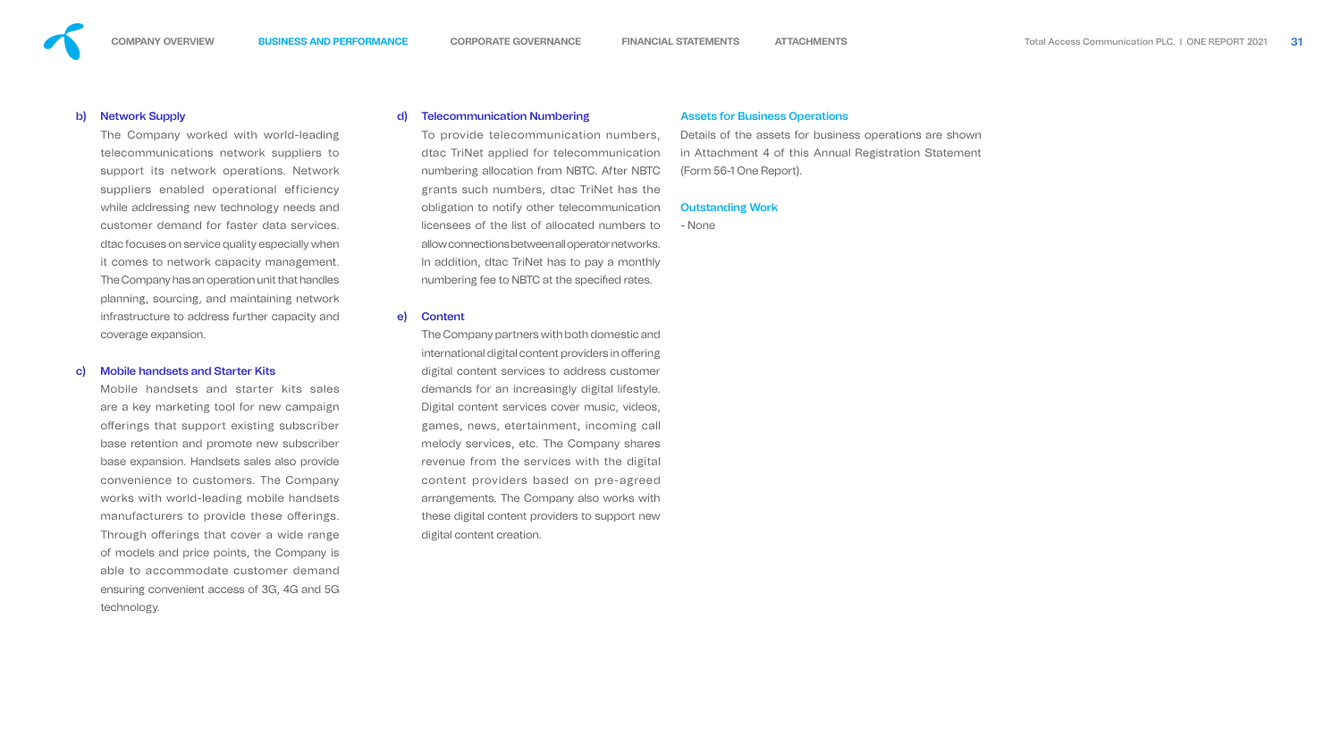b) **Network Supply**

The Company worked with world-leading telecommunications network suppliers to support its network operations. Network suppliers enabled operational efficiency while addressing new technology needs and customer demand for faster data services. dtac focuses on service quality especially when it comes to network capacity management. The Company has an operation unit that handles planning, sourcing, and maintaining network infrastructure to address further capacity and coverage expansion.

c) **Mobile handsets and Starter Kits**

Mobile handsets and starter kits sales are a key marketing tool for new campaign offerings that support existing subscriber base retention and promote new subscriber base expansion. Handsets sales also provide convenience to customers. The Company works with world-leading mobile handsets manufacturers to provide these offerings. Through offerings that cover a wide range of models and price points, the Company is able to accommodate customer demand ensuring convenient access of 3G, 4G and 5G technology.

d) **Telecommunication Numbering**

To provide telecommunication numbers, dtac TriNet applied for telecommunication numbering allocation from NBTC. After NBTC grants such numbers, dtac TriNet has the obligation to notify other telecommunication licensees of the list of allocated numbers to allow connections between all operator networks. In addition, dtac TriNet has to pay a monthly numbering fee to NBTC at the specified rates.

e) **Content**

The Company partners with both domestic and international digital content providers in offering digital content services to address customer demands for an increasingly digital lifestyle. Digital content services cover music, videos, games, news, etertainment, incoming call melody services, etc. The Company shares revenue from the services with the digital content providers based on pre-agreed arrangements. The Company also works with these digital content providers to support new digital content creation.

### Assets for Business Operations

Details of the assets for business operations are shown in Attachment 4 of this Annual Registration Statement (Form 56-1 One Report).

### Outstanding Work

- None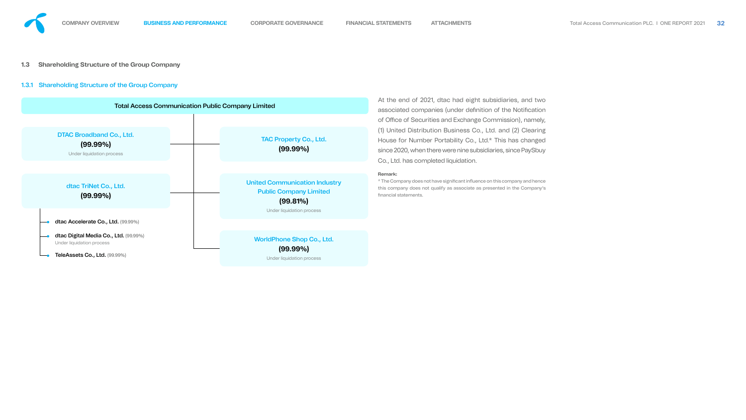## 1.3 Shareholding Structure of the Group Company

### 1.3.1 Shareholding Structure of the Group Company

**Total Access Communication Public Company Limited**

- **DTAC Broadband Co., Ltd.** **(99.99%)** — Under liquidation process
- **TAC Property Co., Ltd.** **(99.99%)**
- **dtac TriNet Co., Ltd.** **(99.99%)**
  - **dtac Accelerate Co., Ltd.** (99.99%)
  - **dtac Digital Media Co., Ltd.** (99.99%) — Under liquidation process
  - **TeleAssets Co., Ltd.** (99.99%)
- **United Communication Industry Public Company Limited** **(99.81%)** — Under liquidation process
- **WorldPhone Shop Co., Ltd.** **(99.99%)** — Under liquidation process

At the end of 2021, dtac had eight subsidiaries, and two associated companies (under definition of the Notification of Office of Securities and Exchange Commission), namely, (1) United Distribution Business Co., Ltd. and (2) Clearing House for Number Portability Co., Ltd.* This has changed since 2020, when there were nine subsidiaries, since PaySbuy Co., Ltd. has completed liquidation.

**Remark:**

* The Company does not have significant influence on this company and hence this company does not qualify as associate as presented in the Company's financial statements.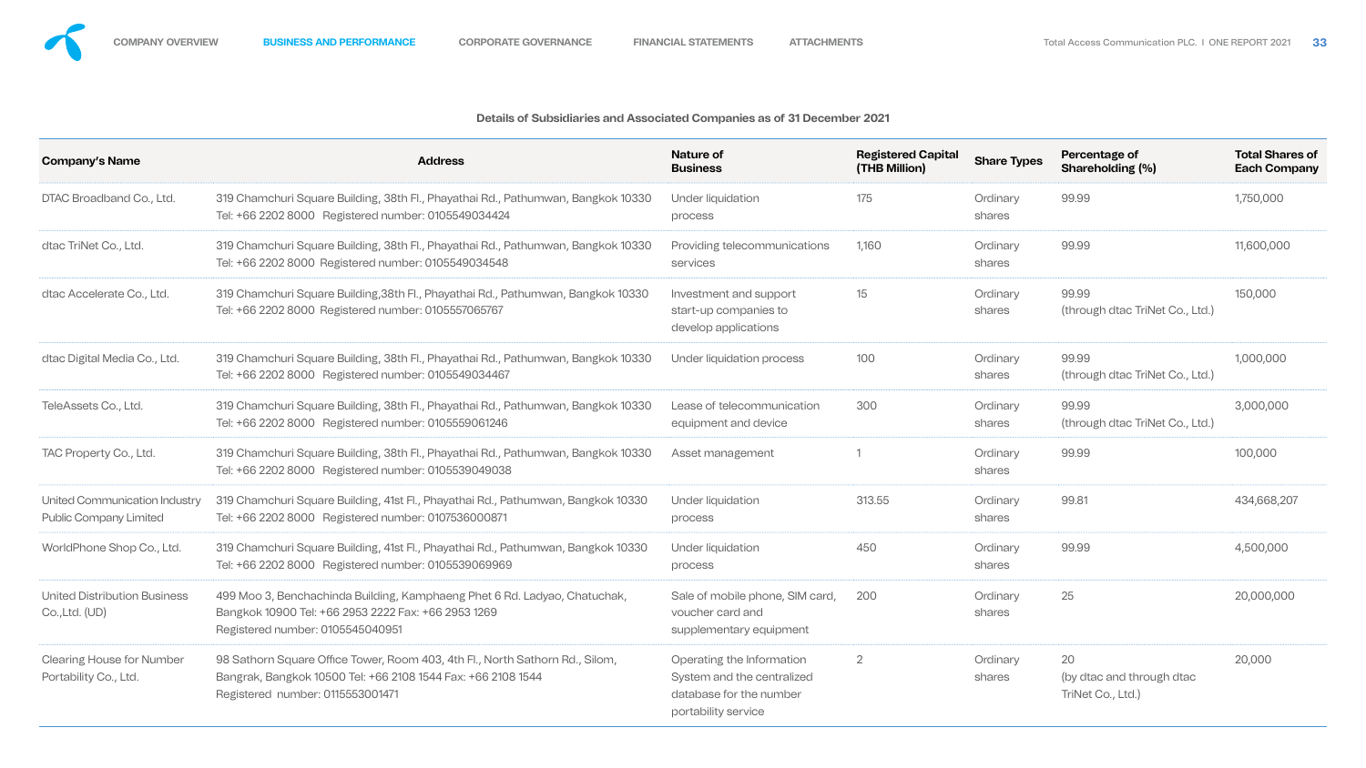### Details of Subsidiaries and Associated Companies as of 31 December 2021

| Company's Name | Address | Nature of Business | Registered Capital (THB Million) | Share Types | Percentage of Shareholding (%) | Total Shares of Each Company |
|---|---|---|---|---|---|---|
| DTAC Broadband Co., Ltd. | 319 Chamchuri Square Building, 38th Fl., Phayathai Rd., Pathumwan, Bangkok 10330 Tel: +66 2202 8000 Registered number: 0105549034424 | Under liquidation process | 175 | Ordinary shares | 99.99 | 1,750,000 |
| dtac TriNet Co., Ltd. | 319 Chamchuri Square Building, 38th Fl., Phayathai Rd., Pathumwan, Bangkok 10330 Tel: +66 2202 8000 Registered number: 0105549034548 | Providing telecommunications services | 1,160 | Ordinary shares | 99.99 | 11,600,000 |
| dtac Accelerate Co., Ltd. | 319 Chamchuri Square Building,38th Fl., Phayathai Rd., Pathumwan, Bangkok 10330 Tel: +66 2202 8000 Registered number: 0105557065767 | Investment and support start-up companies to develop applications | 15 | Ordinary shares | 99.99 (through dtac TriNet Co., Ltd.) | 150,000 |
| dtac Digital Media Co., Ltd. | 319 Chamchuri Square Building, 38th Fl., Phayathai Rd., Pathumwan, Bangkok 10330 Tel: +66 2202 8000 Registered number: 0105549034467 | Under liquidation process | 100 | Ordinary shares | 99.99 (through dtac TriNet Co., Ltd.) | 1,000,000 |
| TeleAssets Co., Ltd. | 319 Chamchuri Square Building, 38th Fl., Phayathai Rd., Pathumwan, Bangkok 10330 Tel: +66 2202 8000 Registered number: 0105559061246 | Lease of telecommunication equipment and device | 300 | Ordinary shares | 99.99 (through dtac TriNet Co., Ltd.) | 3,000,000 |
| TAC Property Co., Ltd. | 319 Chamchuri Square Building, 38th Fl., Phayathai Rd., Pathumwan, Bangkok 10330 Tel: +66 2202 8000 Registered number: 0105539049038 | Asset management | 1 | Ordinary shares | 99.99 | 100,000 |
| United Communication Industry Public Company Limited | 319 Chamchuri Square Building, 41st Fl., Phayathai Rd., Pathumwan, Bangkok 10330 Tel: +66 2202 8000 Registered number: 0107536000871 | Under liquidation process | 313.55 | Ordinary shares | 99.81 | 434,668,207 |
| WorldPhone Shop Co., Ltd. | 319 Chamchuri Square Building, 41st Fl., Phayathai Rd., Pathumwan, Bangkok 10330 Tel: +66 2202 8000 Registered number: 0105539069969 | Under liquidation process | 450 | Ordinary shares | 99.99 | 4,500,000 |
| United Distribution Business Co.,Ltd. (UD) | 499 Moo 3, Benchachinda Building, Kamphaeng Phet 6 Rd. Ladyao, Chatuchak, Bangkok 10900 Tel: +66 2953 2222 Fax: +66 2953 1269 Registered number: 0105545040951 | Sale of mobile phone, SIM card, voucher card and supplementary equipment | 200 | Ordinary shares | 25 | 20,000,000 |
| Clearing House for Number Portability Co., Ltd. | 98 Sathorn Square Office Tower, Room 403, 4th Fl., North Sathorn Rd., Silom, Bangrak, Bangkok 10500 Tel: +66 2108 1544 Fax: +66 2108 1544 Registered number: 0115553001471 | Operating the Information System and the centralized database for the number portability service | 2 | Ordinary shares | 20 (by dtac and through dtac TriNet Co., Ltd.) | 20,000 |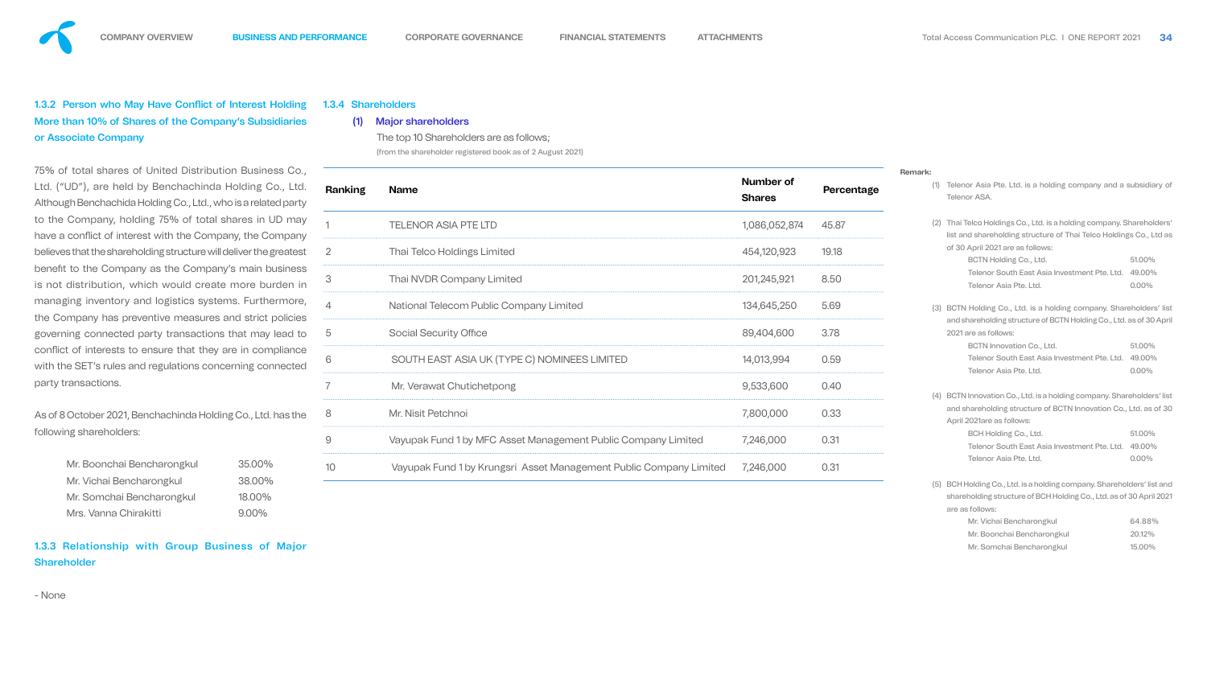### 1.3.2 Person who May Have Conflict of Interest Holding More than 10% of Shares of the Company's Subsidiaries or Associate Company

75% of total shares of United Distribution Business Co., Ltd. ("UD"), are held by Benchachinda Holding Co., Ltd. Although Benchachida Holding Co., Ltd., who is a related party to the Company, holding 75% of total shares in UD may have a conflict of interest with the Company, the Company believes that the shareholding structure will deliver the greatest benefit to the Company as the Company's main business is not distribution, which would create more burden in managing inventory and logistics systems. Furthermore, the Company has preventive measures and strict policies governing connected party transactions that may lead to conflict of interests to ensure that they are in compliance with the SET's rules and regulations concerning connected party transactions.

As of 8 October 2021, Benchachinda Holding Co., Ltd. has the following shareholders:

| | |
|---|---|
| Mr. Boonchai Bencharongkul | 35.00% |
| Mr. Vichai Bencharongkul | 38.00% |
| Mr. Somchai Bencharongkul | 18.00% |
| Mrs. Vanna Chirakitti | 9.00% |

### 1.3.3 Relationship with Group Business of Major Shareholder

- None

### 1.3.4 Shareholders

**(1) Major shareholders**

The top 10 Shareholders are as follows;

(from the shareholder registered book as of 2 August 2021)

| Ranking | Name | Number of Shares | Percentage |
|---|---|---|---|
| 1 | TELENOR ASIA PTE LTD | 1,086,052,874 | 45.87 |
| 2 | Thai Telco Holdings Limited | 454,120,923 | 19.18 |
| 3 | Thai NVDR Company Limited | 201,245,921 | 8.50 |
| 4 | National Telecom Public Company Limited | 134,645,250 | 5.69 |
| 5 | Social Security Office | 89,404,600 | 3.78 |
| 6 | SOUTH EAST ASIA UK (TYPE C) NOMINEES LIMITED | 14,013,994 | 0.59 |
| 7 | Mr. Verawat Chutichetpong | 9,533,600 | 0.40 |
| 8 | Mr. Nisit Petchnoi | 7,800,000 | 0.33 |
| 9 | Vayupak Fund 1 by MFC Asset Management Public Company Limited | 7,246,000 | 0.31 |
| 10 | Vayupak Fund 1 by Krungsri Asset Management Public Company Limited | 7,246,000 | 0.31 |

**Remark:**

(1) Telenor Asia Pte. Ltd. is a holding company and a subsidiary of Telenor ASA.

(2) Thai Telco Holdings Co., Ltd. is a holding company. Shareholders' list and shareholding structure of Thai Telco Holdings Co., Ltd as of 30 April 2021 are as follows:

| | |
|---|---|
| BCTN Holding Co., Ltd. | 51.00% |
| Telenor South East Asia Investment Pte. Ltd. | 49.00% |
| Telenor Asia Pte. Ltd. | 0.00% |

(3) BCTN Holding Co., Ltd. is a holding company. Shareholders' list and shareholding structure of BCTN Holding Co., Ltd. as of 30 April 2021 are as follows:

| | |
|---|---|
| BCTN Innovation Co., Ltd. | 51.00% |
| Telenor South East Asia Investment Pte. Ltd. | 49.00% |
| Telenor Asia Pte. Ltd. | 0.00% |

(4) BCTN Innovation Co., Ltd. is a holding company. Shareholders' list and shareholding structure of BCTN Innovation Co., Ltd. as of 30 April 2021are as follows:

| | |
|---|---|
| BCH Holding Co., Ltd. | 51.00% |
| Telenor South East Asia Investment Pte. Ltd. | 49.00% |
| Telenor Asia Pte. Ltd. | 0.00% |

(5) BCH Holding Co., Ltd. is a holding company. Shareholders' list and shareholding structure of BCH Holding Co., Ltd. as of 30 April 2021 are as follows:

| | |
|---|---|
| Mr. Vichai Bencharongkul | 64.88% |
| Mr. Boonchai Bencharongkul | 20.12% |
| Mr. Somchai Bencharongkul | 15.00% |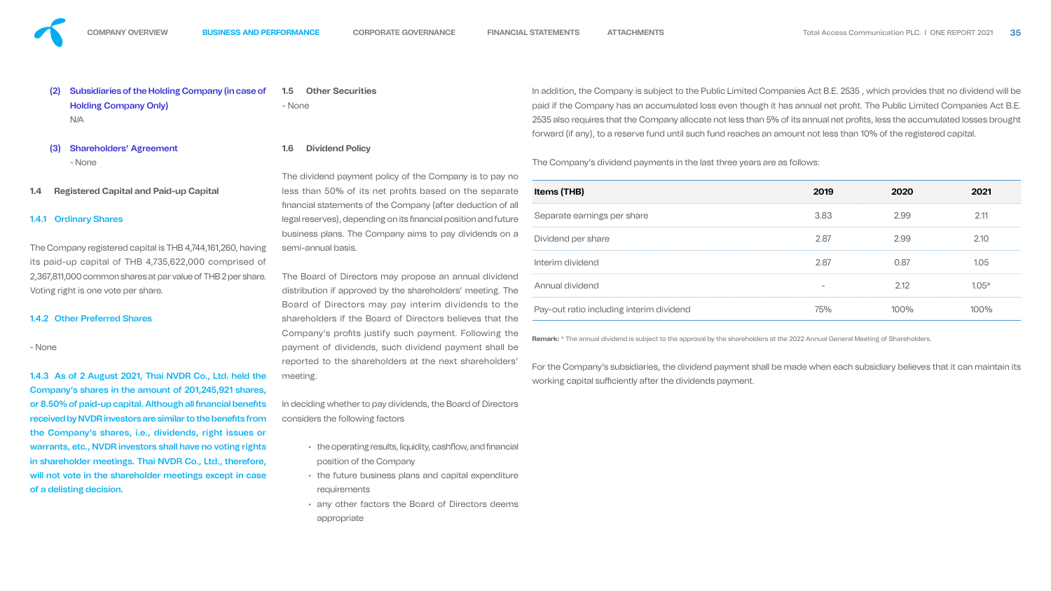(2) **Subsidiaries of the Holding Company (in case of Holding Company Only)**

N/A

(3) **Shareholders' Agreement**

- None

### 1.4 Registered Capital and Paid-up Capital

#### 1.4.1 Ordinary Shares

The Company registered capital is THB 4,744,161,260, having its paid-up capital of THB 4,735,622,000 comprised of 2,367,811,000 common shares at par value of THB 2 per share. Voting right is one vote per share.

#### 1.4.2 Other Preferred Shares

- None

**1.4.3 As of 2 August 2021, Thai NVDR Co., Ltd. held the Company's shares in the amount of 201,245,921 shares, or 8.50% of paid-up capital. Although all financial benefits received by NVDR investors are similar to the benefits from the Company's shares, i.e., dividends, right issues or warrants, etc., NVDR investors shall have no voting rights in shareholder meetings. Thai NVDR Co., Ltd., therefore, will not vote in the shareholder meetings except in case of a delisting decision.**

### 1.5 Other Securities

- None

### 1.6 Dividend Policy

The dividend payment policy of the Company is to pay no less than 50% of its net profits based on the separate financial statements of the Company (after deduction of all legal reserves), depending on its financial position and future business plans. The Company aims to pay dividends on a semi-annual basis.

The Board of Directors may propose an annual dividend distribution if approved by the shareholders' meeting. The Board of Directors may pay interim dividends to the shareholders if the Board of Directors believes that the Company's profits justify such payment. Following the payment of dividends, such dividend payment shall be reported to the shareholders at the next shareholders' meeting.

In deciding whether to pay dividends, the Board of Directors considers the following factors

- the operating results, liquidity, cashflow, and financial position of the Company
- the future business plans and capital expenditure requirements
- any other factors the Board of Directors deems appropriate

In addition, the Company is subject to the Public Limited Companies Act B.E. 2535 , which provides that no dividend will be paid if the Company has an accumulated loss even though it has annual net profit. The Public Limited Companies Act B.E. 2535 also requires that the Company allocate not less than 5% of its annual net profits, less the accumulated losses brought forward (if any), to a reserve fund until such fund reaches an amount not less than 10% of the registered capital.

The Company's dividend payments in the last three years are as follows:

| Items (THB) | 2019 | 2020 | 2021 |
|---|---|---|---|
| Separate earnings per share | 3.83 | 2.99 | 2.11 |
| Dividend per share | 2.87 | 2.99 | 2.10 |
| Interim dividend | 2.87 | 0.87 | 1.05 |
| Annual dividend | - | 2.12 | 1.05* |
| Pay-out ratio including interim dividend | 75% | 100% | 100% |

**Remark:** * The annual dividend is subject to the approval by the shareholders at the 2022 Annual General Meeting of Shareholders.

For the Company's subsidiaries, the dividend payment shall be made when each subsidiary believes that it can maintain its working capital sufficiently after the dividends payment.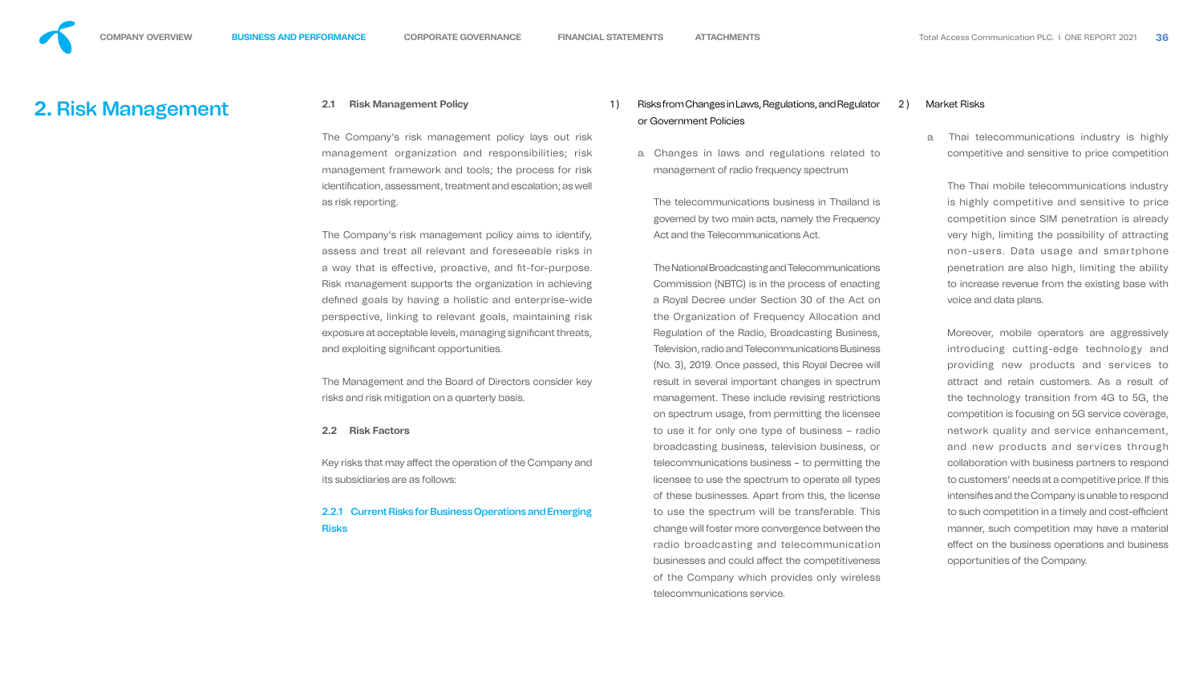# 2. Risk Management

### 2.1 Risk Management Policy

The Company's risk management policy lays out risk management organization and responsibilities; risk management framework and tools; the process for risk identification, assessment, treatment and escalation; as well as risk reporting.

The Company's risk management policy aims to identify, assess and treat all relevant and foreseeable risks in a way that is effective, proactive, and fit-for-purpose. Risk management supports the organization in achieving defined goals by having a holistic and enterprise-wide perspective, linking to relevant goals, maintaining risk exposure at acceptable levels, managing significant threats, and exploiting significant opportunities.

The Management and the Board of Directors consider key risks and risk mitigation on a quarterly basis.

### 2.2 Risk Factors

Key risks that may affect the operation of the Company and its subsidiaries are as follows:

#### 2.2.1 Current Risks for Business Operations and Emerging Risks

1) Risks from Changes in Laws, Regulations, and Regulator or Government Policies

a. Changes in laws and regulations related to management of radio frequency spectrum

The telecommunications business in Thailand is governed by two main acts, namely the Frequency Act and the Telecommunications Act.

The National Broadcasting and Telecommunications Commission (NBTC) is in the process of enacting a Royal Decree under Section 30 of the Act on the Organization of Frequency Allocation and Regulation of the Radio, Broadcasting Business, Television, radio and Telecommunications Business (No. 3), 2019. Once passed, this Royal Decree will result in several important changes in spectrum management. These include revising restrictions on spectrum usage, from permitting the licensee to use it for only one type of business – radio broadcasting business, television business, or telecommunications business – to permitting the licensee to use the spectrum to operate all types of these businesses. Apart from this, the license to use the spectrum will be transferable. This change will foster more convergence between the radio broadcasting and telecommunication businesses and could affect the competitiveness of the Company which provides only wireless telecommunications service.

2) Market Risks

a. Thai telecommunications industry is highly competitive and sensitive to price competition

The Thai mobile telecommunications industry is highly competitive and sensitive to price competition since SIM penetration is already very high, limiting the possibility of attracting non-users. Data usage and smartphone penetration are also high, limiting the ability to increase revenue from the existing base with voice and data plans.

Moreover, mobile operators are aggressively introducing cutting-edge technology and providing new products and services to attract and retain customers. As a result of the technology transition from 4G to 5G, the competition is focusing on 5G service coverage, network quality and service enhancement, and new products and services through collaboration with business partners to respond to customers' needs at a competitive price. If this intensifies and the Company is unable to respond to such competition in a timely and cost-efficient manner, such competition may have a material effect on the business operations and business opportunities of the Company.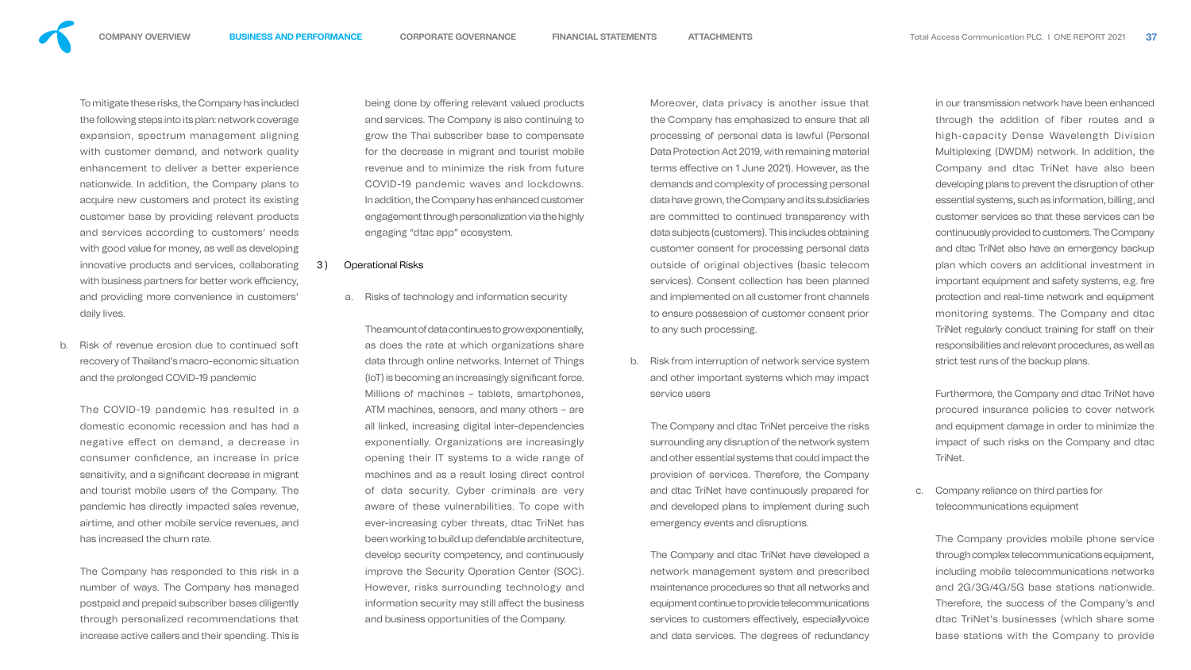To mitigate these risks, the Company has included the following steps into its plan: network coverage expansion, spectrum management aligning with customer demand, and network quality enhancement to deliver a better experience nationwide. In addition, the Company plans to acquire new customers and protect its existing customer base by providing relevant products and services according to customers' needs with good value for money, as well as developing innovative products and services, collaborating with business partners for better work efficiency, and providing more convenience in customers' daily lives.

b. Risk of revenue erosion due to continued soft recovery of Thailand's macro-economic situation and the prolonged COVID-19 pandemic

The COVID-19 pandemic has resulted in a domestic economic recession and has had a negative effect on demand, a decrease in consumer confidence, an increase in price sensitivity, and a significant decrease in migrant and tourist mobile users of the Company. The pandemic has directly impacted sales revenue, airtime, and other mobile service revenues, and has increased the churn rate.

The Company has responded to this risk in a number of ways. The Company has managed postpaid and prepaid subscriber bases diligently through personalized recommendations that increase active callers and their spending. This is being done by offering relevant valued products and services. The Company is also continuing to grow the Thai subscriber base to compensate for the decrease in migrant and tourist mobile revenue and to minimize the risk from future COVID-19 pandemic waves and lockdowns. In addition, the Company has enhanced customer engagement through personalization via the highly engaging "dtac app" ecosystem.

3) Operational Risks

a. Risks of technology and information security

The amount of data continues to grow exponentially, as does the rate at which organizations share data through online networks. Internet of Things (IoT) is becoming an increasingly significant force. Millions of machines – tablets, smartphones, ATM machines, sensors, and many others – are all linked, increasing digital inter-dependencies exponentially. Organizations are increasingly opening their IT systems to a wide range of machines and as a result losing direct control of data security. Cyber criminals are very aware of these vulnerabilities. To cope with ever-increasing cyber threats, dtac TriNet has been working to build up defendable architecture, develop security competency, and continuously improve the Security Operation Center (SOC). However, risks surrounding technology and information security may still affect the business and business opportunities of the Company.

Moreover, data privacy is another issue that the Company has emphasized to ensure that all processing of personal data is lawful (Personal Data Protection Act 2019, with remaining material terms effective on 1 June 2021). However, as the demands and complexity of processing personal data have grown, the Company and its subsidiaries are committed to continued transparency with data subjects (customers). This includes obtaining customer consent for processing personal data outside of original objectives (basic telecom services). Consent collection has been planned and implemented on all customer front channels to ensure possession of customer consent prior to any such processing.

b. Risk from interruption of network service system and other important systems which may impact service users

The Company and dtac TriNet perceive the risks surrounding any disruption of the network system and other essential systems that could impact the provision of services. Therefore, the Company and dtac TriNet have continuously prepared for and developed plans to implement during such emergency events and disruptions.

The Company and dtac TriNet have developed a network management system and prescribed maintenance procedures so that all networks and equipment continue to provide telecommunications services to customers effectively, especially voice and data services. The degrees of redundancy in our transmission network have been enhanced through the addition of fiber routes and a high-capacity Dense Wavelength Division Multiplexing (DWDM) network. In addition, the Company and dtac TriNet have also been developing plans to prevent the disruption of other essential systems, such as information, billing, and customer services so that these services can be continuously provided to customers. The Company and dtac TriNet also have an emergency backup plan which covers an additional investment in important equipment and safety systems, e.g. fire protection and real-time network and equipment monitoring systems. The Company and dtac TriNet regularly conduct training for staff on their responsibilities and relevant procedures, as well as strict test runs of the backup plans.

Furthermore, the Company and dtac TriNet have procured insurance policies to cover network and equipment damage in order to minimize the impact of such risks on the Company and dtac TriNet.

c. Company reliance on third parties for telecommunications equipment

The Company provides mobile phone service through complex telecommunications equipment, including mobile telecommunications networks and 2G/3G/4G/5G base stations nationwide. Therefore, the success of the Company's and dtac TriNet's businesses (which share some base stations with the Company to provide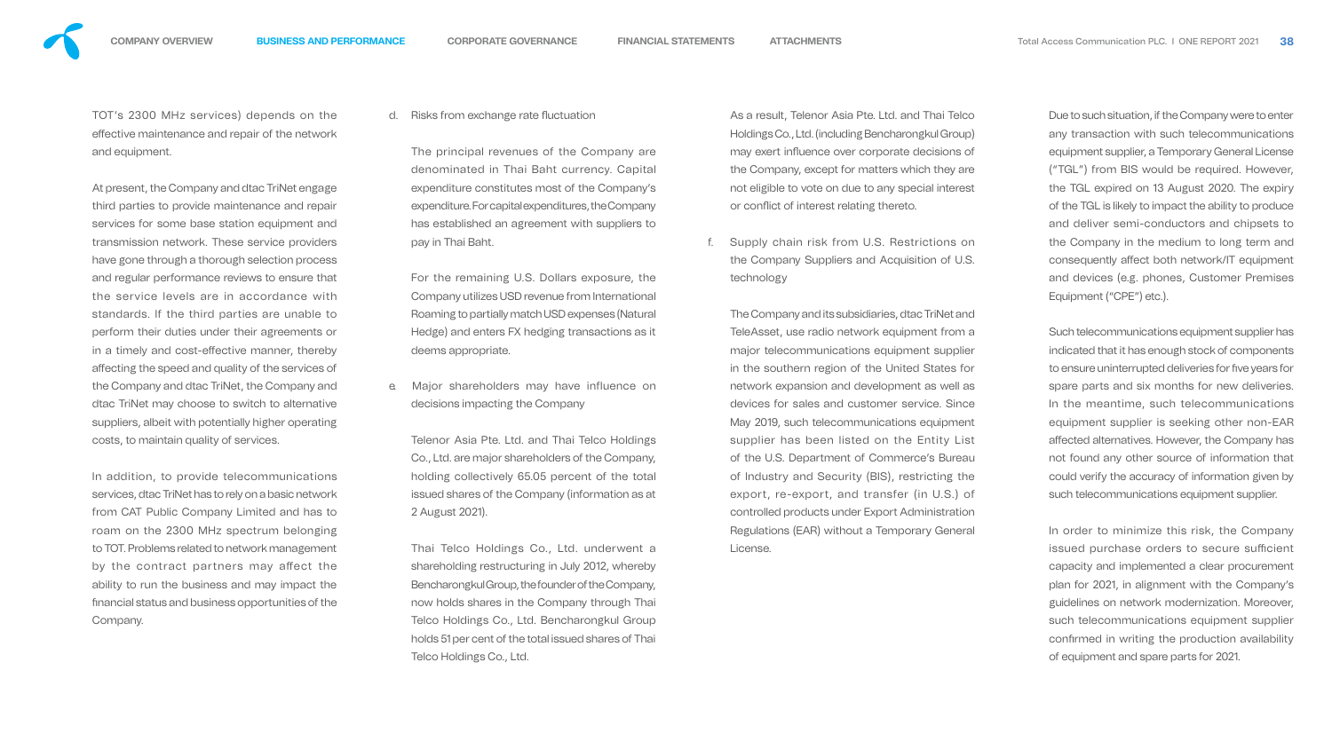TOT's 2300 MHz services) depends on the effective maintenance and repair of the network and equipment.

At present, the Company and dtac TriNet engage third parties to provide maintenance and repair services for some base station equipment and transmission network. These service providers have gone through a thorough selection process and regular performance reviews to ensure that the service levels are in accordance with standards. If the third parties are unable to perform their duties under their agreements or in a timely and cost-effective manner, thereby affecting the speed and quality of the services of the Company and dtac TriNet, the Company and dtac TriNet may choose to switch to alternative suppliers, albeit with potentially higher operating costs, to maintain quality of services.

In addition, to provide telecommunications services, dtac TriNet has to rely on a basic network from CAT Public Company Limited and has to roam on the 2300 MHz spectrum belonging to TOT. Problems related to network management by the contract partners may affect the ability to run the business and may impact the financial status and business opportunities of the Company.

d. Risks from exchange rate fluctuation

The principal revenues of the Company are denominated in Thai Baht currency. Capital expenditure constitutes most of the Company's expenditure. For capital expenditures, the Company has established an agreement with suppliers to pay in Thai Baht.

For the remaining U.S. Dollars exposure, the Company utilizes USD revenue from International Roaming to partially match USD expenses (Natural Hedge) and enters FX hedging transactions as it deems appropriate.

e. Major shareholders may have influence on decisions impacting the Company

Telenor Asia Pte. Ltd. and Thai Telco Holdings Co., Ltd. are major shareholders of the Company, holding collectively 65.05 percent of the total issued shares of the Company (information as at 2 August 2021).

Thai Telco Holdings Co., Ltd. underwent a shareholding restructuring in July 2012, whereby Bencharongkul Group, the founder of the Company, now holds shares in the Company through Thai Telco Holdings Co., Ltd. Bencharongkul Group holds 51 per cent of the total issued shares of Thai Telco Holdings Co., Ltd.

As a result, Telenor Asia Pte. Ltd. and Thai Telco Holdings Co., Ltd. (including Bencharongkul Group) may exert influence over corporate decisions of the Company, except for matters which they are not eligible to vote on due to any special interest or conflict of interest relating thereto.

f. Supply chain risk from U.S. Restrictions on the Company Suppliers and Acquisition of U.S. technology

The Company and its subsidiaries, dtac TriNet and TeleAsset, use radio network equipment from a major telecommunications equipment supplier in the southern region of the United States for network expansion and development as well as devices for sales and customer service. Since May 2019, such telecommunications equipment supplier has been listed on the Entity List of the U.S. Department of Commerce's Bureau of Industry and Security (BIS), restricting the export, re-export, and transfer (in U.S.) of controlled products under Export Administration Regulations (EAR) without a Temporary General License.

Due to such situation, if the Company were to enter any transaction with such telecommunications equipment supplier, a Temporary General License ("TGL") from BIS would be required. However, the TGL expired on 13 August 2020. The expiry of the TGL is likely to impact the ability to produce and deliver semi-conductors and chipsets to the Company in the medium to long term and consequently affect both network/IT equipment and devices (e.g. phones, Customer Premises Equipment ("CPE") etc.).

Such telecommunications equipment supplier has indicated that it has enough stock of components to ensure uninterrupted deliveries for five years for spare parts and six months for new deliveries. In the meantime, such telecommunications equipment supplier is seeking other non-EAR affected alternatives. However, the Company has not found any other source of information that could verify the accuracy of information given by such telecommunications equipment supplier.

In order to minimize this risk, the Company issued purchase orders to secure sufficient capacity and implemented a clear procurement plan for 2021, in alignment with the Company's guidelines on network modernization. Moreover, such telecommunications equipment supplier confirmed in writing the production availability of equipment and spare parts for 2021.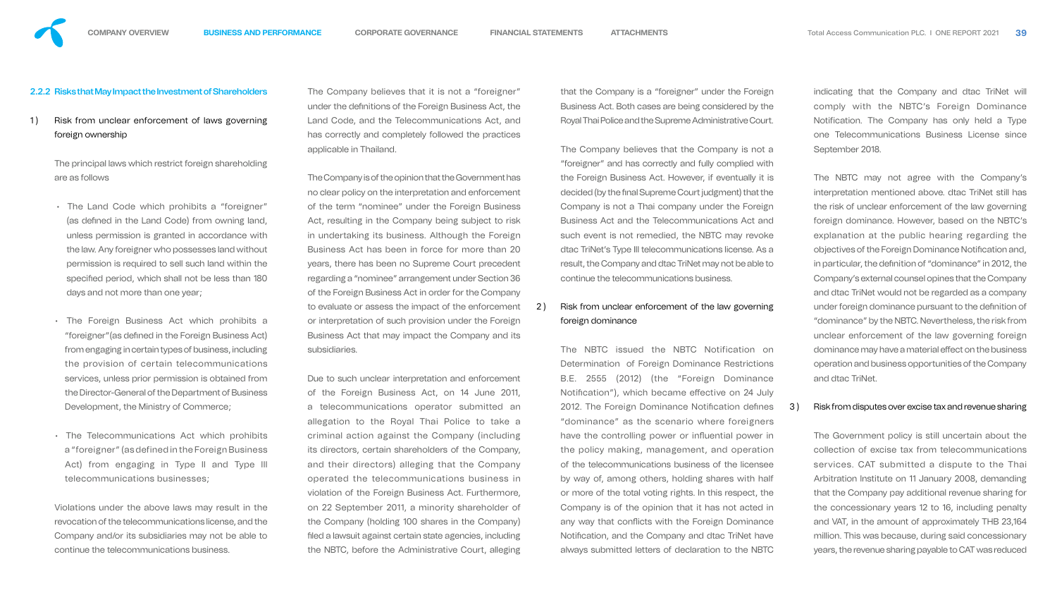### 2.2.2 Risks that May Impact the Investment of Shareholders

1) Risk from unclear enforcement of laws governing foreign ownership

The principal laws which restrict foreign shareholding are as follows

- The Land Code which prohibits a "foreigner" (as defined in the Land Code) from owning land, unless permission is granted in accordance with the law. Any foreigner who possesses land without permission is required to sell such land within the specified period, which shall not be less than 180 days and not more than one year;
- The Foreign Business Act which prohibits a "foreigner" (as defined in the Foreign Business Act) from engaging in certain types of business, including the provision of certain telecommunications services, unless prior permission is obtained from the Director-General of the Department of Business Development, the Ministry of Commerce;
- The Telecommunications Act which prohibits a "foreigner" (as defined in the Foreign Business Act) from engaging in Type II and Type III telecommunications businesses;

Violations under the above laws may result in the revocation of the telecommunications license, and the Company and/or its subsidiaries may not be able to continue the telecommunications business.

The Company believes that it is not a "foreigner" under the definitions of the Foreign Business Act, the Land Code, and the Telecommunications Act, and has correctly and completely followed the practices applicable in Thailand.

The Company is of the opinion that the Government has no clear policy on the interpretation and enforcement of the term "nominee" under the Foreign Business Act, resulting in the Company being subject to risk in undertaking its business. Although the Foreign Business Act has been in force for more than 20 years, there has been no Supreme Court precedent regarding a "nominee" arrangement under Section 36 of the Foreign Business Act in order for the Company to evaluate or assess the impact of the enforcement or interpretation of such provision under the Foreign Business Act that may impact the Company and its subsidiaries.

Due to such unclear interpretation and enforcement of the Foreign Business Act, on 14 June 2011, a telecommunications operator submitted an allegation to the Royal Thai Police to take a criminal action against the Company (including its directors, certain shareholders of the Company, and their directors) alleging that the Company operated the telecommunications business in violation of the Foreign Business Act. Furthermore, on 22 September 2011, a minority shareholder of the Company (holding 100 shares in the Company) filed a lawsuit against certain state agencies, including the NBTC, before the Administrative Court, alleging that the Company is a "foreigner" under the Foreign Business Act. Both cases are being considered by the Royal Thai Police and the Supreme Administrative Court.

The Company believes that the Company is not a "foreigner" and has correctly and fully complied with the Foreign Business Act. However, if eventually it is decided (by the final Supreme Court judgment) that the Company is not a Thai company under the Foreign Business Act and the Telecommunications Act and such event is not remedied, the NBTC may revoke dtac TriNet's Type III telecommunications license. As a result, the Company and dtac TriNet may not be able to continue the telecommunications business.

2) Risk from unclear enforcement of the law governing foreign dominance

The NBTC issued the NBTC Notification on Determination of Foreign Dominance Restrictions B.E. 2555 (2012) (the "Foreign Dominance Notification"), which became effective on 24 July 2012. The Foreign Dominance Notification defines "dominance" as the scenario where foreigners have the controlling power or influential power in the policy making, management, and operation of the telecommunications business of the licensee by way of, among others, holding shares with half or more of the total voting rights. In this respect, the Company is of the opinion that it has not acted in any way that conflicts with the Foreign Dominance Notification, and the Company and dtac TriNet have always submitted letters of declaration to the NBTC indicating that the Company and dtac TriNet will comply with the NBTC's Foreign Dominance Notification. The Company has only held a Type one Telecommunications Business License since September 2018.

The NBTC may not agree with the Company's interpretation mentioned above. dtac TriNet still has the risk of unclear enforcement of the law governing foreign dominance. However, based on the NBTC's explanation at the public hearing regarding the objectives of the Foreign Dominance Notification and, in particular, the definition of "dominance" in 2012, the Company's external counsel opines that the Company and dtac TriNet would not be regarded as a company under foreign dominance pursuant to the definition of "dominance" by the NBTC. Nevertheless, the risk from unclear enforcement of the law governing foreign dominance may have a material effect on the business operation and business opportunities of the Company and dtac TriNet.

3) Risk from disputes over excise tax and revenue sharing

The Government policy is still uncertain about the collection of excise tax from telecommunications services. CAT submitted a dispute to the Thai Arbitration Institute on 11 January 2008, demanding that the Company pay additional revenue sharing for the concessionary years 12 to 16, including penalty and VAT, in the amount of approximately THB 23,164 million. This was because, during said concessionary years, the revenue sharing payable to CAT was reduced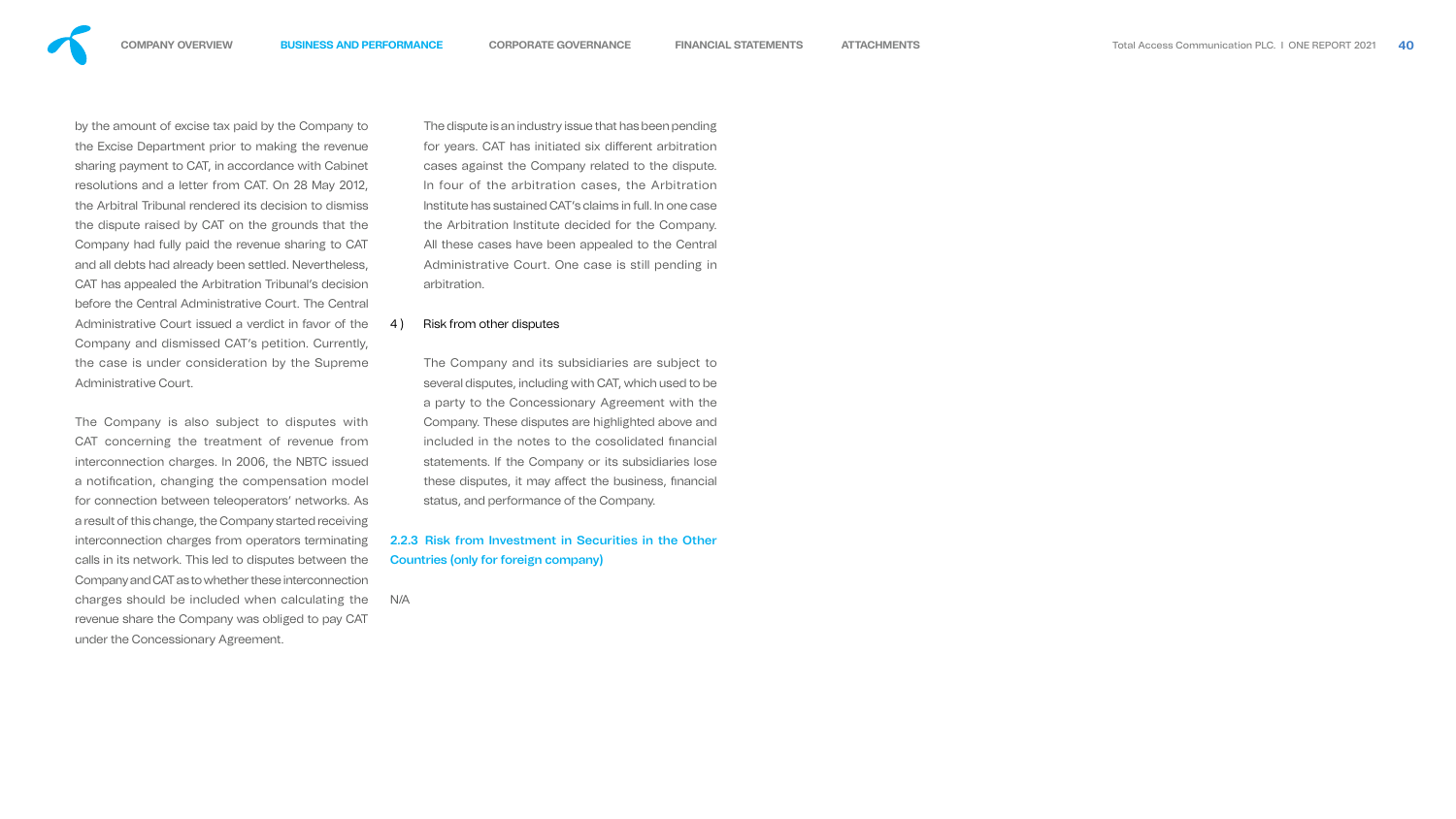by the amount of excise tax paid by the Company to the Excise Department prior to making the revenue sharing payment to CAT, in accordance with Cabinet resolutions and a letter from CAT. On 28 May 2012, the Arbitral Tribunal rendered its decision to dismiss the dispute raised by CAT on the grounds that the Company had fully paid the revenue sharing to CAT and all debts had already been settled. Nevertheless, CAT has appealed the Arbitration Tribunal's decision before the Central Administrative Court. The Central Administrative Court issued a verdict in favor of the Company and dismissed CAT's petition. Currently, the case is under consideration by the Supreme Administrative Court.

The Company is also subject to disputes with CAT concerning the treatment of revenue from interconnection charges. In 2006, the NBTC issued a notification, changing the compensation model for connection between teleoperators' networks. As a result of this change, the Company started receiving interconnection charges from operators terminating calls in its network. This led to disputes between the Company and CAT as to whether these interconnection charges should be included when calculating the revenue share the Company was obliged to pay CAT under the Concessionary Agreement.

The dispute is an industry issue that has been pending for years. CAT has initiated six different arbitration cases against the Company related to the dispute. In four of the arbitration cases, the Arbitration Institute has sustained CAT's claims in full. In one case the Arbitration Institute decided for the Company. All these cases have been appealed to the Central Administrative Court. One case is still pending in arbitration.

4 ) Risk from other disputes

The Company and its subsidiaries are subject to several disputes, including with CAT, which used to be a party to the Concessionary Agreement with the Company. These disputes are highlighted above and included in the notes to the cosolidated financial statements. If the Company or its subsidiaries lose these disputes, it may affect the business, financial status, and performance of the Company.

### 2.2.3 Risk from Investment in Securities in the Other Countries (only for foreign company)

N/A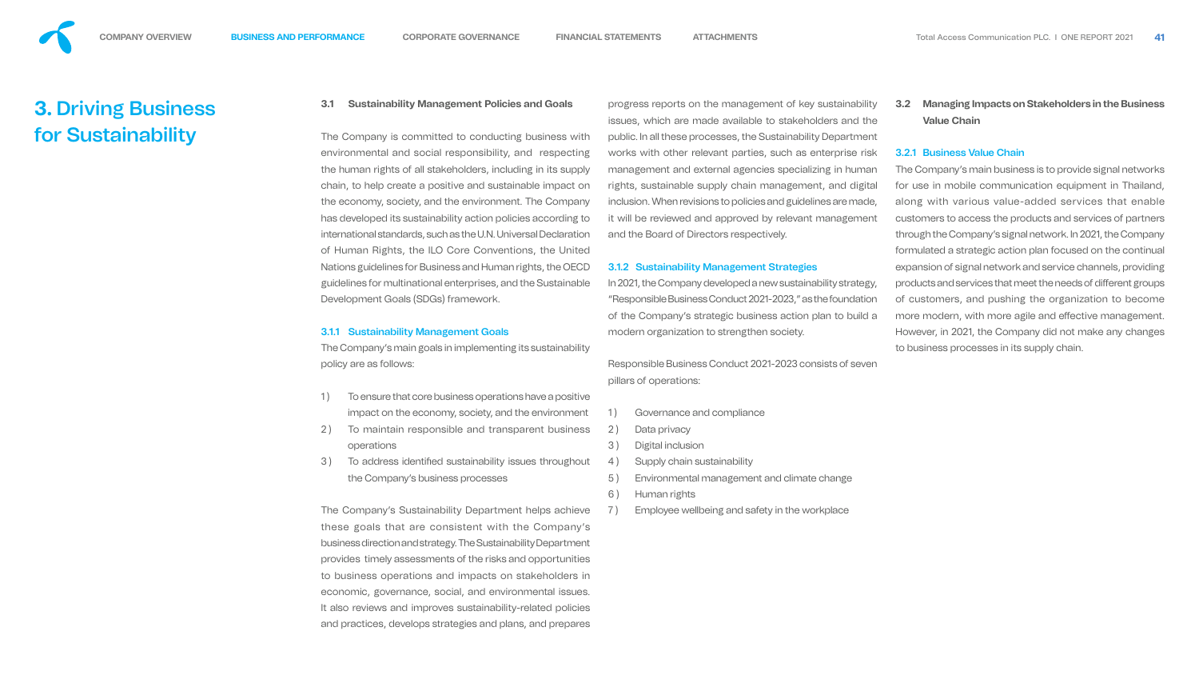# 3. Driving Business for Sustainability

## 3.1 Sustainability Management Policies and Goals

The Company is committed to conducting business with environmental and social responsibility, and respecting the human rights of all stakeholders, including in its supply chain, to help create a positive and sustainable impact on the economy, society, and the environment. The Company has developed its sustainability action policies according to international standards, such as the U.N. Universal Declaration of Human Rights, the ILO Core Conventions, the United Nations guidelines for Business and Human rights, the OECD guidelines for multinational enterprises, and the Sustainable Development Goals (SDGs) framework.

### 3.1.1 Sustainability Management Goals

The Company's main goals in implementing its sustainability policy are as follows:

1) To ensure that core business operations have a positive impact on the economy, society, and the environment
2) To maintain responsible and transparent business operations
3) To address identified sustainability issues throughout the Company's business processes

The Company's Sustainability Department helps achieve these goals that are consistent with the Company's business direction and strategy. The Sustainability Department provides timely assessments of the risks and opportunities to business operations and impacts on stakeholders in economic, governance, social, and environmental issues. It also reviews and improves sustainability-related policies and practices, develops strategies and plans, and prepares progress reports on the management of key sustainability issues, which are made available to stakeholders and the public. In all these processes, the Sustainability Department works with other relevant parties, such as enterprise risk management and external agencies specializing in human rights, sustainable supply chain management, and digital inclusion. When revisions to policies and guidelines are made, it will be reviewed and approved by relevant management and the Board of Directors respectively.

### 3.1.2 Sustainability Management Strategies

In 2021, the Company developed a new sustainability strategy, "Responsible Business Conduct 2021-2023," as the foundation of the Company's strategic business action plan to build a modern organization to strengthen society.

Responsible Business Conduct 2021-2023 consists of seven pillars of operations:

1) Governance and compliance
2) Data privacy
3) Digital inclusion
4) Supply chain sustainability
5) Environmental management and climate change
6) Human rights
7) Employee wellbeing and safety in the workplace

## 3.2 Managing Impacts on Stakeholders in the Business Value Chain

### 3.2.1 Business Value Chain

The Company's main business is to provide signal networks for use in mobile communication equipment in Thailand, along with various value-added services that enable customers to access the products and services of partners through the Company's signal network. In 2021, the Company formulated a strategic action plan focused on the continual expansion of signal network and service channels, providing products and services that meet the needs of different groups of customers, and pushing the organization to become more modern, with more agile and effective management. However, in 2021, the Company did not make any changes to business processes in its supply chain.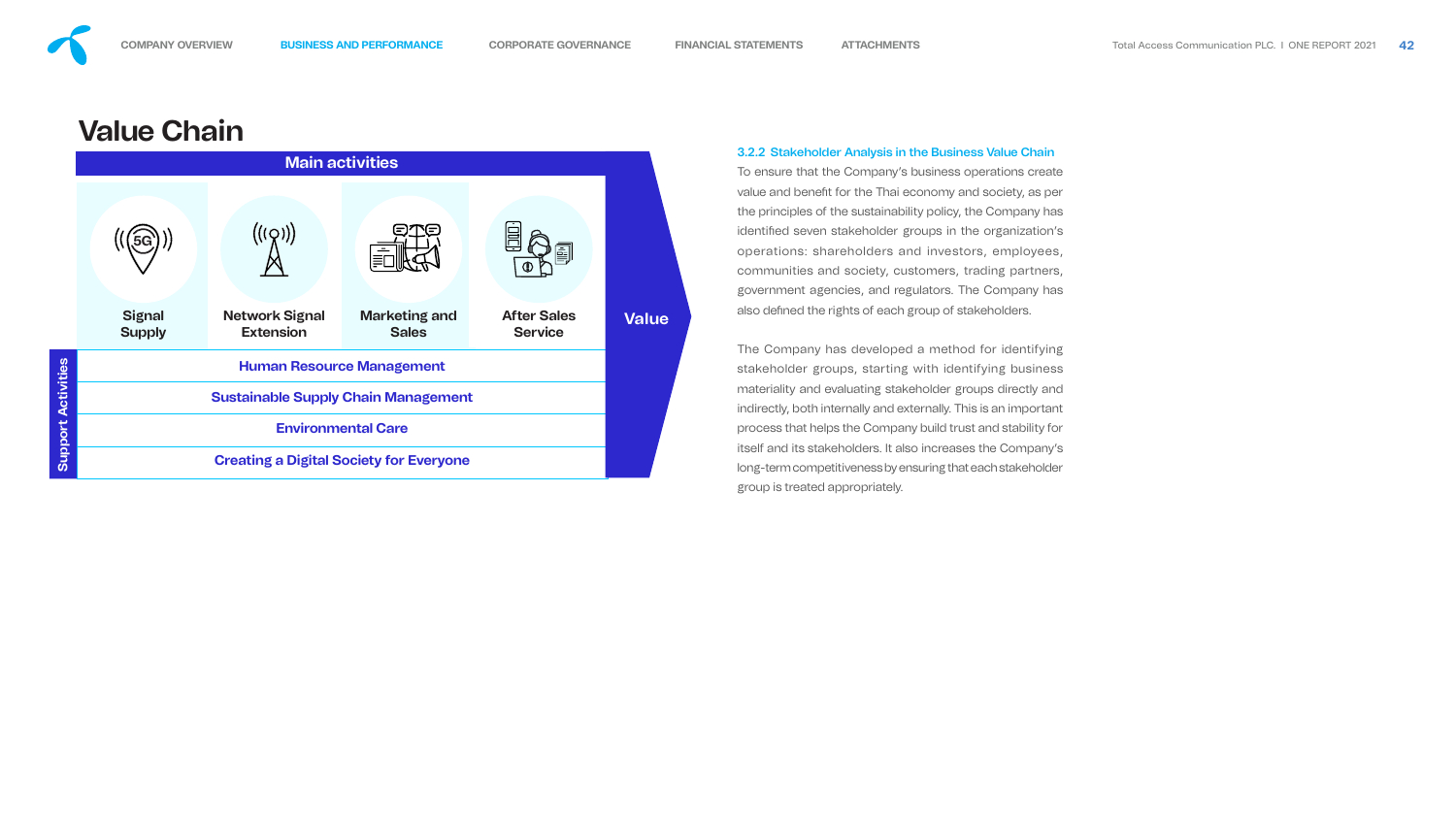# Value Chain

**Main activities**

| Signal Supply | Network Signal Extension | Marketing and Sales | After Sales Service |
|---|---|---|---|

**Value**

**Support Activities**

- Human Resource Management
- Sustainable Supply Chain Management
- Environmental Care
- Creating a Digital Society for Everyone

### 3.2.2 Stakeholder Analysis in the Business Value Chain

To ensure that the Company's business operations create value and benefit for the Thai economy and society, as per the principles of the sustainability policy, the Company has identified seven stakeholder groups in the organization's operations: shareholders and investors, employees, communities and society, customers, trading partners, government agencies, and regulators. The Company has also defined the rights of each group of stakeholders.

The Company has developed a method for identifying stakeholder groups, starting with identifying business materiality and evaluating stakeholder groups directly and indirectly, both internally and externally. This is an important process that helps the Company build trust and stability for itself and its stakeholders. It also increases the Company's long-term competitiveness by ensuring that each stakeholder group is treated appropriately.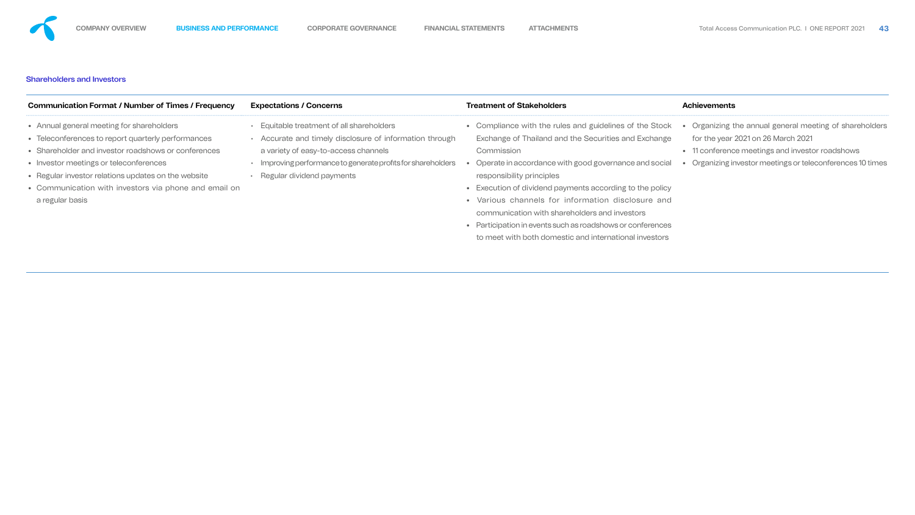### Shareholders and Investors

| Communication Format / Number of Times / Frequency | Expectations / Concerns | Treatment of Stakeholders | Achievements |
|---|---|---|---|
| • Annual general meeting for shareholders<br>• Teleconferences to report quarterly performances<br>• Shareholder and investor roadshows or conferences<br>• Investor meetings or teleconferences<br>• Regular investor relations updates on the website<br>• Communication with investors via phone and email on a regular basis | • Equitable treatment of all shareholders<br>• Accurate and timely disclosure of information through a variety of easy-to-access channels<br>• Improving performance to generate profits for shareholders<br>• Regular dividend payments | • Compliance with the rules and guidelines of the Stock Exchange of Thailand and the Securities and Exchange Commission<br>• Operate in accordance with good governance and social responsibility principles<br>• Execution of dividend payments according to the policy<br>• Various channels for information disclosure and communication with shareholders and investors<br>• Participation in events such as roadshows or conferences to meet with both domestic and international investors | • Organizing the annual general meeting of shareholders for the year 2021 on 26 March 2021<br>• 11 conference meetings and investor roadshows<br>• Organizing investor meetings or teleconferences 10 times |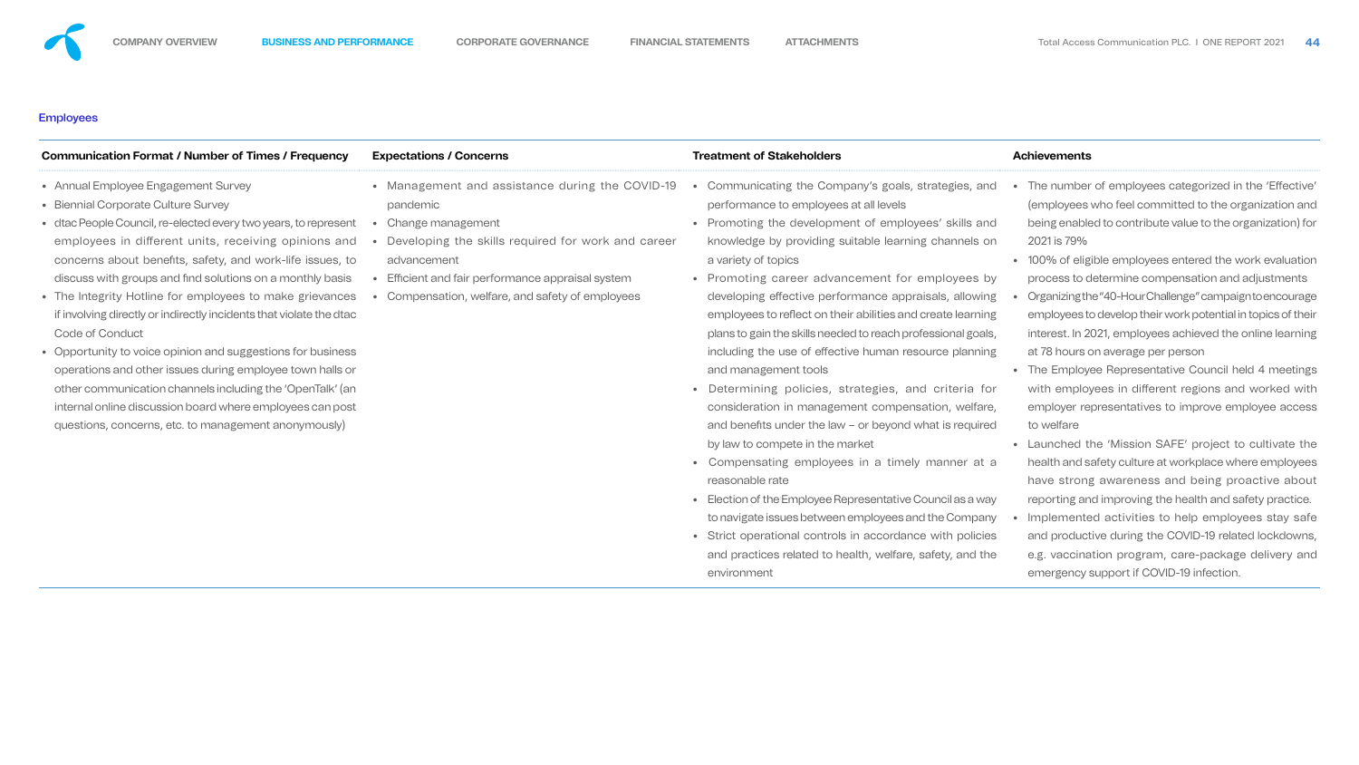## Employees

| Communication Format / Number of Times / Frequency | Expectations / Concerns | Treatment of Stakeholders | Achievements |
|---|---|---|---|
| • Annual Employee Engagement Survey<br>• Biennial Corporate Culture Survey<br>• dtac People Council, re-elected every two years, to represent employees in different units, receiving opinions and concerns about benefits, safety, and work-life issues, to discuss with groups and find solutions on a monthly basis<br>• The Integrity Hotline for employees to make grievances if involving directly or indirectly incidents that violate the dtac Code of Conduct<br>• Opportunity to voice opinion and suggestions for business operations and other issues during employee town halls or other communication channels including the 'OpenTalk' (an internal online discussion board where employees can post questions, concerns, etc. to management anonymously) | • Management and assistance during the COVID-19 pandemic<br>• Change management<br>• Developing the skills required for work and career advancement<br>• Efficient and fair performance appraisal system<br>• Compensation, welfare, and safety of employees | • Communicating the Company's goals, strategies, and performance to employees at all levels<br>• Promoting the development of employees' skills and knowledge by providing suitable learning channels on a variety of topics<br>• Promoting career advancement for employees by developing effective performance appraisals, allowing employees to reflect on their abilities and create learning plans to gain the skills needed to reach professional goals, including the use of effective human resource planning and management tools<br>• Determining policies, strategies, and criteria for consideration in management compensation, welfare, and benefits under the law – or beyond what is required by law to compete in the market<br>• Compensating employees in a timely manner at a reasonable rate<br>• Election of the Employee Representative Council as a way to navigate issues between employees and the Company<br>• Strict operational controls in accordance with policies and practices related to health, welfare, safety, and the environment | • The number of employees categorized in the 'Effective' (employees who feel committed to the organization and being enabled to contribute value to the organization) for 2021 is 79%<br>• 100% of eligible employees entered the work evaluation process to determine compensation and adjustments<br>• Organizing the "40-Hour Challenge" campaign to encourage employees to develop their work potential in topics of their interest. In 2021, employees achieved the online learning at 78 hours on average per person<br>• The Employee Representative Council held 4 meetings with employees in different regions and worked with employer representatives to improve employee access to welfare<br>• Launched the 'Mission SAFE' project to cultivate the health and safety culture at workplace where employees have strong awareness and being proactive about reporting and improving the health and safety practice.<br>• Implemented activities to help employees stay safe and productive during the COVID-19 related lockdowns, e.g. vaccination program, care-package delivery and emergency support if COVID-19 infection. |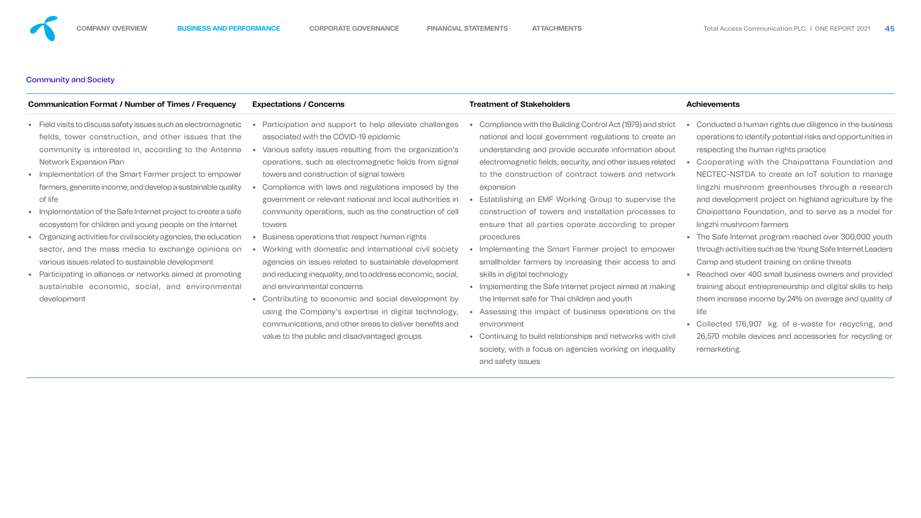### Community and Society

| Communication Format / Number of Times / Frequency | Expectations / Concerns | Treatment of Stakeholders | Achievements |
|---|---|---|---|
| • Field visits to discuss safety issues such as electromagnetic fields, tower construction, and other issues that the community is interested in, according to the Antenna Network Expansion Plan<br>• Implementation of the Smart Farmer project to empower farmers, generate income, and develop a sustainable quality of life<br>• Implementation of the Safe Internet project to create a safe ecosystem for children and young people on the Internet<br>• Organizing activities for civil society agencies, the education sector, and the mass media to exchange opinions on various issues related to sustainable development<br>• Participating in alliances or networks aimed at promoting sustainable economic, social, and environmental development | • Participation and support to help alleviate challenges associated with the COVID-19 epidemic<br>• Various safety issues resulting from the organization's operations, such as electromagnetic fields from signal towers and construction of signal towers<br>• Compliance with laws and regulations imposed by the government or relevant national and local authorities in community operations, such as the construction of cell towers<br>• Business operations that respect human rights<br>• Working with domestic and international civil society agencies on issues related to sustainable development and reducing inequality, and to address economic, social, and environmental concerns<br>• Contributing to economic and social development by using the Company's expertise in digital technology, communications, and other areas to deliver benefits and value to the public and disadvantaged groups | • Compliance with the Building Control Act (1979) and strict national and local government regulations to create an understanding and provide accurate information about electromagnetic fields, security, and other issues related to the construction of contract towers and network expansion<br>• Establishing an EMF Working Group to supervise the construction of towers and installation processes to ensure that all parties operate according to proper procedures<br>• Implementing the Smart Farmer project to empower smallholder farmers by increasing their access to and skills in digital technology<br>• Implementing the Safe Internet project aimed at making the Internet safe for Thai children and youth<br>• Assessing the impact of business operations on the environment<br>• Continuing to build relationships and networks with civil society, with a focus on agencies working on inequality and safety issues | • Conducted a human rights due diligence in the business operations to identify potential risks and opportunities in respecting the human rights practice<br>• Cooperating with the Chaipattana Foundation and NECTEC-NSTDA to create an IoT solution to manage lingzhi mushroom greenhouses through a research and development project on highland agriculture by the Chaipattana Foundation, and to serve as a model for lingzhi mushroom farmers<br>• The Safe Internet program reached over 300,000 youth through activities such as the Young Safe Internet Leaders Camp and student training on online threats<br>• Reached over 400 small business owners and provided training about entrepreneurship and digital skills to help them increase income by 24% on average and quality of life<br>• Collected 176,907 kg. of e-waste for recycling, and 26,570 mobile devices and accessories for recycling or remarketing. |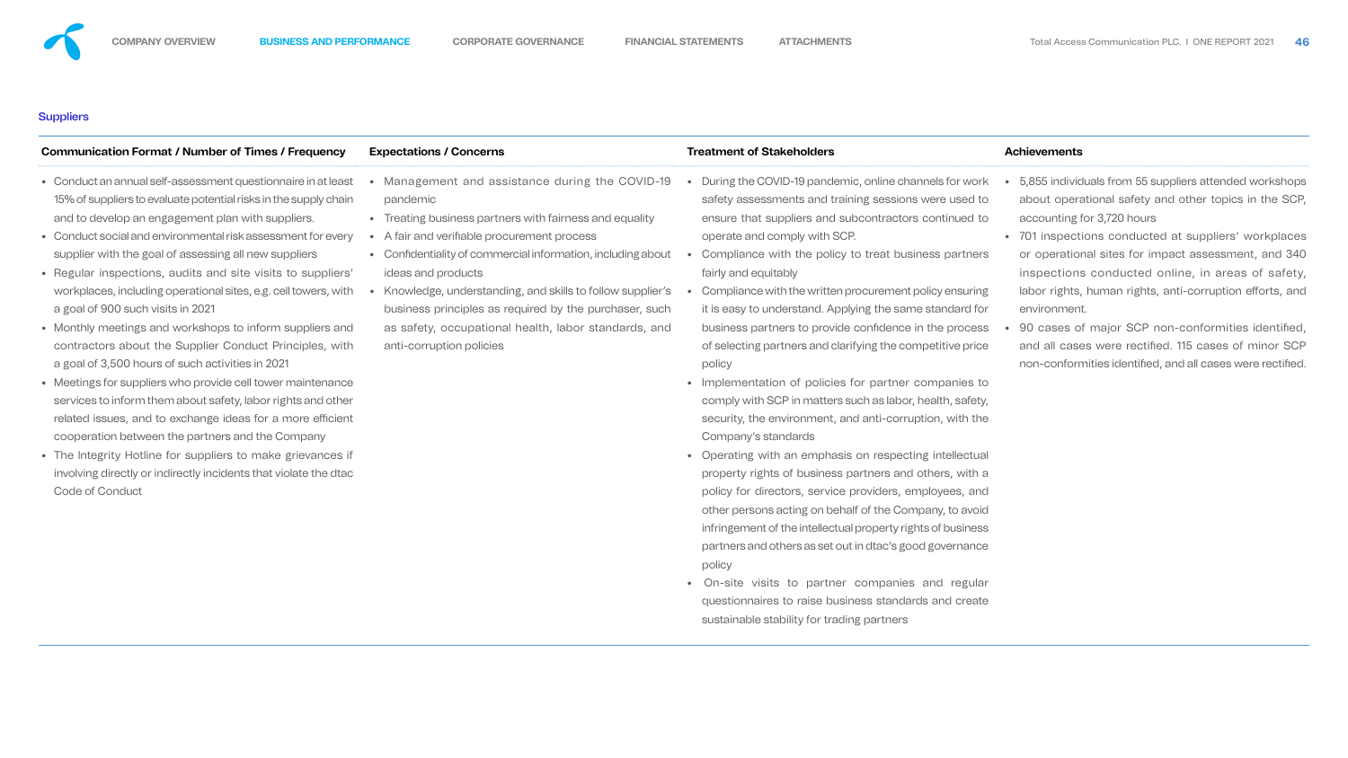### Suppliers

| Communication Format / Number of Times / Frequency | Expectations / Concerns | Treatment of Stakeholders | Achievements |
|---|---|---|---|
| • Conduct an annual self-assessment questionnaire in at least 15% of suppliers to evaluate potential risks in the supply chain and to develop an engagement plan with suppliers.<br>• Conduct social and environmental risk assessment for every supplier with the goal of assessing all new suppliers<br>• Regular inspections, audits and site visits to suppliers' workplaces, including operational sites, e.g. cell towers, with a goal of 900 such visits in 2021<br>• Monthly meetings and workshops to inform suppliers and contractors about the Supplier Conduct Principles, with a goal of 3,500 hours of such activities in 2021<br>• Meetings for suppliers who provide cell tower maintenance services to inform them about safety, labor rights and other related issues, and to exchange ideas for a more efficient cooperation between the partners and the Company<br>• The Integrity Hotline for suppliers to make grievances if involving directly or indirectly incidents that violate the dtac Code of Conduct | • Management and assistance during the COVID-19 pandemic<br>• Treating business partners with fairness and equality<br>• A fair and verifiable procurement process<br>• Confidentiality of commercial information, including about ideas and products<br>• Knowledge, understanding, and skills to follow supplier's business principles as required by the purchaser, such as safety, occupational health, labor standards, and anti-corruption policies | • During the COVID-19 pandemic, online channels for work safety assessments and training sessions were used to ensure that suppliers and subcontractors continued to operate and comply with SCP.<br>• Compliance with the policy to treat business partners fairly and equitably<br>• Compliance with the written procurement policy ensuring it is easy to understand. Applying the same standard for business partners to provide confidence in the process of selecting partners and clarifying the competitive price policy<br>• Implementation of policies for partner companies to comply with SCP in matters such as labor, health, safety, security, the environment, and anti-corruption, with the Company's standards<br>• Operating with an emphasis on respecting intellectual property rights of business partners and others, with a policy for directors, service providers, employees, and other persons acting on behalf of the Company, to avoid infringement of the intellectual property rights of business partners and others as set out in dtac's good governance policy<br>• On-site visits to partner companies and regular questionnaires to raise business standards and create sustainable stability for trading partners | • 5,855 individuals from 55 suppliers attended workshops about operational safety and other topics in the SCP, accounting for 3,720 hours<br>• 701 inspections conducted at suppliers' workplaces or operational sites for impact assessment, and 340 inspections conducted online, in areas of safety, labor rights, human rights, anti-corruption efforts, and environment.<br>• 90 cases of major SCP non-conformities identified, and all cases were rectified. 115 cases of minor SCP non-conformities identified, and all cases were rectified. |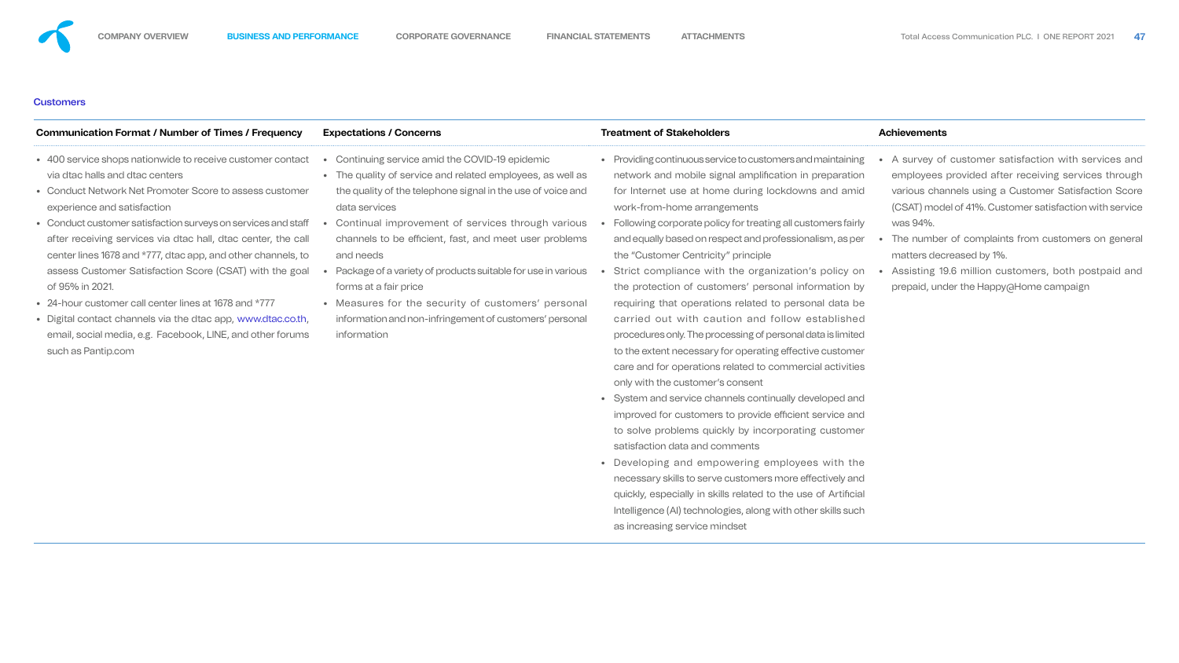### Customers

| Communication Format / Number of Times / Frequency | Expectations / Concerns | Treatment of Stakeholders | Achievements |
|---|---|---|---|
| • 400 service shops nationwide to receive customer contact via dtac halls and dtac centers<br>• Conduct Network Net Promoter Score to assess customer experience and satisfaction<br>• Conduct customer satisfaction surveys on services and staff after receiving services via dtac hall, dtac center, the call center lines 1678 and *777, dtac app, and other channels, to assess Customer Satisfaction Score (CSAT) with the goal of 95% in 2021.<br>• 24-hour customer call center lines at 1678 and *777<br>• Digital contact channels via the dtac app, www.dtac.co.th, email, social media, e.g. Facebook, LINE, and other forums such as Pantip.com | • Continuing service amid the COVID-19 epidemic<br>• The quality of service and related employees, as well as the quality of the telephone signal in the use of voice and data services<br>• Continual improvement of services through various channels to be efficient, fast, and meet user problems and needs<br>• Package of a variety of products suitable for use in various forms at a fair price<br>• Measures for the security of customers' personal information and non-infringement of customers' personal information | • Providing continuous service to customers and maintaining network and mobile signal amplification in preparation for Internet use at home during lockdowns and amid work-from-home arrangements<br>• Following corporate policy for treating all customers fairly and equally based on respect and professionalism, as per the "Customer Centricity" principle<br>• Strict compliance with the organization's policy on the protection of customers' personal information by requiring that operations related to personal data be carried out with caution and follow established procedures only. The processing of personal data is limited to the extent necessary for operating effective customer care and for operations related to commercial activities only with the customer's consent<br>• System and service channels continually developed and improved for customers to provide efficient service and to solve problems quickly by incorporating customer satisfaction data and comments<br>• Developing and empowering employees with the necessary skills to serve customers more effectively and quickly, especially in skills related to the use of Artificial Intelligence (AI) technologies, along with other skills such as increasing service mindset | • A survey of customer satisfaction with services and employees provided after receiving services through various channels using a Customer Satisfaction Score (CSAT) model of 41%. Customer satisfaction with service was 94%.<br>• The number of complaints from customers on general matters decreased by 1%.<br>• Assisting 19.6 million customers, both postpaid and prepaid, under the Happy@Home campaign |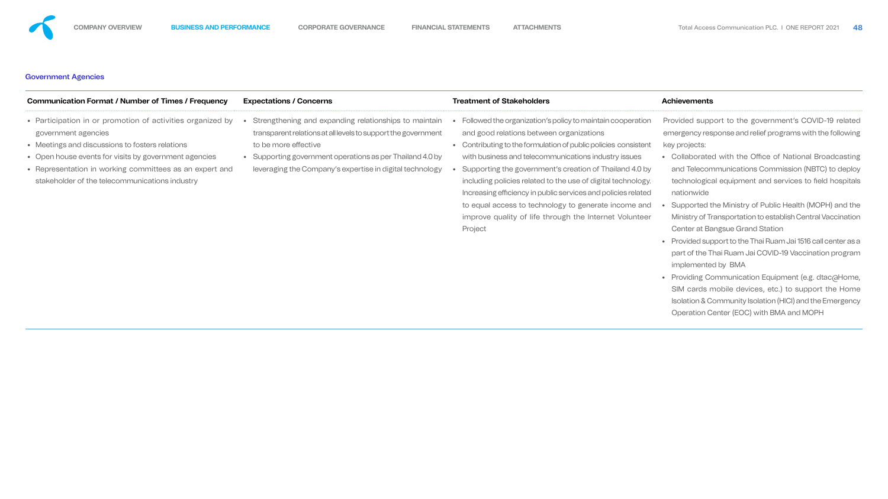## Government Agencies

| Communication Format / Number of Times / Frequency | Expectations / Concerns | Treatment of Stakeholders | Achievements |
|---|---|---|---|
| • Participation in or promotion of activities organized by government agencies<br>• Meetings and discussions to fosters relations<br>• Open house events for visits by government agencies<br>• Representation in working committees as an expert and stakeholder of the telecommunications industry | • Strengthening and expanding relationships to maintain transparent relations at all levels to support the government to be more effective<br>• Supporting government operations as per Thailand 4.0 by leveraging the Company's expertise in digital technology | • Followed the organization's policy to maintain cooperation and good relations between organizations<br>• Contributing to the formulation of public policies consistent with business and telecommunications industry issues<br>• Supporting the government's creation of Thailand 4.0 by including policies related to the use of digital technology. Increasing efficiency in public services and policies related to equal access to technology to generate income and improve quality of life through the Internet Volunteer Project | Provided support to the government's COVID-19 related emergency response and relief programs with the following key projects:<br>• Collaborated with the Office of National Broadcasting and Telecommunications Commission (NBTC) to deploy technological equipment and services to field hospitals nationwide<br>• Supported the Ministry of Public Health (MOPH) and the Ministry of Transportation to establish Central Vaccination Center at Bangsue Grand Station<br>• Provided support to the Thai Ruam Jai 1516 call center as a part of the Thai Ruam Jai COVID-19 Vaccination program implemented by BMA<br>• Providing Communication Equipment (e.g. dtac@Home, SIM cards mobile devices, etc.) to support the Home Isolation & Community Isolation (HICI) and the Emergency Operation Center (EOC) with BMA and MOPH |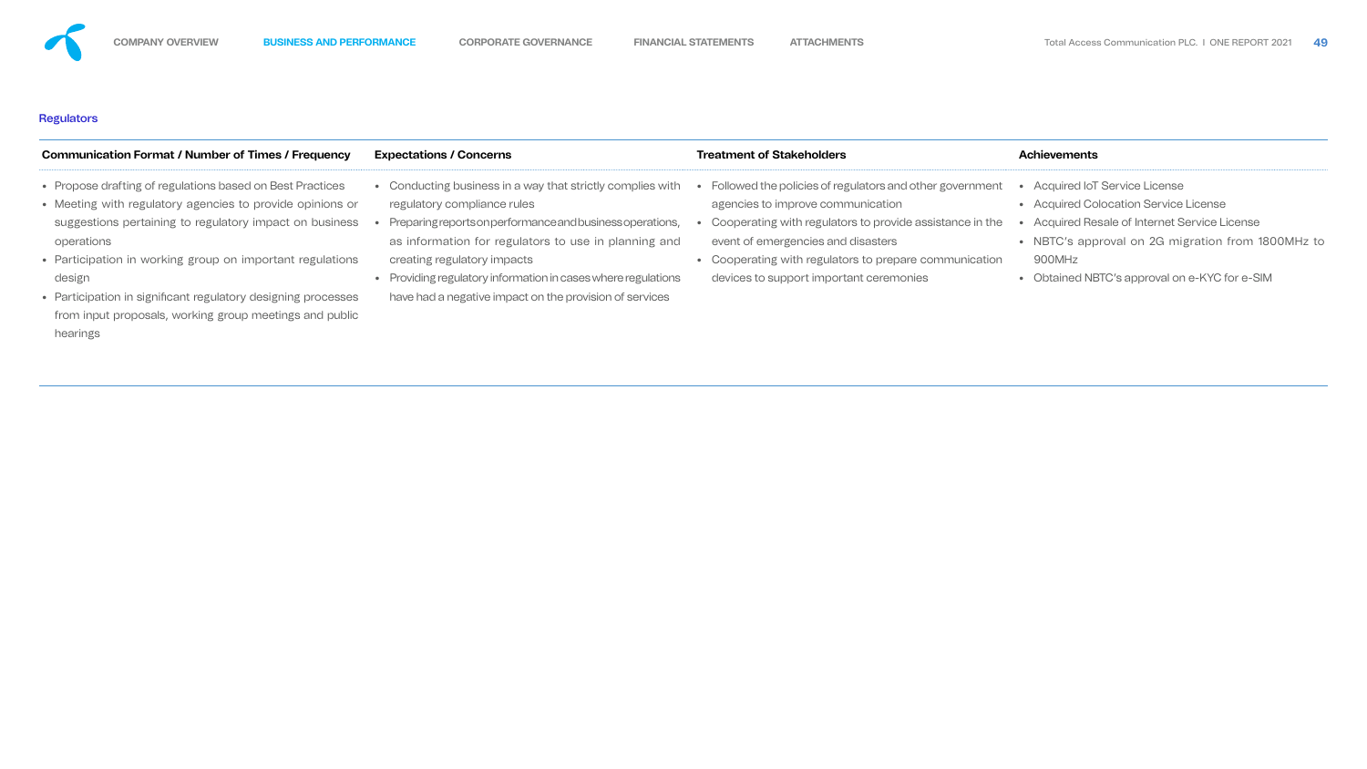## Regulators

| Communication Format / Number of Times / Frequency | Expectations / Concerns | Treatment of Stakeholders | Achievements |
|---|---|---|---|
| • Propose drafting of regulations based on Best Practices<br>• Meeting with regulatory agencies to provide opinions or suggestions pertaining to regulatory impact on business operations<br>• Participation in working group on important regulations design<br>• Participation in significant regulatory designing processes from input proposals, working group meetings and public hearings | • Conducting business in a way that strictly complies with regulatory compliance rules<br>• Preparing reports on performance and business operations, as information for regulators to use in planning and creating regulatory impacts<br>• Providing regulatory information in cases where regulations have had a negative impact on the provision of services | • Followed the policies of regulators and other government agencies to improve communication<br>• Cooperating with regulators to provide assistance in the event of emergencies and disasters<br>• Cooperating with regulators to prepare communication devices to support important ceremonies | • Acquired IoT Service License<br>• Acquired Colocation Service License<br>• Acquired Resale of Internet Service License<br>• NBTC's approval on 2G migration from 1800MHz to 900MHz<br>• Obtained NBTC's approval on e-KYC for e-SIM |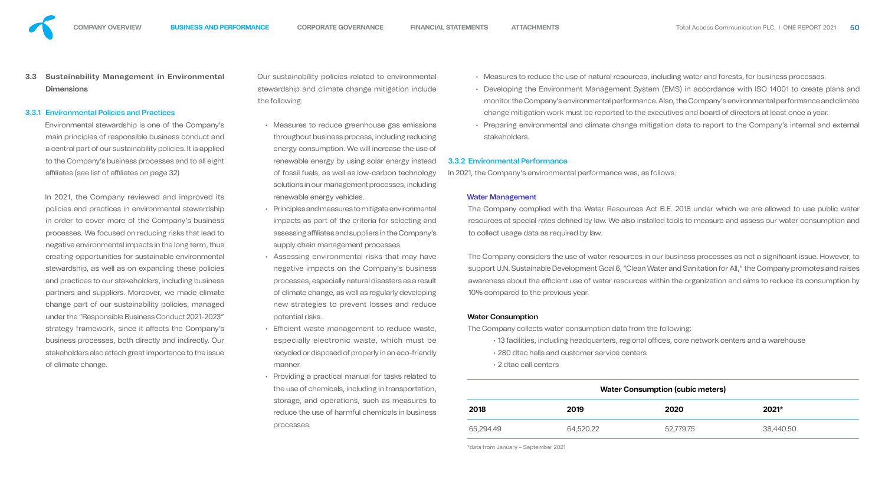## 3.3 Sustainability Management in Environmental Dimensions

### 3.3.1 Environmental Policies and Practices

Environmental stewardship is one of the Company's main principles of responsible business conduct and a central part of our sustainability policies. It is applied to the Company's business processes and to all eight affiliates (see list of affiliates on page 32)

In 2021, the Company reviewed and improved its policies and practices in environmental stewardship in order to cover more of the Company's business processes. We focused on reducing risks that lead to negative environmental impacts in the long term, thus creating opportunities for sustainable environmental stewardship, as well as on expanding these policies and practices to our stakeholders, including business partners and suppliers. Moreover, we made climate change part of our sustainability policies, managed under the "Responsible Business Conduct 2021-2023" strategy framework, since it affects the Company's business processes, both directly and indirectly. Our stakeholders also attach great importance to the issue of climate change.

Our sustainability policies related to environmental stewardship and climate change mitigation include the following:

- Measures to reduce greenhouse gas emissions throughout business process, including reducing energy consumption. We will increase the use of renewable energy by using solar energy instead of fossil fuels, as well as low-carbon technology solutions in our management processes, including renewable energy vehicles.
- Principles and measures to mitigate environmental impacts as part of the criteria for selecting and assessing affiliates and suppliers in the Company's supply chain management processes.
- Assessing environmental risks that may have negative impacts on the Company's business processes, especially natural disasters as a result of climate change, as well as regularly developing new strategies to prevent losses and reduce potential risks.
- Efficient waste management to reduce waste, especially electronic waste, which must be recycled or disposed of properly in an eco-friendly manner.
- Providing a practical manual for tasks related to the use of chemicals, including in transportation, storage, and operations, such as measures to reduce the use of harmful chemicals in business processes.
- Measures to reduce the use of natural resources, including water and forests, for business processes.
- Developing the Environment Management System (EMS) in accordance with ISO 14001 to create plans and monitor the Company's environmental performance. Also, the Company's environmental performance and climate change mitigation work must be reported to the executives and board of directors at least once a year.
- Preparing environmental and climate change mitigation data to report to the Company's internal and external stakeholders.

### 3.3.2 Environmental Performance

In 2021, the Company's environmental performance was, as follows:

#### Water Management

The Company complied with the Water Resources Act B.E. 2018 under which we are allowed to use public water resources at special rates defined by law. We also installed tools to measure and assess our water consumption and to collect usage data as required by law.

The Company considers the use of water resources in our business processes as not a significant issue. However, to support U.N. Sustainable Development Goal 6, "Clean Water and Sanitation for All," the Company promotes and raises awareness about the efficient use of water resources within the organization and aims to reduce its consumption by 10% compared to the previous year.

#### Water Consumption

The Company collects water consumption data from the following:

- 13 facilities, including headquarters, regional offices, core network centers and a warehouse
- 280 dtac halls and customer service centers
- 2 dtac call centers

| Water Consumption (cubic meters) | | | |
|---|---|---|---|
| **2018** | **2019** | **2020** | **2021*** |
| 65,294.49 | 64,520.22 | 52,779.75 | 38,440.50 |

*data from January – September 2021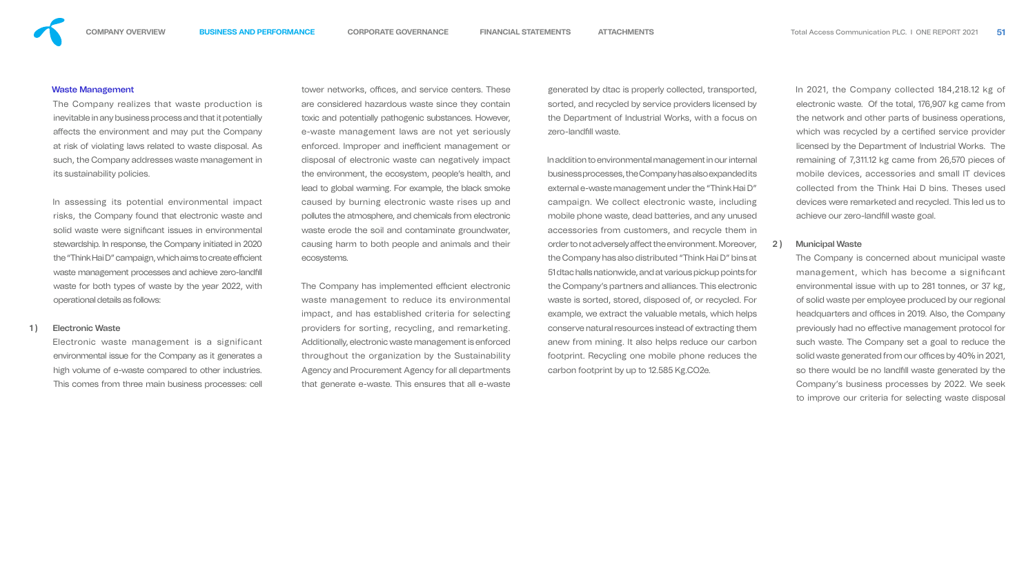## Waste Management

The Company realizes that waste production is inevitable in any business process and that it potentially affects the environment and may put the Company at risk of violating laws related to waste disposal. As such, the Company addresses waste management in its sustainability policies.

In assessing its potential environmental impact risks, the Company found that electronic waste and solid waste were significant issues in environmental stewardship. In response, the Company initiated in 2020 the "Think Hai D" campaign, which aims to create efficient waste management processes and achieve zero-landfill waste for both types of waste by the year 2022, with operational details as follows:

### 1) Electronic Waste

Electronic waste management is a significant environmental issue for the Company as it generates a high volume of e-waste compared to other industries. This comes from three main business processes: cell tower networks, offices, and service centers. These are considered hazardous waste since they contain toxic and potentially pathogenic substances. However, e-waste management laws are not yet seriously enforced. Improper and inefficient management or disposal of electronic waste can negatively impact the environment, the ecosystem, people's health, and lead to global warming. For example, the black smoke caused by burning electronic waste rises up and pollutes the atmosphere, and chemicals from electronic waste erode the soil and contaminate groundwater, causing harm to both people and animals and their ecosystems.

The Company has implemented efficient electronic waste management to reduce its environmental impact, and has established criteria for selecting providers for sorting, recycling, and remarketing. Additionally, electronic waste management is enforced throughout the organization by the Sustainability Agency and Procurement Agency for all departments that generate e-waste. This ensures that all e-waste generated by dtac is properly collected, transported, sorted, and recycled by service providers licensed by the Department of Industrial Works, with a focus on zero-landfill waste.

In addition to environmental management in our internal business processes, the Company has also expanded its external e-waste management under the "Think Hai D" campaign. We collect electronic waste, including mobile phone waste, dead batteries, and any unused accessories from customers, and recycle them in order to not adversely affect the environment. Moreover, the Company has also distributed "Think Hai D" bins at 51 dtac halls nationwide, and at various pickup points for the Company's partners and alliances. This electronic waste is sorted, stored, disposed of, or recycled. For example, we extract the valuable metals, which helps conserve natural resources instead of extracting them anew from mining. It also helps reduce our carbon footprint. Recycling one mobile phone reduces the carbon footprint by up to 12.585 Kg.CO2e.

In 2021, the Company collected 184,218.12 kg of electronic waste. Of the total, 176,907 kg came from the network and other parts of business operations, which was recycled by a certified service provider licensed by the Department of Industrial Works. The remaining of 7,311.12 kg came from 26,570 pieces of mobile devices, accessories and small IT devices collected from the Think Hai D bins. Theses used devices were remarketed and recycled. This led us to achieve our zero-landfill waste goal.

### 2) Municipal Waste

The Company is concerned about municipal waste management, which has become a significant environmental issue with up to 281 tonnes, or 37 kg, of solid waste per employee produced by our regional headquarters and offices in 2019. Also, the Company previously had no effective management protocol for such waste. The Company set a goal to reduce the solid waste generated from our offices by 40% in 2021, so there would be no landfill waste generated by the Company's business processes by 2022. We seek to improve our criteria for selecting waste disposal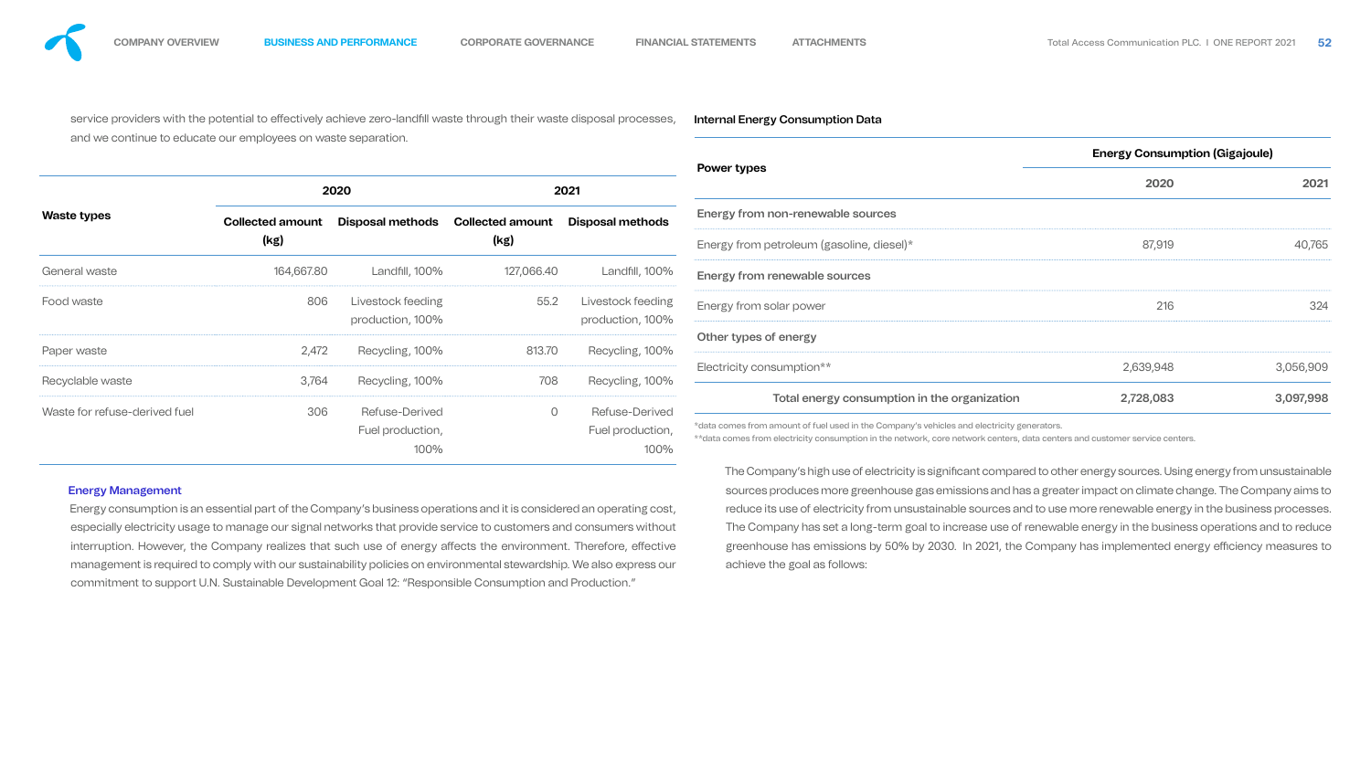service providers with the potential to effectively achieve zero-landfill waste through their waste disposal processes, and we continue to educate our employees on waste separation.

| Waste types | 2020 | | 2021 | |
|---|---|---|---|---|
| | **Collected amount (kg)** | **Disposal methods** | **Collected amount (kg)** | **Disposal methods** |
| General waste | 164,667.80 | Landfill, 100% | 127,066.40 | Landfill, 100% |
| Food waste | 806 | Livestock feeding production, 100% | 55.2 | Livestock feeding production, 100% |
| Paper waste | 2,472 | Recycling, 100% | 813.70 | Recycling, 100% |
| Recyclable waste | 3,764 | Recycling, 100% | 708 | Recycling, 100% |
| Waste for refuse-derived fuel | 306 | Refuse-Derived Fuel production, 100% | 0 | Refuse-Derived Fuel production, 100% |

### Energy Management

Energy consumption is an essential part of the Company's business operations and it is considered an operating cost, especially electricity usage to manage our signal networks that provide service to customers and consumers without interruption. However, the Company realizes that such use of energy affects the environment. Therefore, effective management is required to comply with our sustainability policies on environmental stewardship. We also express our commitment to support U.N. Sustainable Development Goal 12: "Responsible Consumption and Production."

**Internal Energy Consumption Data**

| Power types | Energy Consumption (Gigajoule) | |
|---|---|---|
| | **2020** | **2021** |
| **Energy from non-renewable sources** | | |
| Energy from petroleum (gasoline, diesel)* | 87,919 | 40,765 |
| **Energy from renewable sources** | | |
| Energy from solar power | 216 | 324 |
| **Other types of energy** | | |
| Electricity consumption** | 2,639,948 | 3,056,909 |
| **Total energy consumption in the organization** | **2,728,083** | **3,097,998** |

*data comes from amount of fuel used in the Company's vehicles and electricity generators.

**data comes from electricity consumption in the network, core network centers, data centers and customer service centers.

The Company's high use of electricity is significant compared to other energy sources. Using energy from unsustainable sources produces more greenhouse gas emissions and has a greater impact on climate change. The Company aims to reduce its use of electricity from unsustainable sources and to use more renewable energy in the business processes. The Company has set a long-term goal to increase use of renewable energy in the business operations and to reduce greenhouse has emissions by 50% by 2030. In 2021, the Company has implemented energy efficiency measures to achieve the goal as follows: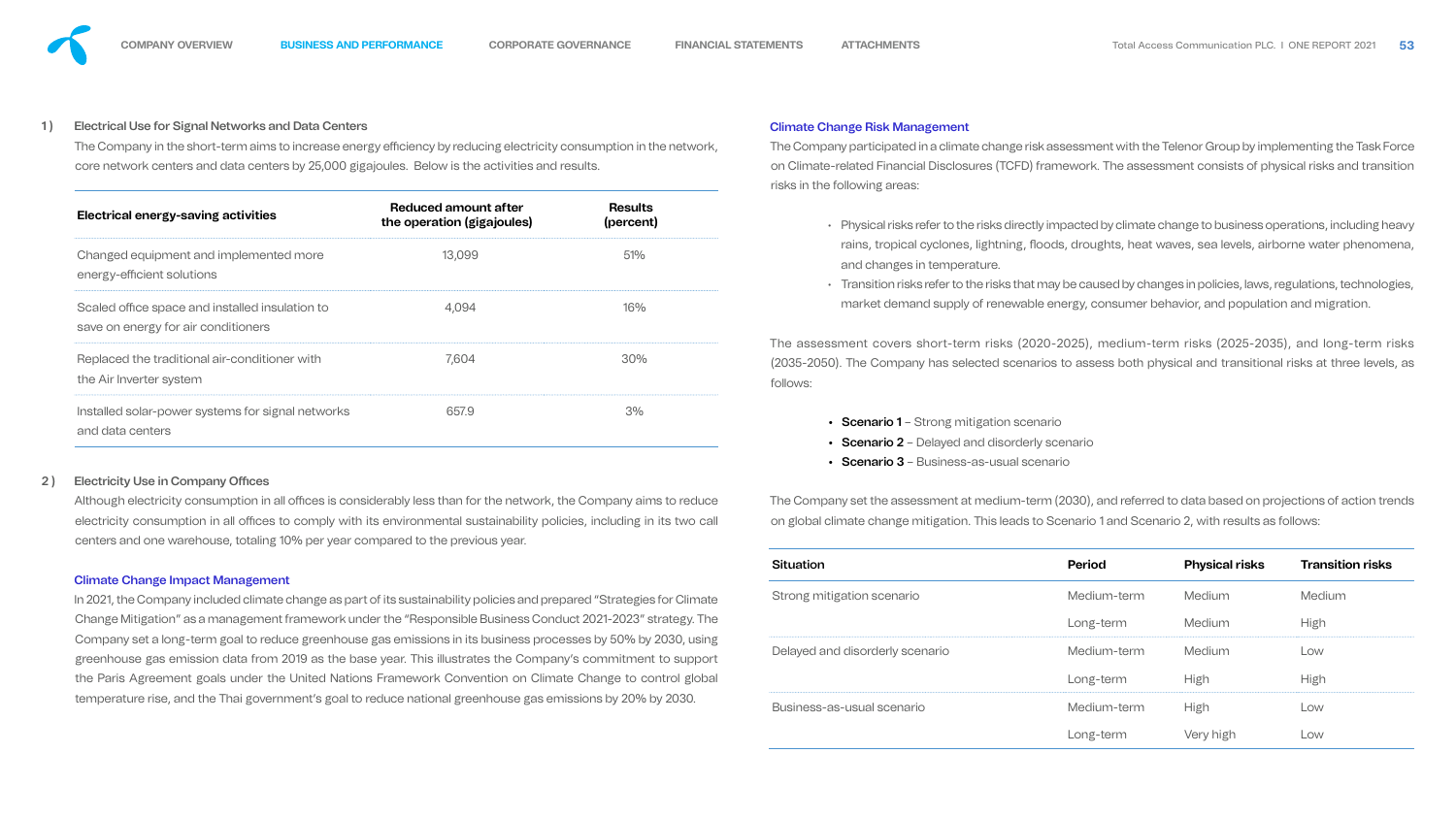1) Electrical Use for Signal Networks and Data Centers

The Company in the short-term aims to increase energy efficiency by reducing electricity consumption in the network, core network centers and data centers by 25,000 gigajoules. Below is the activities and results.

| Electrical energy-saving activities | Reduced amount after the operation (gigajoules) | Results (percent) |
|---|---|---|
| Changed equipment and implemented more energy-efficient solutions | 13,099 | 51% |
| Scaled office space and installed insulation to save on energy for air conditioners | 4,094 | 16% |
| Replaced the traditional air-conditioner with the Air Inverter system | 7,604 | 30% |
| Installed solar-power systems for signal networks and data centers | 657.9 | 3% |

2) Electricity Use in Company Offices

Although electricity consumption in all offices is considerably less than for the network, the Company aims to reduce electricity consumption in all offices to comply with its environmental sustainability policies, including in its two call centers and one warehouse, totaling 10% per year compared to the previous year.

### Climate Change Impact Management

In 2021, the Company included climate change as part of its sustainability policies and prepared "Strategies for Climate Change Mitigation" as a management framework under the "Responsible Business Conduct 2021-2023" strategy. The Company set a long-term goal to reduce greenhouse gas emissions in its business processes by 50% by 2030, using greenhouse gas emission data from 2019 as the base year. This illustrates the Company's commitment to support the Paris Agreement goals under the United Nations Framework Convention on Climate Change to control global temperature rise, and the Thai government's goal to reduce national greenhouse gas emissions by 20% by 2030.

### Climate Change Risk Management

The Company participated in a climate change risk assessment with the Telenor Group by implementing the Task Force on Climate-related Financial Disclosures (TCFD) framework. The assessment consists of physical risks and transition risks in the following areas:

- Physical risks refer to the risks directly impacted by climate change to business operations, including heavy rains, tropical cyclones, lightning, floods, droughts, heat waves, sea levels, airborne water phenomena, and changes in temperature.
- Transition risks refer to the risks that may be caused by changes in policies, laws, regulations, technologies, market demand supply of renewable energy, consumer behavior, and population and migration.

The assessment covers short-term risks (2020-2025), medium-term risks (2025-2035), and long-term risks (2035-2050). The Company has selected scenarios to assess both physical and transitional risks at three levels, as follows:

- **Scenario 1** – Strong mitigation scenario
- **Scenario 2** – Delayed and disorderly scenario
- **Scenario 3** – Business-as-usual scenario

The Company set the assessment at medium-term (2030), and referred to data based on projections of action trends on global climate change mitigation. This leads to Scenario 1 and Scenario 2, with results as follows:

| Situation | Period | Physical risks | Transition risks |
|---|---|---|---|
| Strong mitigation scenario | Medium-term | Medium | Medium |
| | Long-term | Medium | High |
| Delayed and disorderly scenario | Medium-term | Medium | Low |
| | Long-term | High | High |
| Business-as-usual scenario | Medium-term | High | Low |
| | Long-term | Very high | Low |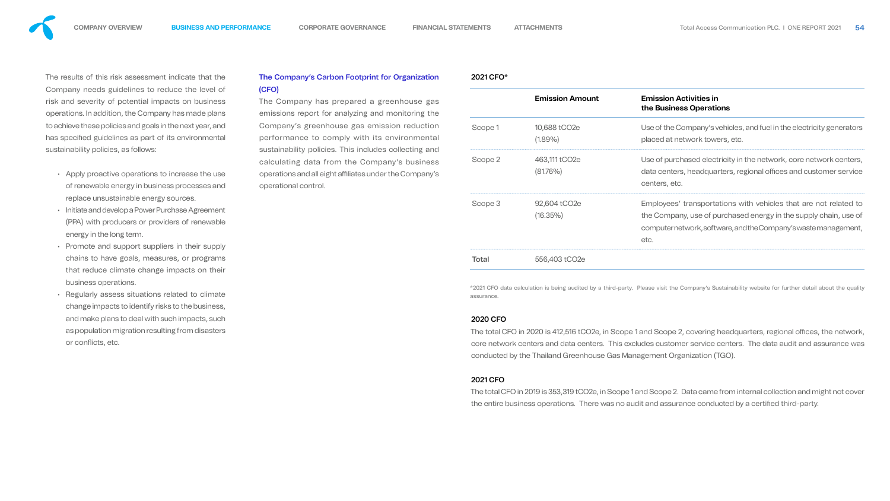The results of this risk assessment indicate that the Company needs guidelines to reduce the level of risk and severity of potential impacts on business operations. In addition, the Company has made plans to achieve these policies and goals in the next year, and has specified guidelines as part of its environmental sustainability policies, as follows:

- Apply proactive operations to increase the use of renewable energy in business processes and replace unsustainable energy sources.
- Initiate and develop a Power Purchase Agreement (PPA) with producers or providers of renewable energy in the long term.
- Promote and support suppliers in their supply chains to have goals, measures, or programs that reduce climate change impacts on their business operations.
- Regularly assess situations related to climate change impacts to identify risks to the business, and make plans to deal with such impacts, such as population migration resulting from disasters or conflicts, etc.

### The Company's Carbon Footprint for Organization (CFO)

The Company has prepared a greenhouse gas emissions report for analyzing and monitoring the Company's greenhouse gas emission reduction performance to comply with its environmental sustainability policies. This includes collecting and calculating data from the Company's business operations and all eight affiliates under the Company's operational control.

**2021 CFO***

| | Emission Amount | Emission Activities in the Business Operations |
|---|---|---|
| Scope 1 | 10,688 tCO2e (1.89%) | Use of the Company's vehicles, and fuel in the electricity generators placed at network towers, etc. |
| Scope 2 | 463,111 tCO2e (81.76%) | Use of purchased electricity in the network, core network centers, data centers, headquarters, regional offices and customer service centers, etc. |
| Scope 3 | 92,604 tCO2e (16.35%) | Employees' transportations with vehicles that are not related to the Company, use of purchased energy in the supply chain, use of computer network, software, and the Company's waste management, etc. |
| **Total** | 556,403 tCO2e | |

*2021 CFO data calculation is being audited by a third-party. Please visit the Company's Sustainability website for further detail about the quality assurance.

**2020 CFO**

The total CFO in 2020 is 412,516 tCO2e, in Scope 1 and Scope 2, covering headquarters, regional offices, the network, core network centers and data centers. This excludes customer service centers. The data audit and assurance was conducted by the Thailand Greenhouse Gas Management Organization (TGO).

**2021 CFO**

The total CFO in 2019 is 353,319 tCO2e, in Scope 1 and Scope 2. Data came from internal collection and might not cover the entire business operations. There was no audit and assurance conducted by a certified third-party.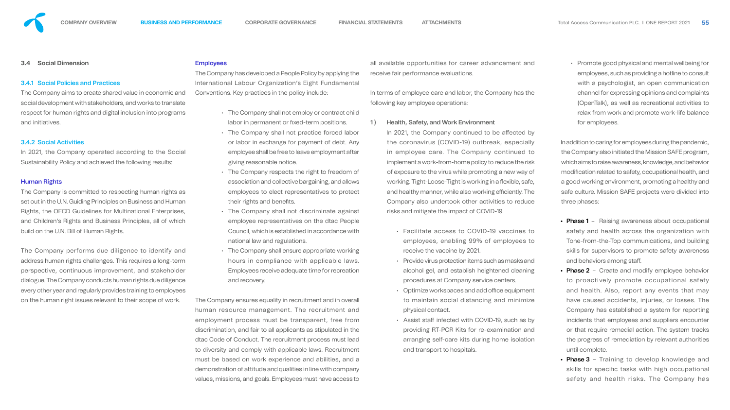## 3.4 Social Dimension

### 3.4.1 Social Policies and Practices

The Company aims to create shared value in economic and social development with stakeholders, and works to translate respect for human rights and digital inclusion into programs and initiatives.

### 3.4.2 Social Activities

In 2021, the Company operated according to the Social Sustainability Policy and achieved the following results:

#### Human Rights

The Company is committed to respecting human rights as set out in the U.N. Guiding Principles on Business and Human Rights, the OECD Guidelines for Multinational Enterprises, and Children's Rights and Business Principles, all of which build on the U.N. Bill of Human Rights.

The Company performs due diligence to identify and address human rights challenges. This requires a long-term perspective, continuous improvement, and stakeholder dialogue. The Company conducts human rights due diligence every other year and regularly provides training to employees on the human right issues relevant to their scope of work.

#### Employees

The Company has developed a People Policy by applying the International Labour Organization's Eight Fundamental Conventions. Key practices in the policy include:

- The Company shall not employ or contract child labor in permanent or fixed-term positions.
- The Company shall not practice forced labor or labor in exchange for payment of debt. Any employee shall be free to leave employment after giving reasonable notice.
- The Company respects the right to freedom of association and collective bargaining, and allows employees to elect representatives to protect their rights and benefits.
- The Company shall not discriminate against employee representatives on the dtac People Council, which is established in accordance with national law and regulations.
- The Company shall ensure appropriate working hours in compliance with applicable laws. Employees receive adequate time for recreation and recovery.

The Company ensures equality in recruitment and in overall human resource management. The recruitment and employment process must be transparent, free from discrimination, and fair to all applicants as stipulated in the dtac Code of Conduct. The recruitment process must lead to diversity and comply with applicable laws. Recruitment must be based on work experience and abilities, and a demonstration of attitude and qualities in line with company values, missions, and goals. Employees must have access to all available opportunities for career advancement and receive fair performance evaluations.

In terms of employee care and labor, the Company has the following key employee operations:

**1) Health, Safety, and Work Environment**

In 2021, the Company continued to be affected by the coronavirus (COVID-19) outbreak, especially in employee care. The Company continued to implement a work-from-home policy to reduce the risk of exposure to the virus while promoting a new way of working. Tight-Loose-Tight is working in a flexible, safe, and healthy manner, while also working efficiently. The Company also undertook other activities to reduce risks and mitigate the impact of COVID-19.

- Facilitate access to COVID-19 vaccines to employees, enabling 99% of employees to receive the vaccine by 2021.
- Provide virus protection items such as masks and alcohol gel, and establish heightened cleaning procedures at Company service centers.
- Optimize workspaces and add office equipment to maintain social distancing and minimize physical contact.
- Assist staff infected with COVID-19, such as by providing RT-PCR Kits for re-examination and arranging self-care kits during home isolation and transport to hospitals.
- Promote good physical and mental wellbeing for employees, such as providing a hotline to consult with a psychologist, an open communication channel for expressing opinions and complaints (OpenTalk), as well as recreational activities to relax from work and promote work-life balance for employees.

In addition to caring for employees during the pandemic, the Company also initiated the Mission SAFE program, which aims to raise awareness, knowledge, and behavior modification related to safety, occupational health, and a good working environment, promoting a healthy and safe culture. Mission SAFE projects were divided into three phases:

- **Phase 1** – Raising awareness about occupational safety and health across the organization with Tone-from-the-Top communications, and building skills for supervisors to promote safety awareness and behaviors among staff.
- **Phase 2** – Create and modify employee behavior to proactively promote occupational safety and health. Also, report any events that may have caused accidents, injuries, or losses. The Company has established a system for reporting incidents that employees and suppliers encounter or that require remedial action. The system tracks the progress of remediation by relevant authorities until complete.
- **Phase 3** – Training to develop knowledge and skills for specific tasks with high occupational safety and health risks. The Company has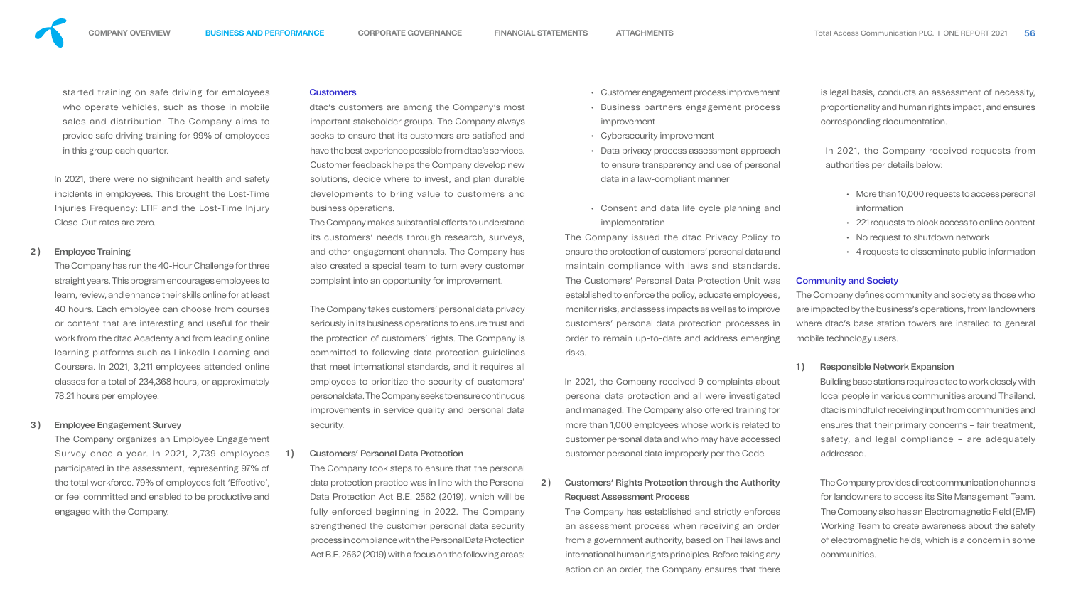started training on safe driving for employees who operate vehicles, such as those in mobile sales and distribution. The Company aims to provide safe driving training for 99% of employees in this group each quarter.

In 2021, there were no significant health and safety incidents in employees. This brought the Lost-Time Injuries Frequency: LTIF and the Lost-Time Injury Close-Out rates are zero.

2 ) Employee Training

The Company has run the 40-Hour Challenge for three straight years. This program encourages employees to learn, review, and enhance their skills online for at least 40 hours. Each employee can choose from courses or content that are interesting and useful for their work from the dtac Academy and from leading online learning platforms such as LinkedIn Learning and Coursera. In 2021, 3,211 employees attended online classes for a total of 234,368 hours, or approximately 78.21 hours per employee.

3 ) Employee Engagement Survey

The Company organizes an Employee Engagement Survey once a year. In 2021, 2,739 employees participated in the assessment, representing 97% of the total workforce. 79% of employees felt 'Effective', or feel committed and enabled to be productive and engaged with the Company.

### Customers

dtac's customers are among the Company's most important stakeholder groups. The Company always seeks to ensure that its customers are satisfied and have the best experience possible from dtac's services. Customer feedback helps the Company develop new solutions, decide where to invest, and plan durable developments to bring value to customers and business operations.

The Company makes substantial efforts to understand its customers' needs through research, surveys, and other engagement channels. The Company has also created a special team to turn every customer complaint into an opportunity for improvement.

The Company takes customers' personal data privacy seriously in its business operations to ensure trust and the protection of customers' rights. The Company is committed to following data protection guidelines that meet international standards, and it requires all employees to prioritize the security of customers' personal data. The Company seeks to ensure continuous improvements in service quality and personal data security.

1 ) Customers' Personal Data Protection

The Company took steps to ensure that the personal data protection practice was in line with the Personal Data Protection Act B.E. 2562 (2019), which will be fully enforced beginning in 2022. The Company strengthened the customer personal data security process in compliance with the Personal Data Protection Act B.E. 2562 (2019) with a focus on the following areas:

- Customer engagement process improvement
- Business partners engagement process improvement
- Cybersecurity improvement
- Data privacy process assessment approach to ensure transparency and use of personal data in a law-compliant manner
- Consent and data life cycle planning and implementation

The Company issued the dtac Privacy Policy to ensure the protection of customers' personal data and maintain compliance with laws and standards. The Customers' Personal Data Protection Unit was established to enforce the policy, educate employees, monitor risks, and assess impacts as well as to improve customers' personal data protection processes in order to remain up-to-date and address emerging risks.

In 2021, the Company received 9 complaints about personal data protection and all were investigated and managed. The Company also offered training for more than 1,000 employees whose work is related to customer personal data and who may have accessed customer personal data improperly per the Code.

2 ) Customers' Rights Protection through the Authority Request Assessment Process

The Company has established and strictly enforces an assessment process when receiving an order from a government authority, based on Thai laws and international human rights principles. Before taking any action on an order, the Company ensures that there is legal basis, conducts an assessment of necessity, proportionality and human rights impact , and ensures corresponding documentation.

In 2021, the Company received requests from authorities per details below:

- More than 10,000 requests to access personal information
- 221 requests to block access to online content
- No request to shutdown network
- 4 requests to disseminate public information

### Community and Society

The Company defines community and society as those who are impacted by the business's operations, from landowners where dtac's base station towers are installed to general mobile technology users.

1 ) Responsible Network Expansion

Building base stations requires dtac to work closely with local people in various communities around Thailand. dtac is mindful of receiving input from communities and ensures that their primary concerns – fair treatment, safety, and legal compliance – are adequately addressed.

The Company provides direct communication channels for landowners to access its Site Management Team. The Company also has an Electromagnetic Field (EMF) Working Team to create awareness about the safety of electromagnetic fields, which is a concern in some communities.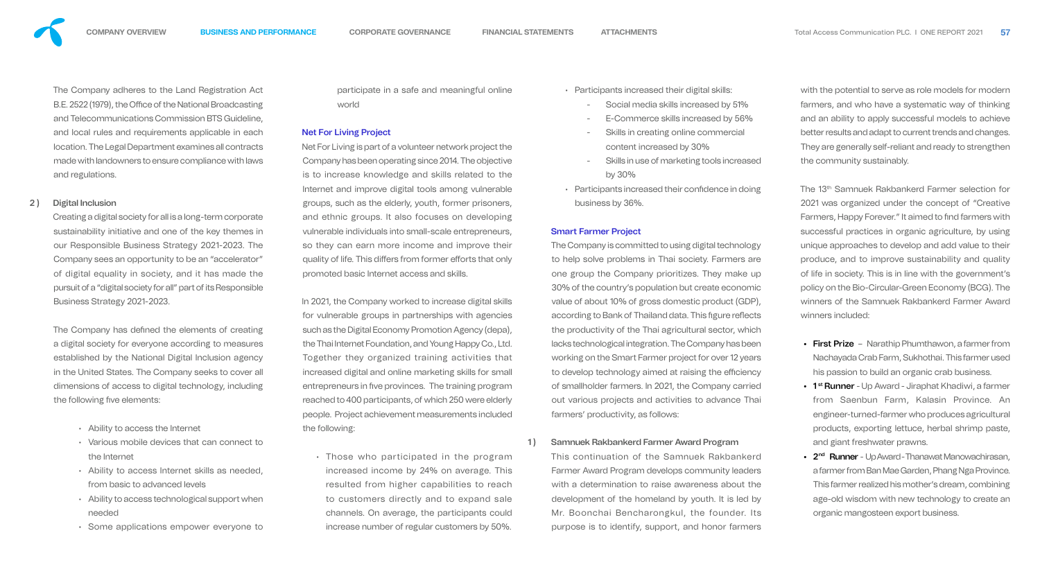The Company adheres to the Land Registration Act B.E. 2522 (1979), the Office of the National Broadcasting and Telecommunications Commission BTS Guideline, and local rules and requirements applicable in each location. The Legal Department examines all contracts made with landowners to ensure compliance with laws and regulations.

**2) Digital Inclusion**

Creating a digital society for all is a long-term corporate sustainability initiative and one of the key themes in our Responsible Business Strategy 2021-2023. The Company sees an opportunity to be an "accelerator" of digital equality in society, and it has made the pursuit of a "digital society for all" part of its Responsible Business Strategy 2021-2023.

The Company has defined the elements of creating a digital society for everyone according to measures established by the National Digital Inclusion agency in the United States. The Company seeks to cover all dimensions of access to digital technology, including the following five elements:

- Ability to access the Internet
- Various mobile devices that can connect to the Internet
- Ability to access Internet skills as needed, from basic to advanced levels
- Ability to access technological support when needed
- Some applications empower everyone to participate in a safe and meaningful online world

### Net For Living Project

Net For Living is part of a volunteer network project the Company has been operating since 2014. The objective is to increase knowledge and skills related to the Internet and improve digital tools among vulnerable groups, such as the elderly, youth, former prisoners, and ethnic groups. It also focuses on developing vulnerable individuals into small-scale entrepreneurs, so they can earn more income and improve their quality of life. This differs from former efforts that only promoted basic Internet access and skills.

In 2021, the Company worked to increase digital skills for vulnerable groups in partnerships with agencies such as the Digital Economy Promotion Agency (depa), the Thai Internet Foundation, and Young Happy Co., Ltd. Together they organized training activities that increased digital and online marketing skills for small entrepreneurs in five provinces. The training program reached to 400 participants, of which 250 were elderly people. Project achievement measurements included the following:

- Those who participated in the program increased income by 24% on average. This resulted from higher capabilities to reach to customers directly and to expand sale channels. On average, the participants could increase number of regular customers by 50%.
- Participants increased their digital skills:
  - Social media skills increased by 51%
  - E-Commerce skills increased by 56%
  - Skills in creating online commercial content increased by 30%
  - Skills in use of marketing tools increased by 30%
- Participants increased their confidence in doing business by 36%.

### Smart Farmer Project

The Company is committed to using digital technology to help solve problems in Thai society. Farmers are one group the Company prioritizes. They make up 30% of the country's population but create economic value of about 10% of gross domestic product (GDP), according to Bank of Thailand data. This figure reflects the productivity of the Thai agricultural sector, which lacks technological integration. The Company has been working on the Smart Farmer project for over 12 years to develop technology aimed at raising the efficiency of smallholder farmers. In 2021, the Company carried out various projects and activities to advance Thai farmers' productivity, as follows:

**1) Samnuek Rakbankerd Farmer Award Program**

This continuation of the Samnuek Rakbankerd Farmer Award Program develops community leaders with a determination to raise awareness about the development of the homeland by youth. It is led by Mr. Boonchai Bencharongkul, the founder. Its purpose is to identify, support, and honor farmers with the potential to serve as role models for modern farmers, and who have a systematic way of thinking and an ability to apply successful models to achieve better results and adapt to current trends and changes. They are generally self-reliant and ready to strengthen the community sustainably.

The 13th Samnuek Rakbankerd Farmer selection for 2021 was organized under the concept of "Creative Farmers, Happy Forever." It aimed to find farmers with successful practices in organic agriculture, by using unique approaches to develop and add value to their produce, and to improve sustainability and quality of life in society. This is in line with the government's policy on the Bio-Circular-Green Economy (BCG). The winners of the Samnuek Rakbankerd Farmer Award winners included:

- **First Prize** – Narathip Phumthawon, a farmer from Nachayada Crab Farm, Sukhothai. This farmer used his passion to build an organic crab business.
- **1st Runner** - Up Award - Jiraphat Khadiwi, a farmer from Saenbun Farm, Kalasin Province. An engineer-turned-farmer who produces agricultural products, exporting lettuce, herbal shrimp paste, and giant freshwater prawns.
- **2nd Runner** - Up Award - Thanawat Manowachirasan, a farmer from Ban Mae Garden, Phang Nga Province. This farmer realized his mother's dream, combining age-old wisdom with new technology to create an organic mangosteen export business.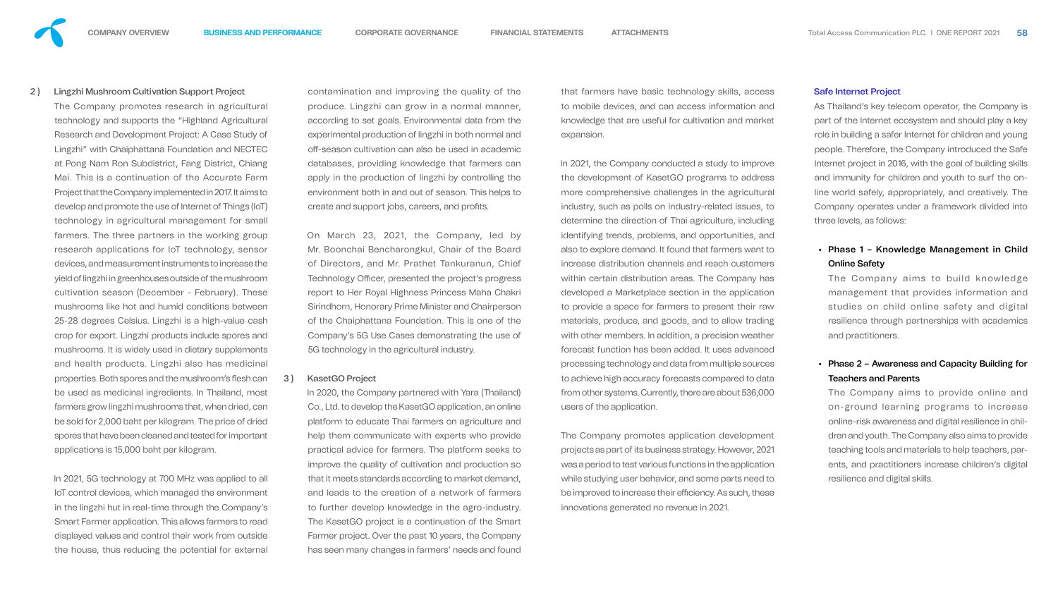2 ) **Lingzhi Mushroom Cultivation Support Project**

The Company promotes research in agricultural technology and supports the "Highland Agricultural Research and Development Project: A Case Study of Lingzhi" with Chaiphattana Foundation and NECTEC at Pong Nam Ron Subdistrict, Fang District, Chiang Mai. This is a continuation of the Accurate Farm Project that the Company implemented in 2017. It aims to develop and promote the use of Internet of Things (IoT) technology in agricultural management for small farmers. The three partners in the working group research applications for IoT technology, sensor devices, and measurement instruments to increase the yield of lingzhi in greenhouses outside of the mushroom cultivation season (December - February). These mushrooms like hot and humid conditions between 25-28 degrees Celsius. Lingzhi is a high-value cash crop for export. Lingzhi products include spores and mushrooms. It is widely used in dietary supplements and health products. Lingzhi also has medicinal properties. Both spores and the mushroom's flesh can be used as medicinal ingredients. In Thailand, most farmers grow lingzhi mushrooms that, when dried, can be sold for 2,000 baht per kilogram. The price of dried spores that have been cleaned and tested for important applications is 15,000 baht per kilogram.

In 2021, 5G technology at 700 MHz was applied to all IoT control devices, which managed the environment in the lingzhi hut in real-time through the Company's Smart Farmer application. This allows farmers to read displayed values and control their work from outside the house, thus reducing the potential for external contamination and improving the quality of the produce. Lingzhi can grow in a normal manner, according to set goals. Environmental data from the experimental production of lingzhi in both normal and off-season cultivation can also be used in academic databases, providing knowledge that farmers can apply in the production of lingzhi by controlling the environment both in and out of season. This helps to create and support jobs, careers, and profits.

On March 23, 2021, the Company, led by Mr. Boonchai Bencharongkul, Chair of the Board of Directors, and Mr. Prathet Tankuranun, Chief Technology Officer, presented the project's progress report to Her Royal Highness Princess Maha Chakri Sirindhorn, Honorary Prime Minister and Chairperson of the Chaiphattana Foundation. This is one of the Company's 5G Use Cases demonstrating the use of 5G technology in the agricultural industry.

3 ) **KasetGO Project**

In 2020, the Company partnered with Yara (Thailand) Co., Ltd. to develop the KasetGO application, an online platform to educate Thai farmers on agriculture and help them communicate with experts who provide practical advice for farmers. The platform seeks to improve the quality of cultivation and production so that it meets standards according to market demand, and leads to the creation of a network of farmers to further develop knowledge in the agro-industry. The KasetGO project is a continuation of the Smart Farmer project. Over the past 10 years, the Company has seen many changes in farmers' needs and found that farmers have basic technology skills, access to mobile devices, and can access information and knowledge that are useful for cultivation and market expansion.

In 2021, the Company conducted a study to improve the development of KasetGO programs to address more comprehensive challenges in the agricultural industry, such as polls on industry-related issues, to determine the direction of Thai agriculture, including identifying trends, problems, and opportunities, and also to explore demand. It found that farmers want to increase distribution channels and reach customers within certain distribution areas. The Company has developed a Marketplace section in the application to provide a space for farmers to present their raw materials, produce, and goods, and to allow trading with other members. In addition, a precision weather forecast function has been added. It uses advanced processing technology and data from multiple sources to achieve high accuracy forecasts compared to data from other systems. Currently, there are about 536,000 users of the application.

The Company promotes application development projects as part of its business strategy. However, 2021 was a period to test various functions in the application while studying user behavior, and some parts need to be improved to increase their efficiency. As such, these innovations generated no revenue in 2021.

### Safe Internet Project

As Thailand's key telecom operator, the Company is part of the Internet ecosystem and should play a key role in building a safer Internet for children and young people. Therefore, the Company introduced the Safe Internet project in 2016, with the goal of building skills and immunity for children and youth to surf the online world safely, appropriately, and creatively. The Company operates under a framework divided into three levels, as follows:

- **Phase 1 – Knowledge Management in Child Online Safety**

  The Company aims to build knowledge management that provides information and studies on child online safety and digital resilience through partnerships with academics and practitioners.

- **Phase 2 – Awareness and Capacity Building for Teachers and Parents**

  The Company aims to provide online and on-ground learning programs to increase online-risk awareness and digital resilience in children and youth. The Company also aims to provide teaching tools and materials to help teachers, parents, and practitioners increase children's digital resilience and digital skills.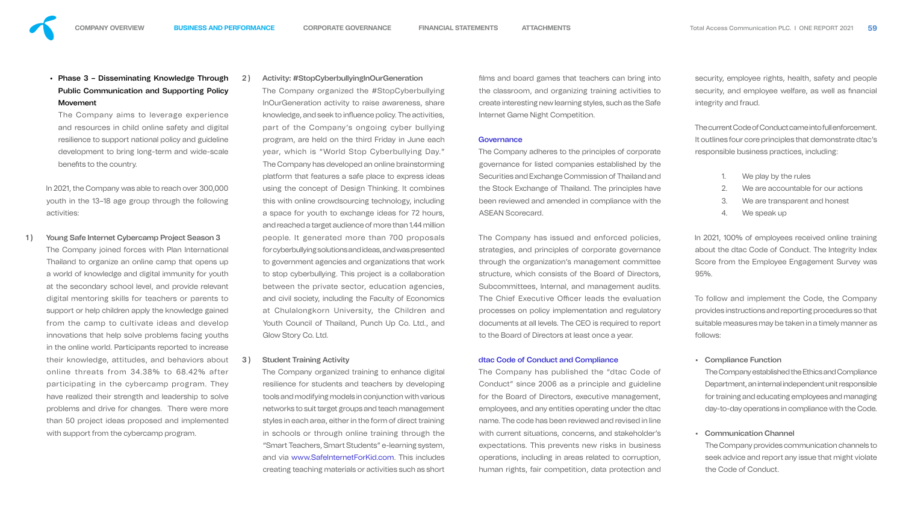- **Phase 3 – Disseminating Knowledge Through Public Communication and Supporting Policy Movement**
  
  The Company aims to leverage experience and resources in child online safety and digital resilience to support national policy and guideline development to bring long-term and wide-scale benefits to the country.

In 2021, the Company was able to reach over 300,000 youth in the 13–18 age group through the following activities:

1) **Young Safe Internet Cybercamp Project Season 3**
   
   The Company joined forces with Plan International Thailand to organize an online camp that opens up a world of knowledge and digital immunity for youth at the secondary school level, and provide relevant digital mentoring skills for teachers or parents to support or help children apply the knowledge gained from the camp to cultivate ideas and develop innovations that help solve problems facing youths in the online world. Participants reported to increase their knowledge, attitudes, and behaviors about online threats from 34.38% to 68.42% after participating in the cybercamp program. They have realized their strength and leadership to solve problems and drive for changes. There were more than 50 project ideas proposed and implemented with support from the cybercamp program.

2) **Activity: #StopCyberbullyingInOurGeneration**
   
   The Company organized the #StopCyberbullyingInOurGeneration activity to raise awareness, share knowledge, and seek to influence policy. The activities, part of the Company's ongoing cyber bullying program, are held on the third Friday in June each year, which is "World Stop Cyberbullying Day." The Company has developed an online brainstorming platform that features a safe place to express ideas using the concept of Design Thinking. It combines this with online crowdsourcing technology, including a space for youth to exchange ideas for 72 hours, and reached a target audience of more than 1.44 million people. It generated more than 700 proposals for cyberbullying solutions and ideas, and was presented to government agencies and organizations that work to stop cyberbullying. This project is a collaboration between the private sector, education agencies, and civil society, including the Faculty of Economics at Chulalongkorn University, the Children and Youth Council of Thailand, Punch Up Co. Ltd., and Glow Story Co. Ltd.

3) **Student Training Activity**
   
   The Company organized training to enhance digital resilience for students and teachers by developing tools and modifying models in conjunction with various networks to suit target groups and teach management styles in each area, either in the form of direct training in schools or through online training through the "Smart Teachers, Smart Students" e-learning system, and via www.SafeInternetForKid.com. This includes creating teaching materials or activities such as short films and board games that teachers can bring into the classroom, and organizing training activities to create interesting new learning styles, such as the Safe Internet Game Night Competition.

## Governance

The Company adheres to the principles of corporate governance for listed companies established by the Securities and Exchange Commission of Thailand and the Stock Exchange of Thailand. The principles have been reviewed and amended in compliance with the ASEAN Scorecard.

The Company has issued and enforced policies, strategies, and principles of corporate governance through the organization's management committee structure, which consists of the Board of Directors, Subcommittees, Internal, and management audits. The Chief Executive Officer leads the evaluation processes on policy implementation and regulatory documents at all levels. The CEO is required to report to the Board of Directors at least once a year.

## dtac Code of Conduct and Compliance

The Company has published the "dtac Code of Conduct" since 2006 as a principle and guideline for the Board of Directors, executive management, employees, and any entities operating under the dtac name. The code has been reviewed and revised in line with current situations, concerns, and stakeholder's expectations. This prevents new risks in business operations, including in areas related to corruption, human rights, fair competition, data protection and security, employee rights, health, safety and people security, and employee welfare, as well as financial integrity and fraud.

The current Code of Conduct came into full enforcement. It outlines four core principles that demonstrate dtac's responsible business practices, including:

1. We play by the rules
2. We are accountable for our actions
3. We are transparent and honest
4. We speak up

In 2021, 100% of employees received online training about the dtac Code of Conduct. The Integrity Index Score from the Employee Engagement Survey was 95%.

To follow and implement the Code, the Company provides instructions and reporting procedures so that suitable measures may be taken in a timely manner as follows:

- **Compliance Function**
  
  The Company established the Ethics and Compliance Department, an internal independent unit responsible for training and educating employees and managing day-to-day operations in compliance with the Code.

- **Communication Channel**
  
  The Company provides communication channels to seek advice and report any issue that might violate the Code of Conduct.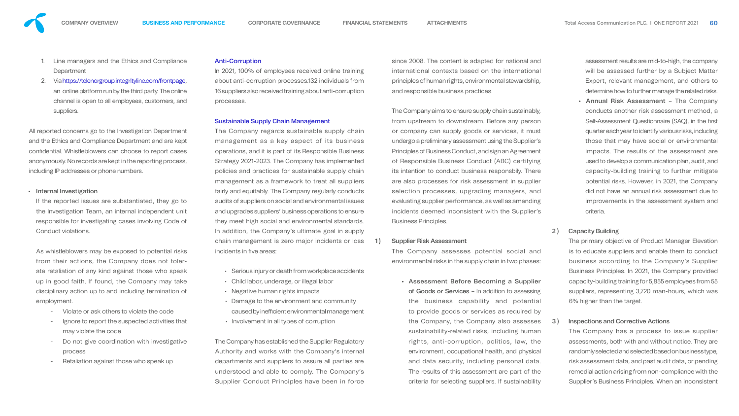1. Line managers and the Ethics and Compliance Department
2. Via https://telenorgroup.integrityline.com/frontpage, an online platform run by the third party. The online channel is open to all employees, customers, and suppliers.

All reported concerns go to the Investigation Department and the Ethics and Compliance Department and are kept confidential. Whistleblowers can choose to report cases anonymously. No records are kept in the reporting process, including IP addresses or phone numbers.

- Internal Investigation

  If the reported issues are substantiated, they go to the Investigation Team, an internal independent unit responsible for investigating cases involving Code of Conduct violations.

  As whistleblowers may be exposed to potential risks from their actions, the Company does not tolerate retaliation of any kind against those who speak up in good faith. If found, the Company may take disciplinary action up to and including termination of employment.

  - Violate or ask others to violate the code
  - Ignore to report the suspected activities that may violate the code
  - Do not give coordination with investigative process
  - Retaliation against those who speak up

### Anti-Corruption

In 2021, 100% of employees received online training about anti-corruption processes.132 individuals from 16 suppliers also received training about anti-corruption processes.

### Sustainable Supply Chain Management

The Company regards sustainable supply chain management as a key aspect of its business operations, and it is part of its Responsible Business Strategy 2021-2023. The Company has implemented policies and practices for sustainable supply chain management as a framework to treat all suppliers fairly and equitably. The Company regularly conducts audits of suppliers on social and environmental issues and upgrades suppliers' business operations to ensure they meet high social and environmental standards. In addition, the Company's ultimate goal in supply chain management is zero major incidents or loss incidents in five areas:

- Serious injury or death from workplace accidents
- Child labor, underage, or illegal labor
- Negative human rights impacts
- Damage to the environment and community caused by inefficient environmental management
- Involvement in all types of corruption

The Company has established the Supplier Regulatory Authority and works with the Company's internal departments and suppliers to assure all parties are understood and able to comply. The Company's Supplier Conduct Principles have been in force since 2008. The content is adapted for national and international contexts based on the international principles of human rights, environmental stewardship, and responsible business practices.

The Company aims to ensure supply chain sustainably, from upstream to downstream. Before any person or company can supply goods or services, it must undergo a preliminary assessment using the Supplier's Principles of Business Conduct, and sign an Agreement of Responsible Business Conduct (ABC) certifying its intention to conduct business responsbily. There are also processes for risk assessment in supplier selection processes, upgrading managers, and evaluating supplier performance, as well as amending incidents deemed inconsistent with the Supplier's Business Principles.

1) Supplier Risk Assessment

   The Company assesses potential social and environmental risks in the supply chain in two phases:

   - **Assessment Before Becoming a Supplier of Goods or Services** – In addition to assessing the business capability and potential to provide goods or services as required by the Company, the Company also assesses sustainability-related risks, including human rights, anti-corruption, politics, law, the environment, occupational health, and physical and data security, including personal data. The results of this assessment are part of the criteria for selecting suppliers. If sustainability assessment results are mid-to-high, the company will be assessed further by a Subject Matter Expert, relevant management, and others to determine how to further manage the related risks.
   - **Annual Risk Assessment** – The Company conducts another risk assessment method, a Self-Assessment Questionnaire (SAQ), in the first quarter each year to identify various risks, including those that may have social or environmental impacts. The results of the assessment are used to develop a communication plan, audit, and capacity-building training to further mitigate potential risks. However, in 2021, the Company did not have an annual risk assessment due to improvements in the assessment system and criteria.

2) Capacity Building

   The primary objective of Product Manager Elevation is to educate suppliers and enable them to conduct business according to the Company's Supplier Business Principles. In 2021, the Company provided capacity-building training for 5,855 employees from 55 suppliers, representing 3,720 man-hours, which was 6% higher than the target.

3) Inspections and Corrective Actions

   The Company has a process to issue supplier assessments, both with and without notice. They are randomly selected and selected based on business type, risk assessment data, and past audit data, or pending remedial action arising from non-compliance with the Supplier's Business Principles. When an inconsistent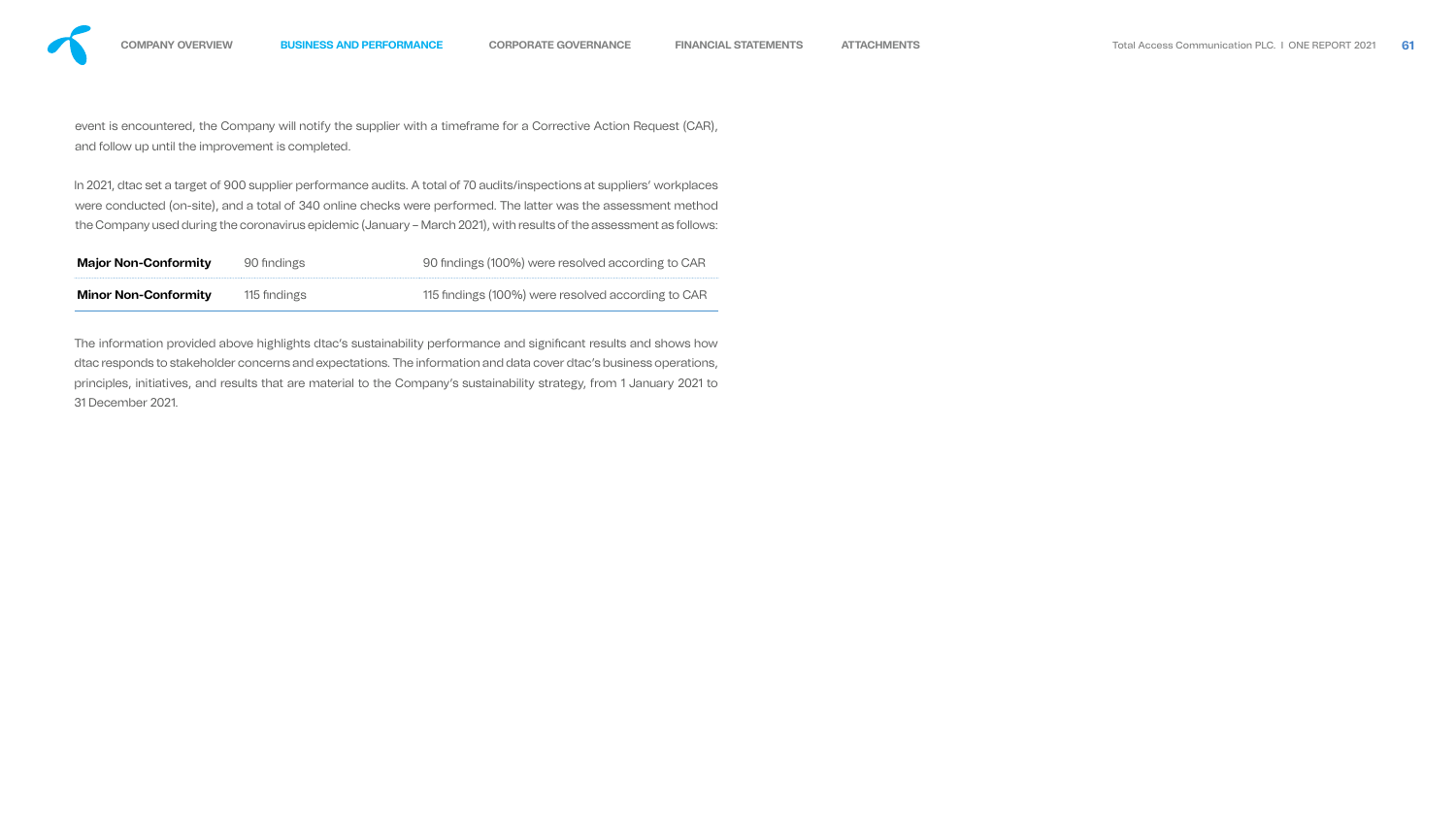event is encountered, the Company will notify the supplier with a timeframe for a Corrective Action Request (CAR), and follow up until the improvement is completed.

In 2021, dtac set a target of 900 supplier performance audits. A total of 70 audits/inspections at suppliers' workplaces were conducted (on-site), and a total of 340 online checks were performed. The latter was the assessment method the Company used during the coronavirus epidemic (January – March 2021), with results of the assessment as follows:

| | | |
|---|---|---|
| **Major Non-Conformity** | 90 findings | 90 findings (100%) were resolved according to CAR |
| **Minor Non-Conformity** | 115 findings | 115 findings (100%) were resolved according to CAR |

The information provided above highlights dtac's sustainability performance and significant results and shows how dtac responds to stakeholder concerns and expectations. The information and data cover dtac's business operations, principles, initiatives, and results that are material to the Company's sustainability strategy, from 1 January 2021 to 31 December 2021.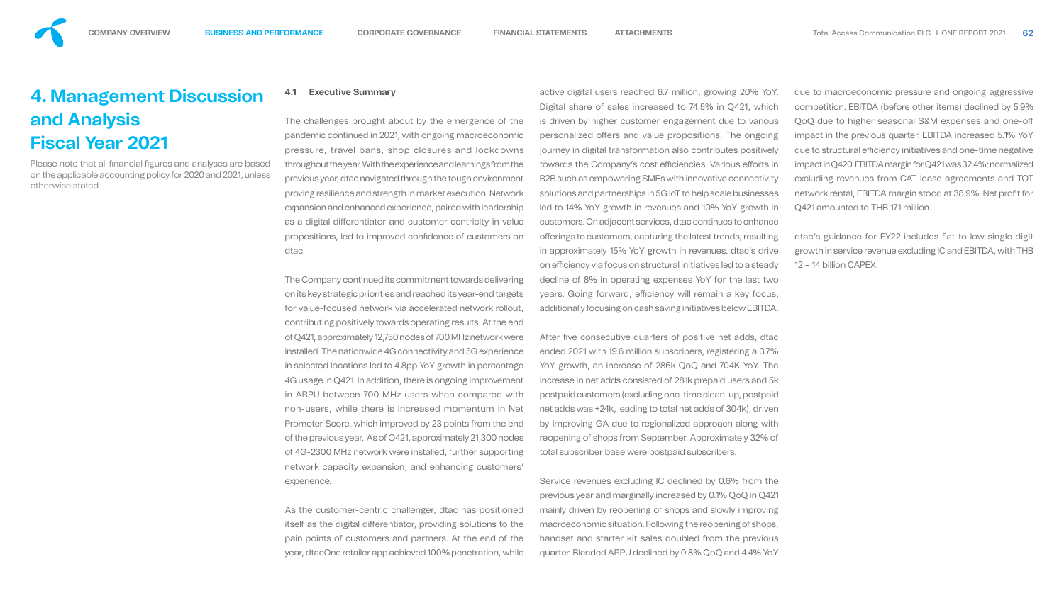# 4. Management Discussion and Analysis Fiscal Year 2021

Please note that all financial figures and analyses are based on the applicable accounting policy for 2020 and 2021, unless otherwise stated

### 4.1 Executive Summary

The challenges brought about by the emergence of the pandemic continued in 2021, with ongoing macroeconomic pressure, travel bans, shop closures and lockdowns throughout the year. With the experience and learnings from the previous year, dtac navigated through the tough environment proving resilience and strength in market execution. Network expansion and enhanced experience, paired with leadership as a digital differentiator and customer centricity in value propositions, led to improved confidence of customers on dtac.

The Company continued its commitment towards delivering on its key strategic priorities and reached its year-end targets for value-focused network via accelerated network rollout, contributing positively towards operating results. At the end of Q421, approximately 12,750 nodes of 700 MHz network were installed. The nationwide 4G connectivity and 5G experience in selected locations led to 4.8pp YoY growth in percentage 4G usage in Q421. In addition, there is ongoing improvement in ARPU between 700 MHz users when compared with non-users, while there is increased momentum in Net Promoter Score, which improved by 23 points from the end of the previous year. As of Q421, approximately 21,300 nodes of 4G-2300 MHz network were installed, further supporting network capacity expansion, and enhancing customers' experience.

As the customer-centric challenger, dtac has positioned itself as the digital differentiator, providing solutions to the pain points of customers and partners. At the end of the year, dtacOne retailer app achieved 100% penetration, while active digital users reached 6.7 million, growing 20% YoY. Digital share of sales increased to 74.5% in Q421, which is driven by higher customer engagement due to various personalized offers and value propositions. The ongoing journey in digital transformation also contributes positively towards the Company's cost efficiencies. Various efforts in B2B such as empowering SMEs with innovative connectivity solutions and partnerships in 5G IoT to help scale businesses led to 14% YoY growth in revenues and 10% YoY growth in customers. On adjacent services, dtac continues to enhance offerings to customers, capturing the latest trends, resulting in approximately 15% YoY growth in revenues. dtac's drive on efficiency via focus on structural initiatives led to a steady decline of 8% in operating expenses YoY for the last two years. Going forward, efficiency will remain a key focus, additionally focusing on cash saving initiatives below EBITDA.

After five consecutive quarters of positive net adds, dtac ended 2021 with 19.6 million subscribers, registering a 3.7% YoY growth, an increase of 286k QoQ and 704K YoY. The increase in net adds consisted of 281k prepaid users and 5k postpaid customers (excluding one-time clean-up, postpaid net adds was +24k, leading to total net adds of 304k), driven by improving GA due to regionalized approach along with reopening of shops from September. Approximately 32% of total subscriber base were postpaid subscribers.

Service revenues excluding IC declined by 0.6% from the previous year and marginally increased by 0.1% QoQ in Q421 mainly driven by reopening of shops and slowly improving macroeconomic situation. Following the reopening of shops, handset and starter kit sales doubled from the previous quarter. Blended ARPU declined by 0.8% QoQ and 4.4% YoY due to macroeconomic pressure and ongoing aggressive competition. EBITDA (before other items) declined by 5.9% QoQ due to higher seasonal S&M expenses and one-off impact in the previous quarter. EBITDA increased 5.1% YoY due to structural efficiency initiatives and one-time negative impact in Q420. EBITDA margin for Q421 was 32.4%; normalized excluding revenues from CAT lease agreements and TOT network rental, EBITDA margin stood at 38.9%. Net profit for Q421 amounted to THB 171 million.

dtac's guidance for FY22 includes flat to low single digit growth in service revenue excluding IC and EBITDA, with THB 12 – 14 billion CAPEX.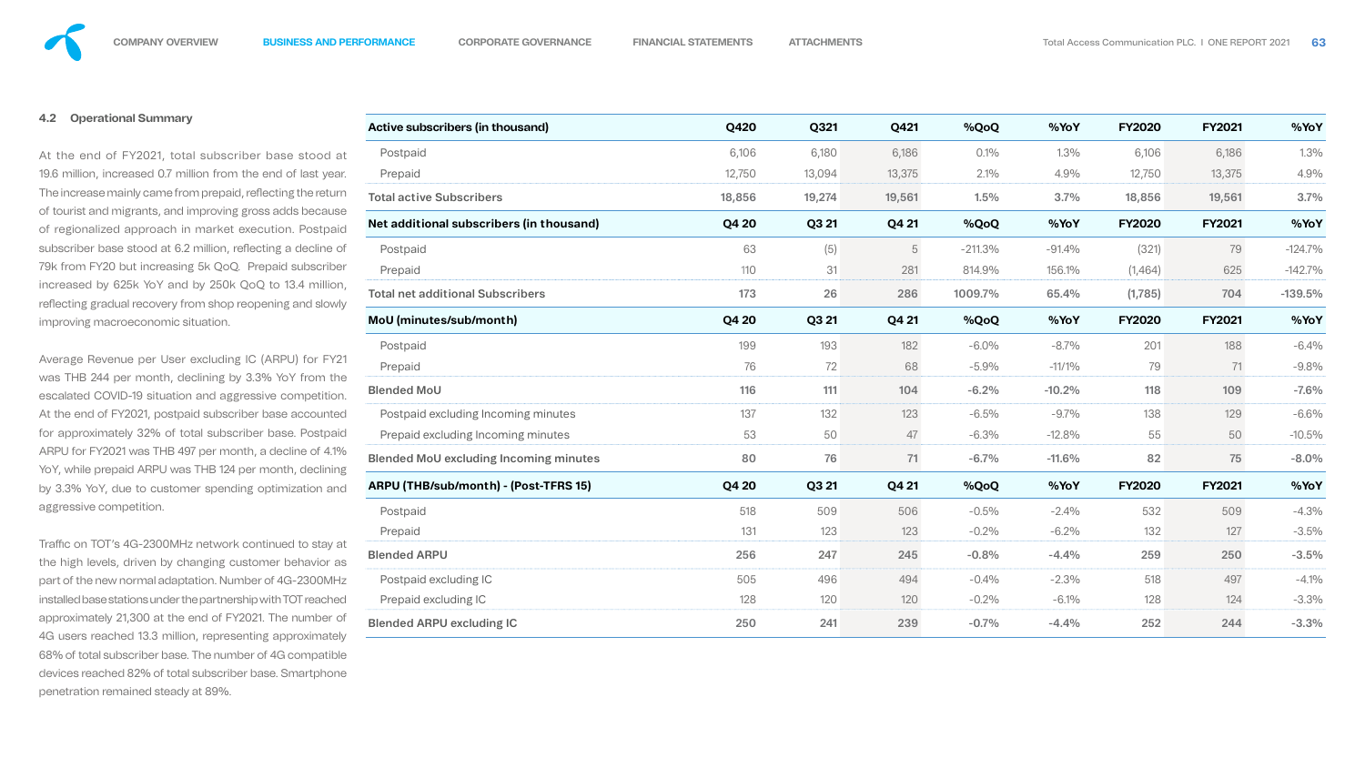## 4.2 Operational Summary

At the end of FY2021, total subscriber base stood at 19.6 million, increased 0.7 million from the end of last year. The increase mainly came from prepaid, reflecting the return of tourist and migrants, and improving gross adds because of regionalized approach in market execution. Postpaid subscriber base stood at 6.2 million, reflecting a decline of 79k from FY20 but increasing 5k QoQ. Prepaid subscriber increased by 625k YoY and by 250k QoQ to 13.4 million, reflecting gradual recovery from shop reopening and slowly improving macroeconomic situation.

Average Revenue per User excluding IC (ARPU) for FY21 was THB 244 per month, declining by 3.3% YoY from the escalated COVID-19 situation and aggressive competition. At the end of FY2021, postpaid subscriber base accounted for approximately 32% of total subscriber base. Postpaid ARPU for FY2021 was THB 497 per month, a decline of 4.1% YoY, while prepaid ARPU was THB 124 per month, declining by 3.3% YoY, due to customer spending optimization and aggressive competition.

Traffic on TOT's 4G-2300MHz network continued to stay at the high levels, driven by changing customer behavior as part of the new normal adaptation. Number of 4G-2300MHz installed base stations under the partnership with TOT reached approximately 21,300 at the end of FY2021. The number of 4G users reached 13.3 million, representing approximately 68% of total subscriber base. The number of 4G compatible devices reached 82% of total subscriber base. Smartphone penetration remained steady at 89%.

| **Active subscribers (in thousand)** | **Q420** | **Q321** | **Q421** | **%QoQ** | **%YoY** | **FY2020** | **FY2021** | **%YoY** |
|---|---|---|---|---|---|---|---|---|
| Postpaid | 6,106 | 6,180 | 6,186 | 0.1% | 1.3% | 6,106 | 6,186 | 1.3% |
| Prepaid | 12,750 | 13,094 | 13,375 | 2.1% | 4.9% | 12,750 | 13,375 | 4.9% |
| **Total active Subscribers** | **18,856** | **19,274** | **19,561** | **1.5%** | **3.7%** | **18,856** | **19,561** | **3.7%** |
| **Net additional subscribers (in thousand)** | **Q4 20** | **Q3 21** | **Q4 21** | **%QoQ** | **%YoY** | **FY2020** | **FY2021** | **%YoY** |
| Postpaid | 63 | (5) | 5 | -211.3% | -91.4% | (321) | 79 | -124.7% |
| Prepaid | 110 | 31 | 281 | 814.9% | 156.1% | (1,464) | 625 | -142.7% |
| **Total net additional Subscribers** | **173** | **26** | **286** | **1009.7%** | **65.4%** | **(1,785)** | **704** | **-139.5%** |
| **MoU (minutes/sub/month)** | **Q4 20** | **Q3 21** | **Q4 21** | **%QoQ** | **%YoY** | **FY2020** | **FY2021** | **%YoY** |
| Postpaid | 199 | 193 | 182 | -6.0% | -8.7% | 201 | 188 | -6.4% |
| Prepaid | 76 | 72 | 68 | -5.9% | -11/1% | 79 | 71 | -9.8% |
| **Blended MoU** | **116** | **111** | **104** | **-6.2%** | **-10.2%** | **118** | **109** | **-7.6%** |
| Postpaid excluding Incoming minutes | 137 | 132 | 123 | -6.5% | -9.7% | 138 | 129 | -6.6% |
| Prepaid excluding Incoming minutes | 53 | 50 | 47 | -6.3% | -12.8% | 55 | 50 | -10.5% |
| **Blended MoU excluding Incoming minutes** | **80** | **76** | **71** | **-6.7%** | **-11.6%** | **82** | **75** | **-8.0%** |
| **ARPU (THB/sub/month) - (Post-TFRS 15)** | **Q4 20** | **Q3 21** | **Q4 21** | **%QoQ** | **%YoY** | **FY2020** | **FY2021** | **%YoY** |
| Postpaid | 518 | 509 | 506 | -0.5% | -2.4% | 532 | 509 | -4.3% |
| Prepaid | 131 | 123 | 123 | -0.2% | -6.2% | 132 | 127 | -3.5% |
| **Blended ARPU** | **256** | **247** | **245** | **-0.8%** | **-4.4%** | **259** | **250** | **-3.5%** |
| Postpaid excluding IC | 505 | 496 | 494 | -0.4% | -2.3% | 518 | 497 | -4.1% |
| Prepaid excluding IC | 128 | 120 | 120 | -0.2% | -6.1% | 128 | 124 | -3.3% |
| **Blended ARPU excluding IC** | **250** | **241** | **239** | **-0.7%** | **-4.4%** | **252** | **244** | **-3.3%** |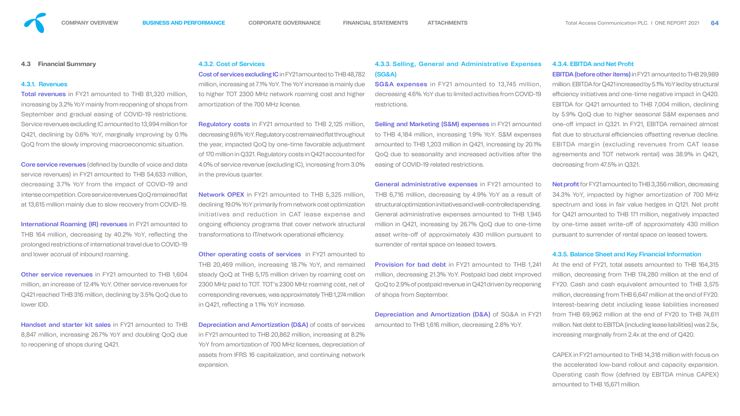## 4.3 Financial Summary

### 4.3.1. Revenues

**Total revenues** in FY21 amounted to THB 81,320 million, increasing by 3.2% YoY mainly from reopening of shops from September and gradual easing of COVID-19 restrictions. Service revenues excluding IC amounted to 13,994 million for Q421, declining by 0.6% YoY, marginally improving by 0.1% QoQ from the slowly improving macroeconomic situation.

**Core service revenues** (defined by bundle of voice and data service revenues) in FY21 amounted to THB 54,633 million, decreasing 3.7% YoY from the impact of COVID-19 and intense competition. Core service revenues QoQ remained flat at 13,615 million mainly due to slow recovery from COVID-19.

**International Roaming (IR) revenues** in FY21 amounted to THB 164 million, decreasing by 40.2% YoY, reflecting the prolonged restrictions of international travel due to COVID-19 and lower accrual of inbound roaming.

**Other service revenues** in FY21 amounted to THB 1,604 million, an increase of 12.4% YoY. Other service revenues for Q421 reached THB 316 million, declining by 3.5% QoQ due to lower IDD.

**Handset and starter kit sales** in FY21 amounted to THB 8,847 million, increasing 26.7% YoY and doubling QoQ due to reopening of shops during Q421.

### 4.3.2. Cost of Services

**Cost of services excluding IC** in FY21 amounted to THB 48,782 million, increasing at 7.1% YoY. The YoY increase is mainly due to higher TOT 2300 MHz network roaming cost and higher amortization of the 700 MHz license.

**Regulatory costs** in FY21 amounted to THB 2,125 million, decreasing 9.6% YoY. Regulatory cost remained flat throughout the year, impacted QoQ by one-time favorable adjustment of 170 million in Q321. Regulatory costs in Q421 accounted for 4.0% of service revenue (excluding IC), increasing from 3.0% in the previous quarter.

**Network OPEX** in FY21 amounted to THB 5,325 million, declining 19.0% YoY primarily from network cost optimization initiatives and reduction in CAT lease expense and ongoing efficiency programs that cover network structural transformations to IT/network operational efficiency.

**Other operating costs of services** in FY21 amounted to THB 20,469 million, increasing 18.7% YoY, and remained steady QoQ at THB 5,175 million driven by roaming cost on 2300 MHz paid to TOT. TOT's 2300 MHz roaming cost, net of corresponding revenues, was approximately THB 1,274 million in Q421, reflecting a 1.1% YoY increase.

**Depreciation and Amortization (D&A)** of costs of services in FY21 amounted to THB 20,862 million, increasing at 8.2% YoY from amortization of 700 MHz licenses, depreciation of assets from IFRS 16 capitalization, and continuing network expansion.

### 4.3.3. Selling, General and Administrative Expenses (SG&A)

**SG&A expenses** in FY21 amounted to 13,745 million, decreasing 4.6% YoY due to limited activities from COVID-19 restrictions.

**Selling and Marketing (S&M) expenses** in FY21 amounted to THB 4,184 million, increasing 1.9% YoY. S&M expenses amounted to THB 1,203 million in Q421, increasing by 20.1% QoQ due to seasonality and increased activities after the easing of COVID-19 related restrictions.

**General administrative expenses** in FY21 amounted to THB 6,716 million, decreasing by 4.9% YoY as a result of structural optimization initiatives and well-controlled spending. General administrative expenses amounted to THB 1,945 million in Q421, increasing by 26.7% QoQ due to one-time asset write-off of approximately 430 million pursuant to surrender of rental space on leased towers.

**Provision for bad debt** in FY21 amounted to THB 1,241 million, decreasing 21.3% YoY. Postpaid bad debt improved QoQ to 2.9% of postpaid revenue in Q421 driven by reopening of shops from September.

**Depreciation and Amortization (D&A)** of SG&A in FY21 amounted to THB 1,616 million, decreasing 2.8% YoY.

### 4.3.4. EBITDA and Net Profit

**EBITDA (before other items)** in FY21 amounted to THB 29,989 million. EBITDA for Q421 increased by 5.1% YoY led by structural efficiency initiatives and one-time negative impact in Q420. EBITDA for Q421 amounted to THB 7,004 million, declining by 5.9% QoQ due to higher seasonal S&M expenses and one-off impact in Q321. In FY21, EBITDA remained almost flat due to structural efficiencies offsetting revenue decline. EBITDA margin (excluding revenues from CAT lease agreements and TOT network rental) was 38.9% in Q421, decreasing from 47.5% in Q321.

**Net profit** for FY21 amounted to THB 3,356 million, decreasing 34.3% YoY, impacted by higher amortization of 700 MHz spectrum and loss in fair value hedges in Q121. Net profit for Q421 amounted to THB 171 million, negatively impacted by one-time asset write-off of approximately 430 million pursuant to surrender of rental space on leased towers.

### 4.3.5. Balance Sheet and Key Financial Information

At the end of FY21, total assets amounted to THB 164,315 million, decreasing from THB 174,280 million at the end of FY20. Cash and cash equivalent amounted to THB 3,575 million, decreasing from THB 6,647 million at the end of FY20. Interest-bearing debt including lease liabilities increased from THB 69,962 million at the end of FY20 to THB 74,611 million. Net debt to EBITDA (including lease liabilities) was 2.5x, increasing marginally from 2.4x at the end of Q420.

CAPEX in FY21 amounted to THB 14,318 million with focus on the accelerated low-band rollout and capacity expansion. Operating cash flow (defined by EBITDA minus CAPEX) amounted to THB 15,671 million.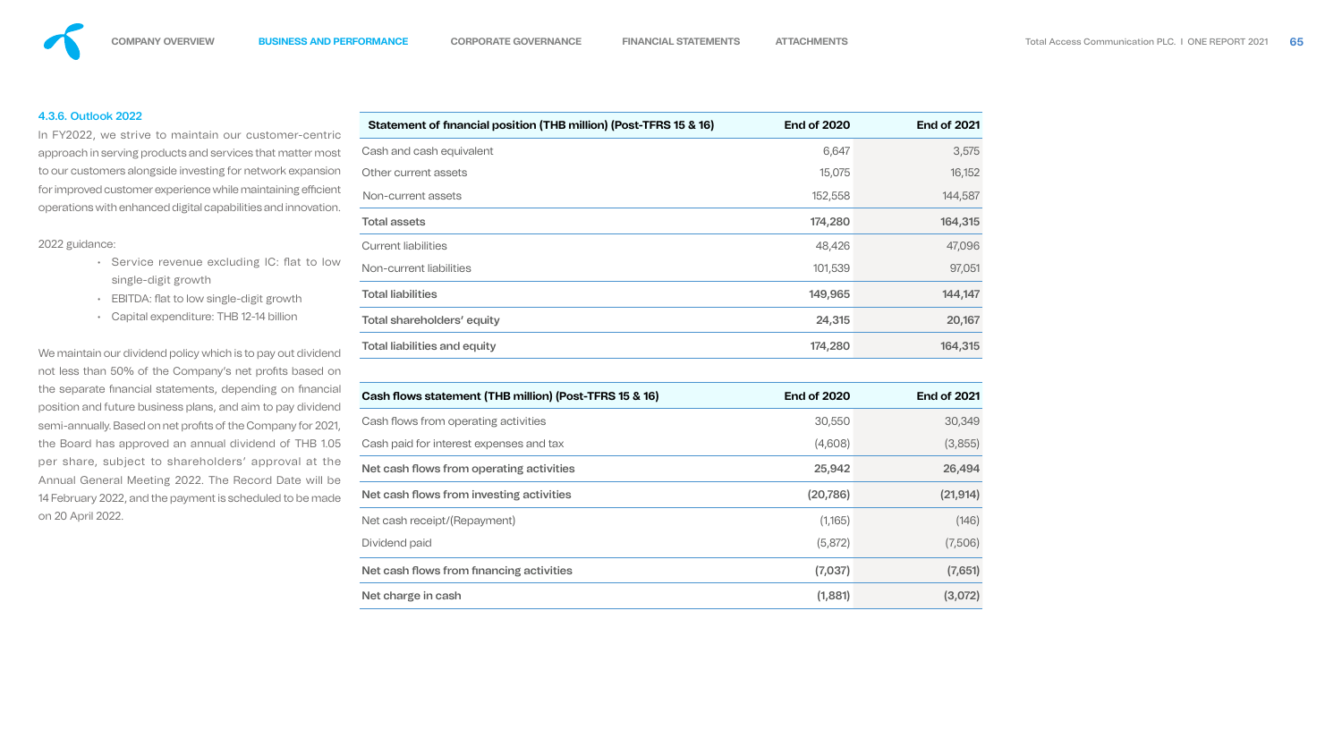### 4.3.6. Outlook 2022

In FY2022, we strive to maintain our customer-centric approach in serving products and services that matter most to our customers alongside investing for network expansion for improved customer experience while maintaining efficient operations with enhanced digital capabilities and innovation.

2022 guidance:

- Service revenue excluding IC: flat to low single-digit growth
- EBITDA: flat to low single-digit growth
- Capital expenditure: THB 12-14 billion

We maintain our dividend policy which is to pay out dividend not less than 50% of the Company's net profits based on the separate financial statements, depending on financial position and future business plans, and aim to pay dividend semi-annually. Based on net profits of the Company for 2021, the Board has approved an annual dividend of THB 1.05 per share, subject to shareholders' approval at the Annual General Meeting 2022. The Record Date will be 14 February 2022, and the payment is scheduled to be made on 20 April 2022.

| Statement of financial position (THB million) (Post-TFRS 15 & 16) | End of 2020 | End of 2021 |
|---|---|---|
| Cash and cash equivalent | 6,647 | 3,575 |
| Other current assets | 15,075 | 16,152 |
| Non-current assets | 152,558 | 144,587 |
| **Total assets** | **174,280** | **164,315** |
| Current liabilities | 48,426 | 47,096 |
| Non-current liabilities | 101,539 | 97,051 |
| **Total liabilities** | **149,965** | **144,147** |
| **Total shareholders' equity** | **24,315** | **20,167** |
| **Total liabilities and equity** | **174,280** | **164,315** |

| Cash flows statement (THB million) (Post-TFRS 15 & 16) | End of 2020 | End of 2021 |
|---|---|---|
| Cash flows from operating activities | 30,550 | 30,349 |
| Cash paid for interest expenses and tax | (4,608) | (3,855) |
| **Net cash flows from operating activities** | **25,942** | **26,494** |
| **Net cash flows from investing activities** | **(20,786)** | **(21,914)** |
| Net cash receipt/(Repayment) | (1,165) | (146) |
| Dividend paid | (5,872) | (7,506) |
| **Net cash flows from financing activities** | **(7,037)** | **(7,651)** |
| **Net charge in cash** | **(1,881)** | **(3,072)** |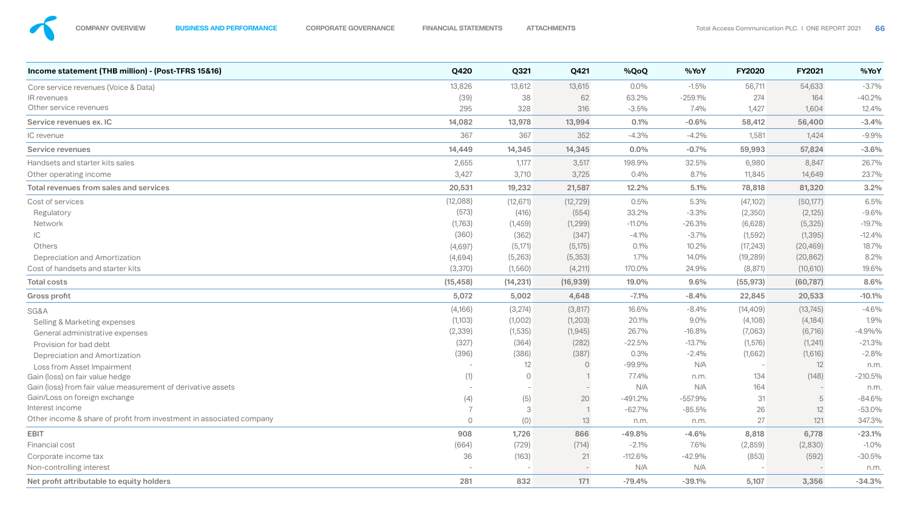| Income statement (THB million) - (Post-TFRS 15&16) | Q420 | Q321 | Q421 | %QoQ | %YoY | FY2020 | FY2021 | %YoY |
|---|---|---|---|---|---|---|---|---|
| Core service revenues (Voice & Data) | 13,826 | 13,612 | 13,615 | 0.0% | -1.5% | 56,711 | 54,633 | -3.7% |
| IR revenues | (39) | 38 | 62 | 63.2% | -259.1% | 274 | 164 | -40.2% |
| Other service revenues | 295 | 328 | 316 | -3.5% | 7.4% | 1,427 | 1,604 | 12.4% |
| **Service revenues ex. IC** | **14,082** | **13,978** | **13,994** | **0.1%** | **-0.6%** | **58,412** | **56,400** | **-3.4%** |
| IC revenue | 367 | 367 | 352 | -4.3% | -4.2% | 1,581 | 1,424 | -9.9% |
| **Service revenues** | **14,449** | **14,345** | **14,345** | **0.0%** | **-0.7%** | **59,993** | **57,824** | **-3.6%** |
| Handsets and starter kits sales | 2,655 | 1,177 | 3,517 | 198.9% | 32.5% | 6,980 | 8,847 | 26.7% |
| Other operating income | 3,427 | 3,710 | 3,725 | 0.4% | 8.7% | 11,845 | 14,649 | 23.7% |
| **Total revenues from sales and services** | **20,531** | **19,232** | **21,587** | **12.2%** | **5.1%** | **78,818** | **81,320** | **3.2%** |
| Cost of services | (12,088) | (12,671) | (12,729) | 0.5% | 5.3% | (47,102) | (50,177) | 6.5% |
| Regulatory | (573) | (416) | (554) | 33.2% | -3.3% | (2,350) | (2,125) | -9.6% |
| Network | (1,763) | (1,459) | (1,299) | -11.0% | -26.3% | (6,628) | (5,325) | -19.7% |
| IC | (360) | (362) | (347) | -4.1% | -3.7% | (1,592) | (1,395) | -12.4% |
| Others | (4,697) | (5,171) | (5,175) | 0.1% | 10.2% | (17,243) | (20,469) | 18.7% |
| Depreciation and Amortization | (4,694) | (5,263) | (5,353) | 1.7% | 14.0% | (19,289) | (20,862) | 8.2% |
| Cost of handsets and starter kits | (3,370) | (1,560) | (4,211) | 170.0% | 24.9% | (8,871) | (10,610) | 19.6% |
| **Total costs** | **(15,458)** | **(14,231)** | **(16,939)** | **19.0%** | **9.6%** | **(55,973)** | **(60,787)** | **8.6%** |
| **Gross profit** | **5,072** | **5,002** | **4,648** | **-7.1%** | **-8.4%** | **22,845** | **20,533** | **-10.1%** |
| SG&A | (4,166) | (3,274) | (3,817) | 16.6% | -8.4% | (14,409) | (13,745) | -4.6% |
| Selling & Marketing expenses | (1,103) | (1,002) | (1,203) | 20.1% | 9.0% | (4,108) | (4,184) | 1.9% |
| General administrative expenses | (2,339) | (1,535) | (1,945) | 26.7% | -16.8% | (7,063) | (6,716) | -4.9%% |
| Provision for bad debt | (327) | (364) | (282) | -22.5% | -13.7% | (1,576) | (1,241) | -21.3% |
| Depreciation and Amortization | (396) | (386) | (387) | 0.3% | -2.4% | (1,662) | (1,616) | -2.8% |
| Loss from Asset Impairment | - | 12 | 0 | -99.9% | N/A | - | 12 | n.m. |
| Gain (loss) on fair value hedge | (1) | 0 | 1 | 77.4% | n.m. | 134 | (148) | -210.5% |
| Gain (loss) from fair value measurement of derivative assets | - | - | - | N/A | N/A | 164 | - | n.m. |
| Gain/Loss on foreign exchange | (4) | (5) | 20 | -491.2% | -557.9% | 31 | 5 | -84.6% |
| Interest income | 7 | 3 | 1 | -62.7% | -85.5% | 26 | 12 | -53.0% |
| Other income & share of profit from investment in associated company | 0 | (0) | 13 | n.m. | n.m. | 27 | 121 | 347.3% |
| **EBIT** | **908** | **1,726** | **866** | **-49.8%** | **-4.6%** | **8,818** | **6,778** | **-23.1%** |
| Financial cost | (664) | (729) | (714) | -2.1% | 7.6% | (2,859) | (2,830) | -1.0% |
| Corporate income tax | 36 | (163) | 21 | -112.6% | -42.9% | (853) | (592) | -30.5% |
| Non-controlling interest | - | - | - | N/A | N/A | - | - | n.m. |
| **Net profit attributable to equity holders** | **281** | **832** | **171** | **-79.4%** | **-39.1%** | **5,107** | **3,356** | **-34.3%** |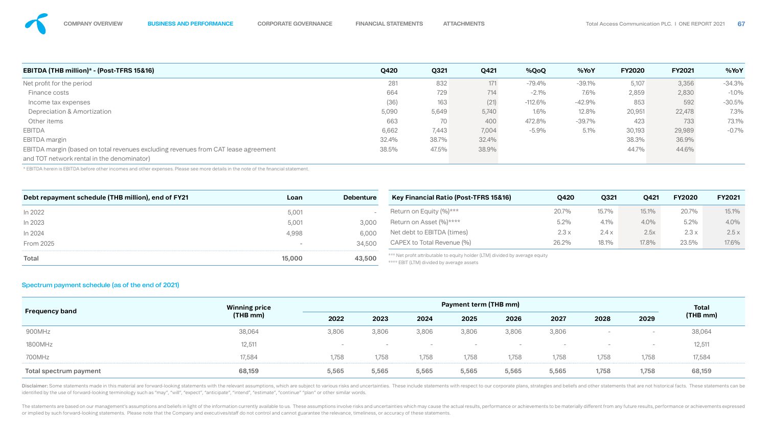| EBITDA (THB million)* - (Post-TFRS 15&16) | Q420 | Q321 | Q421 | %QoQ | %YoY | FY2020 | FY2021 | %YoY |
|---|---|---|---|---|---|---|---|---|
| Net profit for the period | 281 | 832 | 171 | -79.4% | -39.1% | 5,107 | 3,356 | -34.3% |
| Finance costs | 664 | 729 | 714 | -2.1% | 7.6% | 2,859 | 2,830 | -1.0% |
| Income tax expenses | (36) | 163 | (21) | -112.6% | -42.9% | 853 | 592 | -30.5% |
| Depreciation & Amortization | 5,090 | 5,649 | 5,740 | 1.6% | 12.8% | 20,951 | 22,478 | 7.3% |
| Other items | 663 | 70 | 400 | 472.8% | -39.7% | 423 | 733 | 73.1% |
| EBITDA | 6,662 | 7,443 | 7,004 | -5.9% | 5.1% | 30,193 | 29,989 | -0.7% |
| EBITDA margin | 32.4% | 38.7% | 32.4% | | | 38.3% | 36.9% | |
| EBITDA margin (based on total revenues excluding revenues from CAT lease agreement and TOT network rental in the denominator) | 38.5% | 47.5% | 38.9% | | | 44.7% | 44.6% | |

* EBITDA herein is EBITDA before other incomes and other expenses. Please see more details in the note of the financial statement.

| Debt repayment schedule (THB million), end of FY21 | Loan | Debenture |
|---|---|---|
| In 2022 | 5,001 | - |
| In 2023 | 5,001 | 3,000 |
| In 2024 | 4,998 | 6,000 |
| From 2025 | - | 34,500 |
| **Total** | **15,000** | **43,500** |

| Key Financial Ratio (Post-TFRS 15&16) | Q420 | Q321 | Q421 | FY2020 | FY2021 |
|---|---|---|---|---|---|
| Return on Equity (%)*** | 20.7% | 15.7% | 15.1% | 20.7% | 15.1% |
| Return on Asset (%)**** | 5.2% | 4.1% | 4.0% | 5.2% | 4.0% |
| Net debt to EBITDA (times) | 2.3 x | 2.4 x | 2.5x | 2.3 x | 2.5 x |
| CAPEX to Total Revenue (%) | 26.2% | 18.1% | 17.8% | 23.5% | 17.6% |

*** Net profit attributable to equity holder (LTM) divided by average equity
**** EBIT (LTM) divided by average assets

## Spectrum payment schedule (as of the end of 2021)

| Frequency band | Winning price (THB mm) | Payment term (THB mm) | | | | | | | | Total (THB mm) |
|---|---|---|---|---|---|---|---|---|---|---|
| | | 2022 | 2023 | 2024 | 2025 | 2026 | 2027 | 2028 | 2029 | |
| 900MHz | 38,064 | 3,806 | 3,806 | 3,806 | 3,806 | 3,806 | 3,806 | - | - | 38,064 |
| 1800MHz | 12,511 | - | - | - | - | - | - | - | - | 12,511 |
| 700MHz | 17,584 | 1,758 | 1,758 | 1,758 | 1,758 | 1,758 | 1,758 | 1,758 | 1,758 | 17,584 |
| **Total spectrum payment** | **68,159** | **5,565** | **5,565** | **5,565** | **5,565** | **5,565** | **5,565** | **1,758** | **1,758** | **68,159** |

**Disclaimer:** Some statements made in this material are forward-looking statements with the relevant assumptions, which are subject to various risks and uncertainties. These include statements with respect to our corporate plans, strategies and beliefs and other statements that are not historical facts. These statements can be identified by the use of forward-looking terminology such as "may", "will", "expect", "anticipate", "intend", "estimate", "continue" "plan" or other similar words.

The statements are based on our management's assumptions and beliefs in light of the information currently available to us. These assumptions involve risks and uncertainties which may cause the actual results, performance or achievements to be materially different from any future results, performance or achievements expressed or implied by such forward-looking statements. Please note that the Company and executives/staff do not control and cannot guarantee the relevance, timeliness, or accuracy of these statements.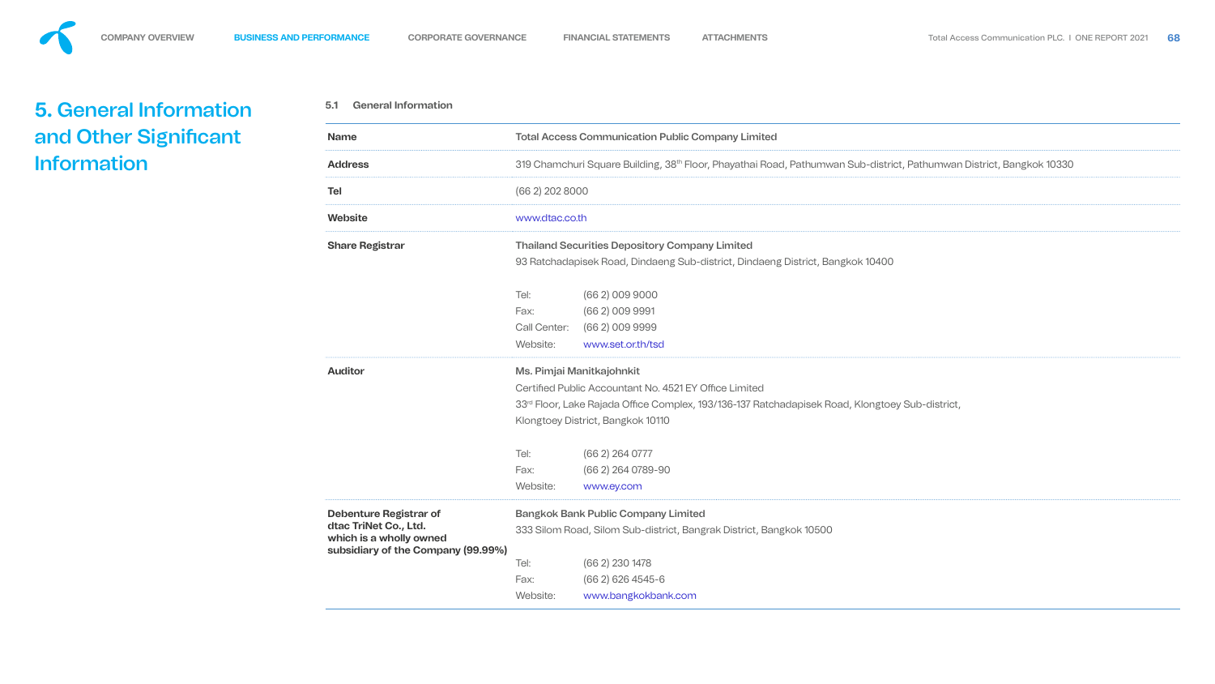# 5. General Information and Other Significant Information

### 5.1 General Information

| | |
|---|---|
| **Name** | **Total Access Communication Public Company Limited** |
| **Address** | 319 Chamchuri Square Building, 38th Floor, Phayathai Road, Pathumwan Sub-district, Pathumwan District, Bangkok 10330 |
| **Tel** | (66 2) 202 8000 |
| **Website** | www.dtac.co.th |
| **Share Registrar** | **Thailand Securities Depository Company Limited**<br>93 Ratchadapisek Road, Dindaeng Sub-district, Dindaeng District, Bangkok 10400<br><br>Tel: (66 2) 009 9000<br>Fax: (66 2) 009 9991<br>Call Center: (66 2) 009 9999<br>Website: www.set.or.th/tsd |
| **Auditor** | **Ms. Pimjai Manitkajohnkit**<br>Certified Public Accountant No. 4521 EY Office Limited<br>33rd Floor, Lake Rajada Office Complex, 193/136-137 Ratchadapisek Road, Klongtoey Sub-district, Klongtoey District, Bangkok 10110<br><br>Tel: (66 2) 264 0777<br>Fax: (66 2) 264 0789-90<br>Website: www.ey.com |
| **Debenture Registrar of dtac TriNet Co., Ltd. which is a wholly owned subsidiary of the Company (99.99%)** | **Bangkok Bank Public Company Limited**<br>333 Silom Road, Silom Sub-district, Bangrak District, Bangkok 10500<br><br>Tel: (66 2) 230 1478<br>Fax: (66 2) 626 4545-6<br>Website: www.bangkokbank.com |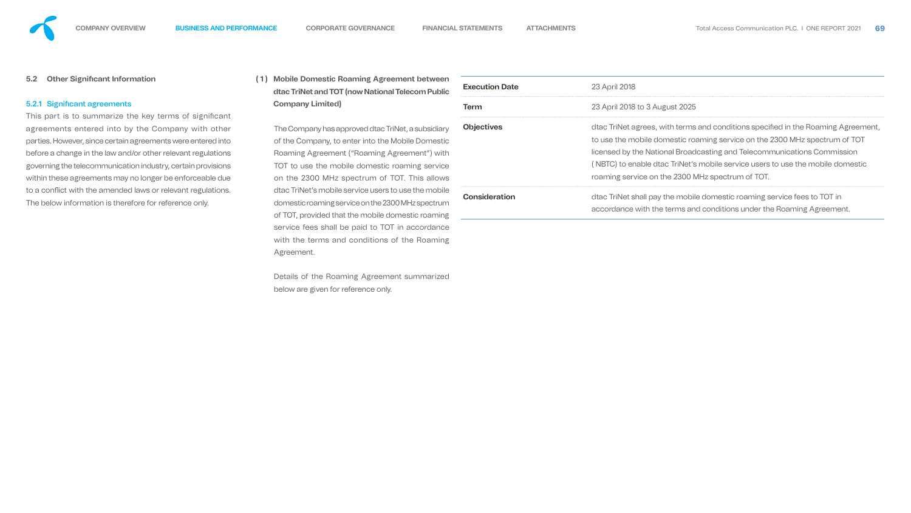## 5.2 Other Significant Information

### 5.2.1 Significant agreements

This part is to summarize the key terms of significant agreements entered into by the Company with other parties. However, since certain agreements were entered into before a change in the law and/or other relevant regulations governing the telecommunication industry, certain provisions within these agreements may no longer be enforceable due to a conflict with the amended laws or relevant regulations. The below information is therefore for reference only.

**(1) Mobile Domestic Roaming Agreement between dtac TriNet and TOT (now National Telecom Public Company Limited)**

The Company has approved dtac TriNet, a subsidiary of the Company, to enter into the Mobile Domestic Roaming Agreement ("Roaming Agreement") with TOT to use the mobile domestic roaming service on the 2300 MHz spectrum of TOT. This allows dtac TriNet's mobile service users to use the mobile domestic roaming service on the 2300 MHz spectrum of TOT, provided that the mobile domestic roaming service fees shall be paid to TOT in accordance with the terms and conditions of the Roaming Agreement.

Details of the Roaming Agreement summarized below are given for reference only.

| | |
|---|---|
| **Execution Date** | 23 April 2018 |
| **Term** | 23 April 2018 to 3 August 2025 |
| **Objectives** | dtac TriNet agrees, with terms and conditions specified in the Roaming Agreement, to use the mobile domestic roaming service on the 2300 MHz spectrum of TOT licensed by the National Broadcasting and Telecommunications Commission (NBTC) to enable dtac TriNet's mobile service users to use the mobile domestic roaming service on the 2300 MHz spectrum of TOT. |
| **Consideration** | dtac TriNet shall pay the mobile domestic roaming service fees to TOT in accordance with the terms and conditions under the Roaming Agreement. |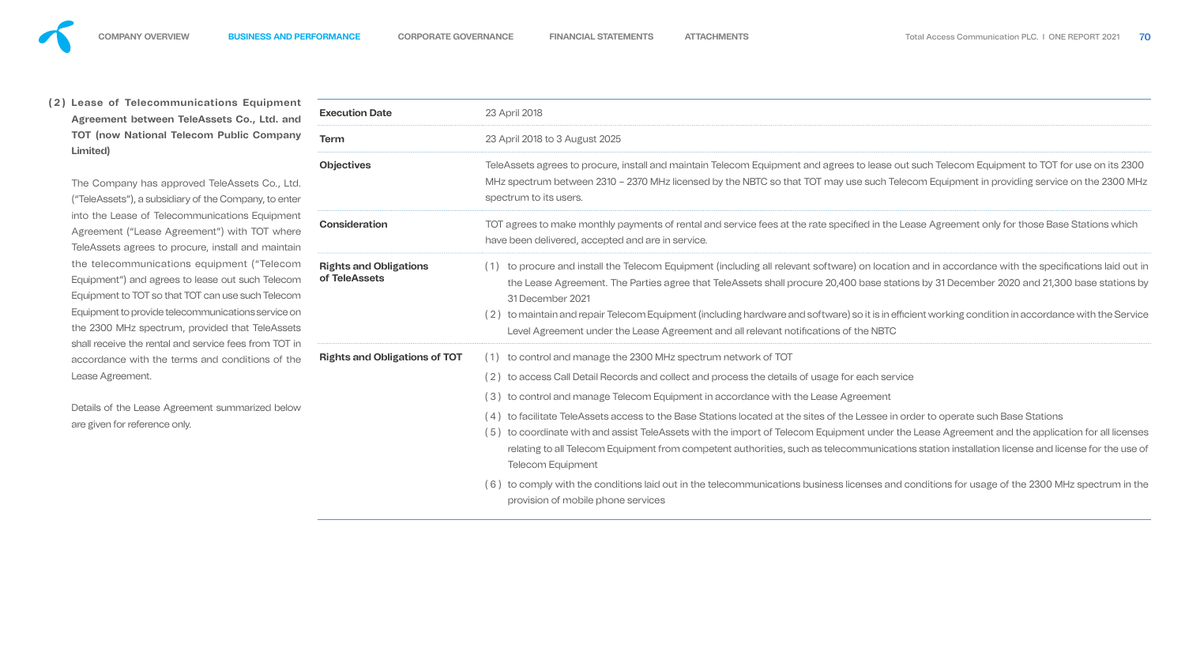### (2) Lease of Telecommunications Equipment Agreement between TeleAssets Co., Ltd. and TOT (now National Telecom Public Company Limited)

The Company has approved TeleAssets Co., Ltd. ("TeleAssets"), a subsidiary of the Company, to enter into the Lease of Telecommunications Equipment Agreement ("Lease Agreement") with TOT where TeleAssets agrees to procure, install and maintain the telecommunications equipment ("Telecom Equipment") and agrees to lease out such Telecom Equipment to TOT so that TOT can use such Telecom Equipment to provide telecommunications service on the 2300 MHz spectrum, provided that TeleAssets shall receive the rental and service fees from TOT in accordance with the terms and conditions of the Lease Agreement.

Details of the Lease Agreement summarized below are given for reference only.

| | |
|---|---|
| **Execution Date** | 23 April 2018 |
| **Term** | 23 April 2018 to 3 August 2025 |
| **Objectives** | TeleAssets agrees to procure, install and maintain Telecom Equipment and agrees to lease out such Telecom Equipment to TOT for use on its 2300 MHz spectrum between 2310 – 2370 MHz licensed by the NBTC so that TOT may use such Telecom Equipment in providing service on the 2300 MHz spectrum to its users. |
| **Consideration** | TOT agrees to make monthly payments of rental and service fees at the rate specified in the Lease Agreement only for those Base Stations which have been delivered, accepted and are in service. |
| **Rights and Obligations of TeleAssets** | (1) to procure and install the Telecom Equipment (including all relevant software) on location and in accordance with the specifications laid out in the Lease Agreement. The Parties agree that TeleAssets shall procure 20,400 base stations by 31 December 2020 and 21,300 base stations by 31 December 2021<br>(2) to maintain and repair Telecom Equipment (including hardware and software) so it is in efficient working condition in accordance with the Service Level Agreement under the Lease Agreement and all relevant notifications of the NBTC |
| **Rights and Obligations of TOT** | (1) to control and manage the 2300 MHz spectrum network of TOT<br>(2) to access Call Detail Records and collect and process the details of usage for each service<br>(3) to control and manage Telecom Equipment in accordance with the Lease Agreement<br>(4) to facilitate TeleAssets access to the Base Stations located at the sites of the Lessee in order to operate such Base Stations<br>(5) to coordinate with and assist TeleAssets with the import of Telecom Equipment under the Lease Agreement and the application for all licenses relating to all Telecom Equipment from competent authorities, such as telecommunications station installation license and license for the use of Telecom Equipment<br>(6) to comply with the conditions laid out in the telecommunications business licenses and conditions for usage of the 2300 MHz spectrum in the provision of mobile phone services |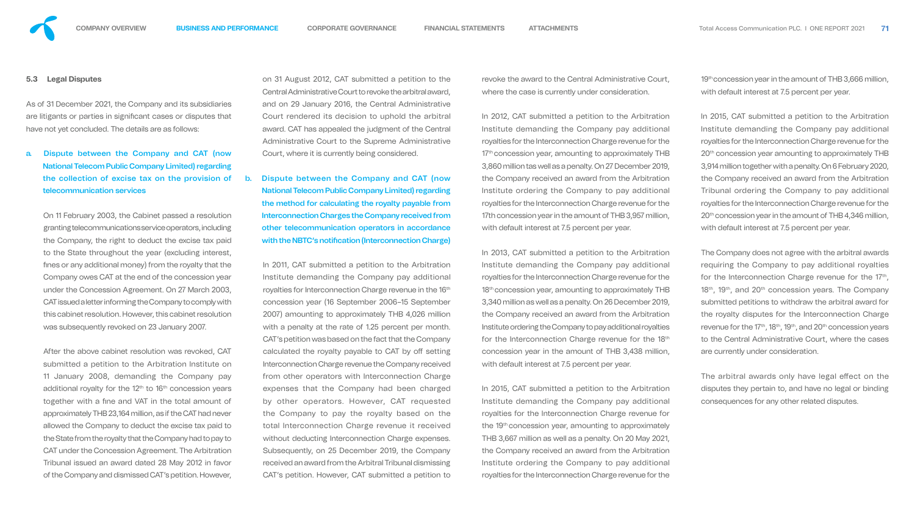### 5.3 Legal Disputes

As of 31 December 2021, the Company and its subsidiaries are litigants or parties in significant cases or disputes that have not yet concluded. The details are as follows:

**a. Dispute between the Company and CAT (now National Telecom Public Company Limited) regarding the collection of excise tax on the provision of telecommunication services**

On 11 February 2003, the Cabinet passed a resolution granting telecommunications service operators, including the Company, the right to deduct the excise tax paid to the State throughout the year (excluding interest, fines or any additional money) from the royalty that the Company owes CAT at the end of the concession year under the Concession Agreement. On 27 March 2003, CAT issued a letter informing the Company to comply with this cabinet resolution. However, this cabinet resolution was subsequently revoked on 23 January 2007.

After the above cabinet resolution was revoked, CAT submitted a petition to the Arbitration Institute on 11 January 2008, demanding the Company pay additional royalty for the 12th to 16th concession years together with a fine and VAT in the total amount of approximately THB 23,164 million, as if the CAT had never allowed the Company to deduct the excise tax paid to the State from the royalty that the Company had to pay to CAT under the Concession Agreement. The Arbitration Tribunal issued an award dated 28 May 2012 in favor of the Company and dismissed CAT's petition. However, on 31 August 2012, CAT submitted a petition to the Central Administrative Court to revoke the arbitral award, and on 29 January 2016, the Central Administrative Court rendered its decision to uphold the arbitral award. CAT has appealed the judgment of the Central Administrative Court to the Supreme Administrative Court, where it is currently being considered.

**b. Dispute between the Company and CAT (now National Telecom Public Company Limited) regarding the method for calculating the royalty payable from Interconnection Charges the Company received from other telecommunication operators in accordance with the NBTC's notification (Interconnection Charge)**

In 2011, CAT submitted a petition to the Arbitration Institute demanding the Company pay additional royalties for Interconnection Charge revenue in the 16th concession year (16 September 2006–15 September 2007) amounting to approximately THB 4,026 million with a penalty at the rate of 1.25 percent per month. CAT's petition was based on the fact that the Company calculated the royalty payable to CAT by off setting Interconnection Charge revenue the Company received from other operators with Interconnection Charge expenses that the Company had been charged by other operators. However, CAT requested the Company to pay the royalty based on the total Interconnection Charge revenue it received without deducting Interconnection Charge expenses. Subsequently, on 25 December 2019, the Company received an award from the Arbitral Tribunal dismissing CAT's petition. However, CAT submitted a petition to revoke the award to the Central Administrative Court, where the case is currently under consideration.

In 2012, CAT submitted a petition to the Arbitration Institute demanding the Company pay additional royalties for the Interconnection Charge revenue for the 17th concession year, amounting to approximately THB 3,860 million tas well as a penalty. On 27 December 2019, the Company received an award from the Arbitration Institute ordering the Company to pay additional royalties for the Interconnection Charge revenue for the 17th concession year in the amount of THB 3,957 million, with default interest at 7.5 percent per year.

In 2013, CAT submitted a petition to the Arbitration Institute demanding the Company pay additional royalties for the Interconnection Charge revenue for the 18th concession year, amounting to approximately THB 3,340 million as well as a penalty. On 26 December 2019, the Company received an award from the Arbitration Institute ordering the Company to pay additional royalties for the Interconnection Charge revenue for the 18th concession year in the amount of THB 3,438 million, with default interest at 7.5 percent per year.

In 2015, CAT submitted a petition to the Arbitration Institute demanding the Company pay additional royalties for the Interconnection Charge revenue for the 19th concession year, amounting to approximately THB 3,667 million as well as a penalty. On 20 May 2021, the Company received an award from the Arbitration Institute ordering the Company to pay additional royalties for the Interconnection Charge revenue for the 19th concession year in the amount of THB 3,666 million, with default interest at 7.5 percent per year.

In 2015, CAT submitted a petition to the Arbitration Institute demanding the Company pay additional royalties for the Interconnection Charge revenue for the 20th concession year amounting to approximately THB 3,914 million together with a penalty. On 6 February 2020, the Company received an award from the Arbitration Tribunal ordering the Company to pay additional royalties for the Interconnection Charge revenue for the 20th concession year in the amount of THB 4,346 million, with default interest at 7.5 percent per year.

The Company does not agree with the arbitral awards requiring the Company to pay additional royalties for the Interconnection Charge revenue for the 17th, 18th, 19th, and 20th concession years. The Company submitted petitions to withdraw the arbitral award for the royalty disputes for the Interconnection Charge revenue for the 17th, 18th, 19th, and 20th concession years to the Central Administrative Court, where the cases are currently under consideration.

The arbitral awards only have legal effect on the disputes they pertain to, and have no legal or binding consequences for any other related disputes.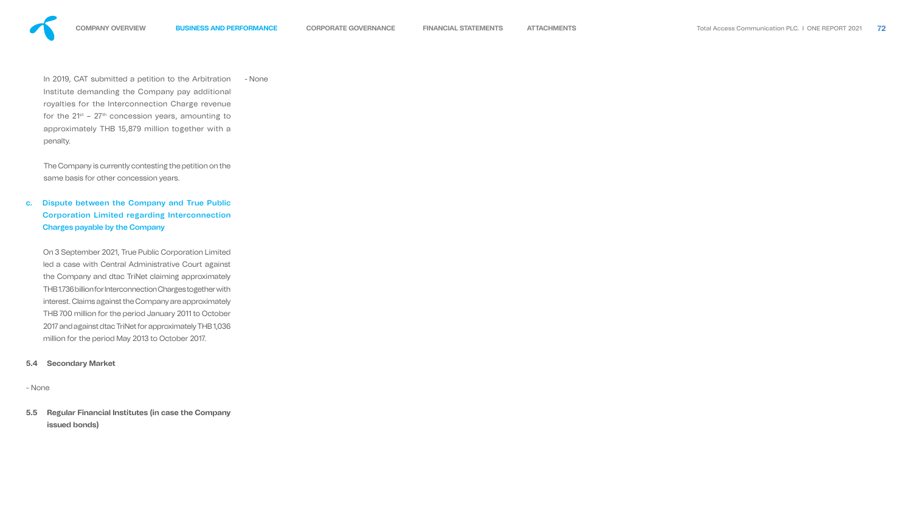In 2019, CAT submitted a petition to the Arbitration Institute demanding the Company pay additional royalties for the Interconnection Charge revenue for the 21st – 27th concession years, amounting to approximately THB 15,879 million together with a penalty.

The Company is currently contesting the petition on the same basis for other concession years.

c. **Dispute between the Company and True Public Corporation Limited regarding Interconnection Charges payable by the Company**

On 3 September 2021, True Public Corporation Limited led a case with Central Administrative Court against the Company and dtac TriNet claiming approximately THB 1.736 billion for Interconnection Charges together with interest. Claims against the Company are approximately THB 700 million for the period January 2011 to October 2017 and against dtac TriNet for approximately THB 1,036 million for the period May 2013 to October 2017.

**5.4 Secondary Market**

- None

**5.5 Regular Financial Institutes (in case the Company issued bonds)**

- None